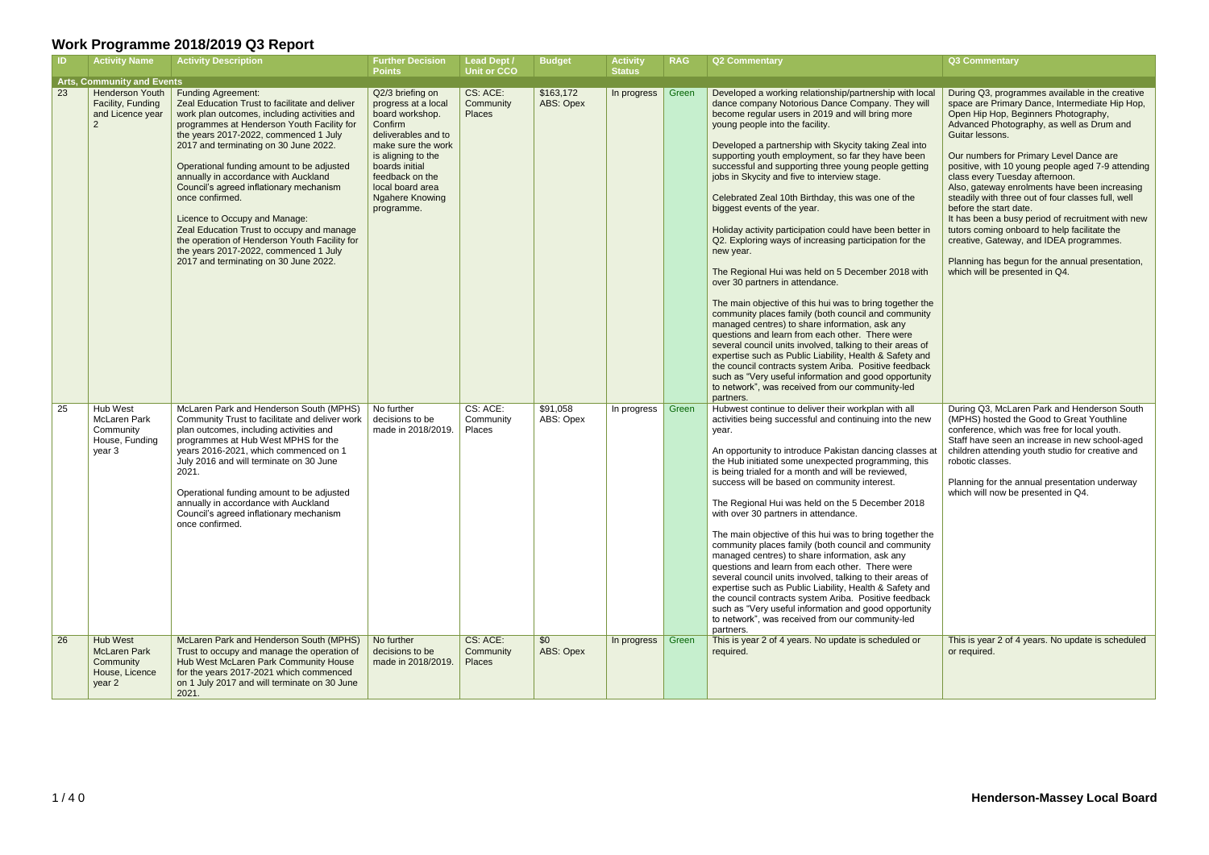# Work Programme 2018/2019 Q3 Report

| ID | Activity Name | Activity Description | Further Decision Points | Lead Dept / Unit or CCO | Budget | Activity Status | RAG | Q2 Commentary | Q3 Commentary |
|---|---|---|---|---|---|---|---|---|---|
| **Arts, Community and Events** | | | | | | | | | |
| 23 | Henderson Youth Facility, Funding and Licence year 2 | Funding Agreement:<br>Zeal Education Trust to facilitate and deliver work plan outcomes, including activities and programmes at Henderson Youth Facility for the years 2017-2022, commenced 1 July 2017 and terminating on 30 June 2022.<br><br>Operational funding amount to be adjusted annually in accordance with Auckland Council's agreed inflationary mechanism once confirmed.<br><br>Licence to Occupy and Manage:<br>Zeal Education Trust to occupy and manage the operation of Henderson Youth Facility for the years 2017-2022, commenced 1 July 2017 and terminating on 30 June 2022. | Q2/3 briefing on progress at a local board workshop. Confirm deliverables and to make sure the work is aligning to the boards initial feedback on the local board area Ngahere Knowing programme. | CS: ACE: Community Places | $163,172 ABS: Opex | In progress | Green | Developed a working relationship/partnership with local dance company Notorious Dance Company. They will become regular users in 2019 and will bring more young people into the facility.<br><br>Developed a partnership with Skycity taking Zeal into supporting youth employment, so far they have been successful and supporting three young people getting jobs in Skycity and five to interview stage.<br><br>Celebrated Zeal 10th Birthday, this was one of the biggest events of the year.<br><br>Holiday activity participation could have been better in Q2. Exploring ways of increasing participation for the new year.<br><br>The Regional Hui was held on 5 December 2018 with over 30 partners in attendance.<br><br>The main objective of this hui was to bring together the community places family (both council and community managed centres) to share information, ask any questions and learn from each other. There were several council units involved, talking to their areas of expertise such as Public Liability, Health & Safety and the council contracts system Ariba. Positive feedback such as "Very useful information and good opportunity to network", was received from our community-led partners. | During Q3, programmes available in the creative space are Primary Dance, Intermediate Hip Hop, Open Hip Hop, Beginners Photography, Advanced Photography, as well as Drum and Guitar lessons.<br><br>Our numbers for Primary Level Dance are positive, with 10 young people aged 7-9 attending class every Tuesday afternoon.<br>Also, gateway enrolments have been increasing steadily with three out of four classes full, well before the start date.<br>It has been a busy period of recruitment with new tutors coming onboard to help facilitate the creative, Gateway, and IDEA programmes.<br><br>Planning has begun for the annual presentation, which will be presented in Q4. |
| 25 | Hub West McLaren Park Community House, Funding year 3 | McLaren Park and Henderson South (MPHS) Community Trust to facilitate and deliver work plan outcomes, including activities and programmes at Hub West MPHS for the years 2016-2021, which commenced on 1 July 2016 and will terminate on 30 June 2021.<br><br>Operational funding amount to be adjusted annually in accordance with Auckland Council's agreed inflationary mechanism once confirmed. | No further decisions to be made in 2018/2019. | CS: ACE: Community Places | $91,058 ABS: Opex | In progress | Green | Hubwest continue to deliver their workplan with all activities being successful and continuing into the new year.<br><br>An opportunity to introduce Pakistan dancing classes at the Hub initiated some unexpected programming, this is being trialed for a month and will be reviewed, success will be based on community interest.<br><br>The Regional Hui was held on the 5 December 2018 with over 30 partners in attendance.<br><br>The main objective of this hui was to bring together the community places family (both council and community managed centres) to share information, ask any questions and learn from each other. There were several council units involved, talking to their areas of expertise such as Public Liability, Health & Safety and the council contracts system Ariba. Positive feedback such as "Very useful information and good opportunity to network", was received from our community-led partners. | During Q3, McLaren Park and Henderson South (MPHS) hosted the Good to Great Youthline conference, which was free for local youth.<br>Staff have seen an increase in new school-aged children attending youth studio for creative and robotic classes.<br><br>Planning for the annual presentation underway which will now be presented in Q4. |
| 26 | Hub West McLaren Park Community House, Licence year 2 | McLaren Park and Henderson South (MPHS) Trust to occupy and manage the operation of Hub West McLaren Park Community House for the years 2017-2021 which commenced on 1 July 2017 and will terminate on 30 June 2021. | No further decisions to be made in 2018/2019. | CS: ACE: Community Places | $0 ABS: Opex | In progress | Green | This is year 2 of 4 years. No update is scheduled or required. | This is year 2 of 4 years. No update is scheduled or required. |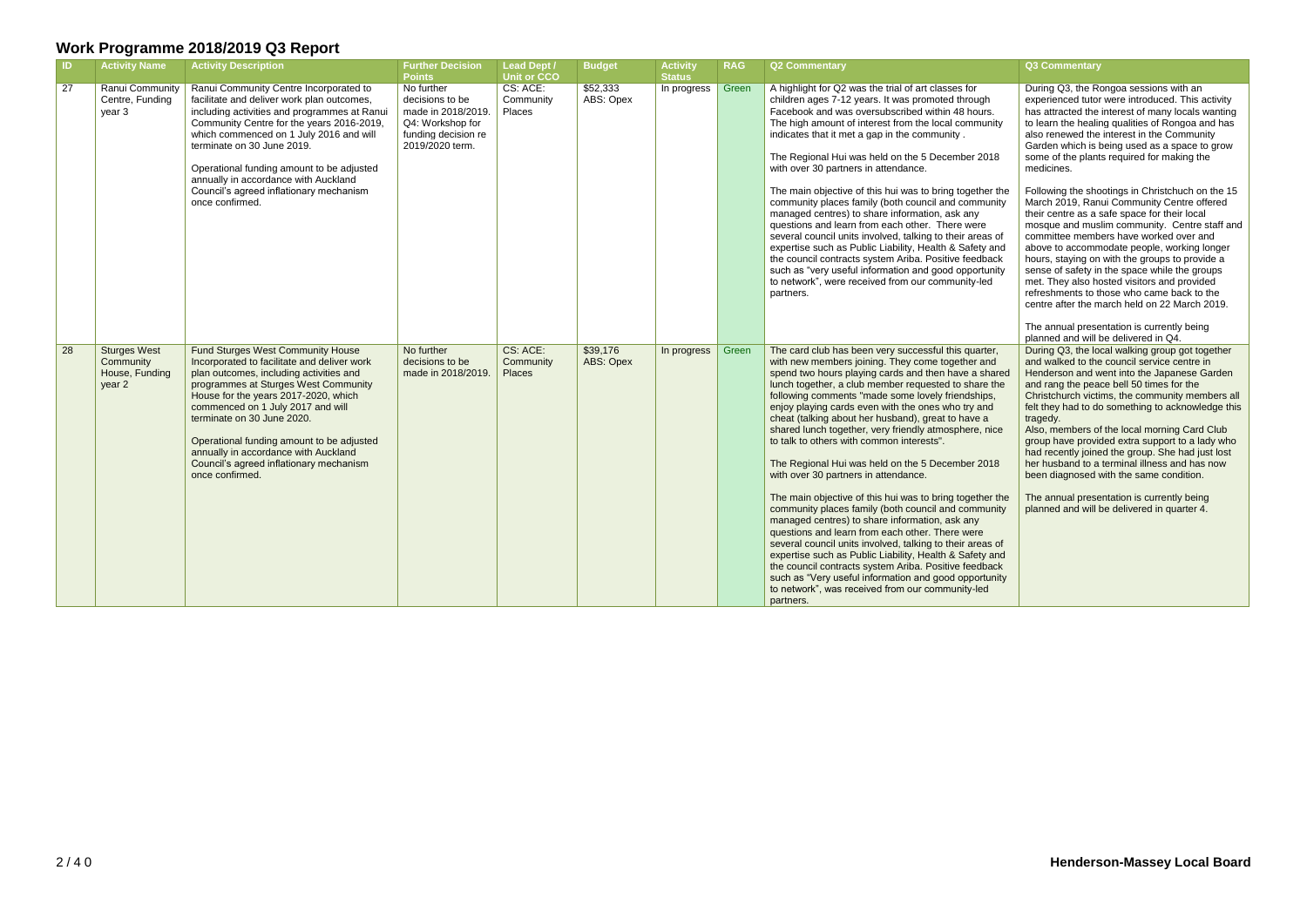## Work Programme 2018/2019 Q3 Report

| ID | Activity Name | Activity Description | Further Decision Points | Lead Dept / Unit or CCO | Budget | Activity Status | RAG | Q2 Commentary | Q3 Commentary |
|---|---|---|---|---|---|---|---|---|---|
| 27 | Ranui Community Centre, Funding year 3 | Ranui Community Centre Incorporated to facilitate and deliver work plan outcomes, including activities and programmes at Ranui Community Centre for the years 2016-2019, which commenced on 1 July 2016 and will terminate on 30 June 2019.<br><br>Operational funding amount to be adjusted annually in accordance with Auckland Council's agreed inflationary mechanism once confirmed. | No further decisions to be made in 2018/2019. Q4: Workshop for funding decision re 2019/2020 term. | CS: ACE: Community Places | $52,333 ABS: Opex | In progress | Green | A highlight for Q2 was the trial of art classes for children ages 7-12 years. It was promoted through Facebook and was oversubscribed within 48 hours. The high amount of interest from the local community indicates that it met a gap in the community .<br><br>The Regional Hui was held on the 5 December 2018 with over 30 partners in attendance.<br><br>The main objective of this hui was to bring together the community places family (both council and community managed centres) to share information, ask any questions and learn from each other. There were several council units involved, talking to their areas of expertise such as Public Liability, Health & Safety and the council contracts system Ariba. Positive feedback such as "very useful information and good opportunity to network", were received from our community-led partners. | During Q3, the Rongoa sessions with an experienced tutor were introduced. This activity has attracted the interest of many locals wanting to learn the healing qualities of Rongoa and has also renewed the interest in the Community Garden which is being used as a space to grow some of the plants required for making the medicines.<br><br>Following the shootings in Christchuch on the 15 March 2019, Ranui Community Centre offered their centre as a safe space for their local mosque and muslim community. Centre staff and committee members have worked over and above to accommodate people, working longer hours, staying on with the groups to provide a sense of safety in the space while the groups met. They also hosted visitors and provided refreshments to those who came back to the centre after the march held on 22 March 2019.<br><br>The annual presentation is currently being planned and will be delivered in Q4. |
| 28 | Sturges West Community House, Funding year 2 | Fund Sturges West Community House Incorporated to facilitate and deliver work plan outcomes, including activities and programmes at Sturges West Community House for the years 2017-2020, which commenced on 1 July 2017 and will terminate on 30 June 2020.<br><br>Operational funding amount to be adjusted annually in accordance with Auckland Council's agreed inflationary mechanism once confirmed. | No further decisions to be made in 2018/2019. | CS: ACE: Community Places | $39,176 ABS: Opex | In progress | Green | The card club has been very successful this quarter, with new members joining. They come together and spend two hours playing cards and then have a shared lunch together, a club member requested to share the following comments "made some lovely friendships, enjoy playing cards even with the ones who try and cheat (talking about her husband), great to have a shared lunch together, very friendly atmosphere, nice to talk to others with common interests".<br><br>The Regional Hui was held on the 5 December 2018 with over 30 partners in attendance.<br><br>The main objective of this hui was to bring together the community places family (both council and community managed centres) to share information, ask any questions and learn from each other. There were several council units involved, talking to their areas of expertise such as Public Liability, Health & Safety and the council contracts system Ariba. Positive feedback such as "Very useful information and good opportunity to network", was received from our community-led partners. | During Q3, the local walking group got together and walked to the council service centre in Henderson and went into the Japanese Garden and rang the peace bell 50 times for the Christchurch victims, the community members all felt they had to do something to acknowledge this tragedy.<br>Also, members of the local morning Card Club group have provided extra support to a lady who had recently joined the group. She had just lost her husband to a terminal illness and has now been diagnosed with the same condition.<br><br>The annual presentation is currently being planned and will be delivered in quarter 4. |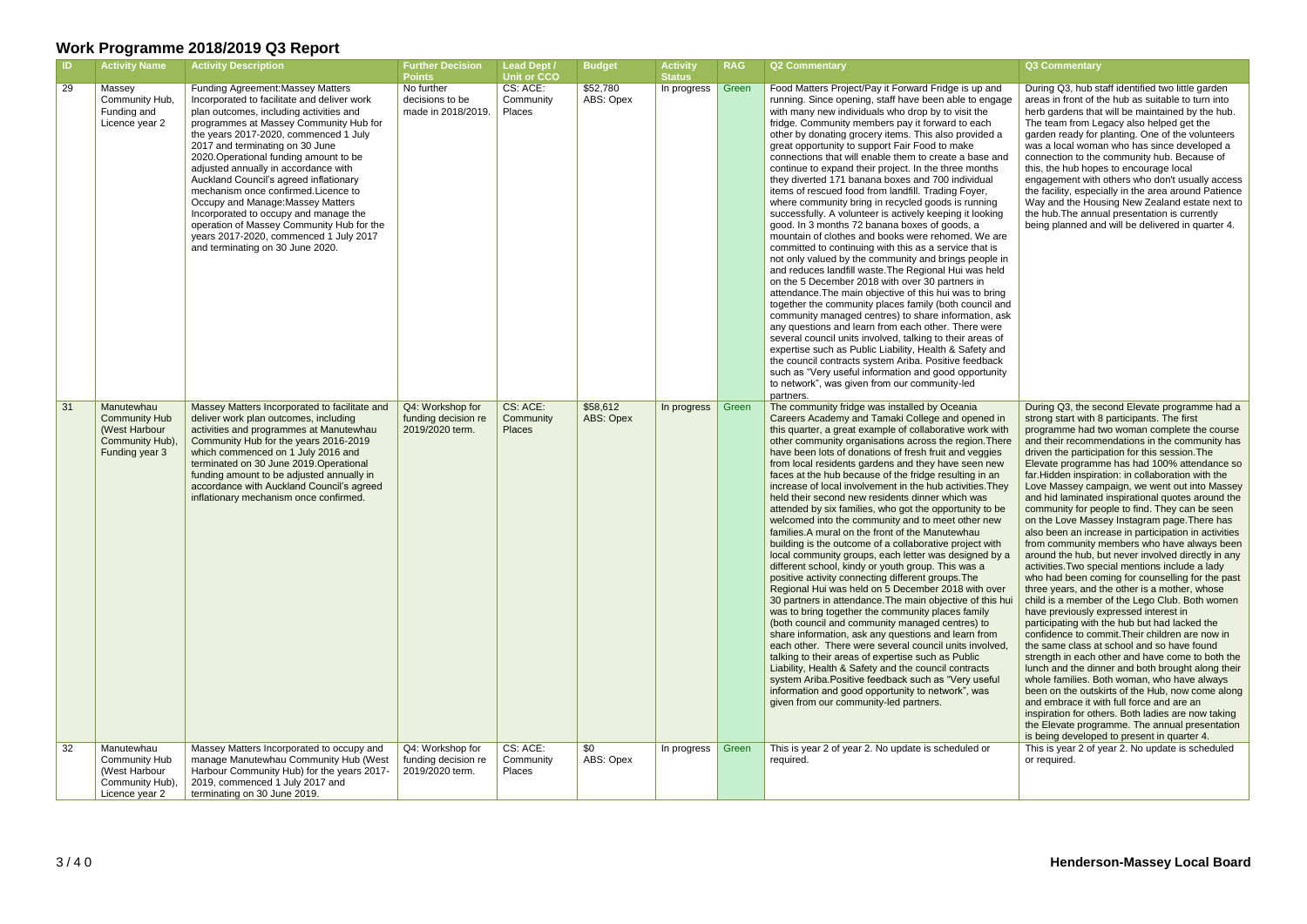# Work Programme 2018/2019 Q3 Report

| ID | Activity Name | Activity Description | Further Decision Points | Lead Dept / Unit or CCO | Budget | Activity Status | RAG | Q2 Commentary | Q3 Commentary |
|---|---|---|---|---|---|---|---|---|---|
| 29 | Massey Community Hub, Funding and Licence year 2 | Funding Agreement:Massey Matters Incorporated to facilitate and deliver work plan outcomes, including activities and programmes at Massey Community Hub for the years 2017-2020, commenced 1 July 2017 and terminating on 30 June 2020.Operational funding amount to be adjusted annually in accordance with Auckland Council's agreed inflationary mechanism once confirmed.Licence to Occupy and Manage:Massey Matters Incorporated to occupy and manage the operation of Massey Community Hub for the years 2017-2020, commenced 1 July 2017 and terminating on 30 June 2020. | No further decisions to be made in 2018/2019. | CS: ACE: Community Places | $52,780 ABS: Opex | In progress | Green | Food Matters Project/Pay it Forward Fridge is up and running. Since opening, staff have been able to engage with many new individuals who drop by to visit the fridge. Community members pay it forward to each other by donating grocery items. This also provided a great opportunity to support Fair Food to make connections that will enable them to create a base and continue to expand their project. In the three months they diverted 171 banana boxes and 700 individual items of rescued food from landfill. Trading Foyer, where community bring in recycled goods is running successfully. A volunteer is actively keeping it looking good. In 3 months 72 banana boxes of goods, a mountain of clothes and books were rehomed. We are committed to continuing with this as a service that is not only valued by the community and brings people in and reduces landfill waste.The Regional Hui was held on the 5 December 2018 with over 30 partners in attendance.The main objective of this hui was to bring together the community places family (both council and community managed centres) to share information, ask any questions and learn from each other. There were several council units involved, talking to their areas of expertise such as Public Liability, Health & Safety and the council contracts system Ariba. Positive feedback such as "Very useful information and good opportunity to network", was given from our community-led partners. | During Q3, hub staff identified two little garden areas in front of the hub as suitable to turn into herb gardens that will be maintained by the hub. The team from Legacy also helped get the garden ready for planting. One of the volunteers was a local woman who has since developed a connection to the community hub. Because of this, the hub hopes to encourage local engagement with others who don't usually access the facility, especially in the area around Patience Way and the Housing New Zealand estate next to the hub.The annual presentation is currently being planned and will be delivered in quarter 4. |
| 31 | Manutewhau Community Hub (West Harbour Community Hub), Funding year 3 | Massey Matters Incorporated to facilitate and deliver work plan outcomes, including activities and programmes at Manutewhau Community Hub for the years 2016-2019 which commenced on 1 July 2016 and terminated on 30 June 2019.Operational funding amount to be adjusted annually in accordance with Auckland Council's agreed inflationary mechanism once confirmed. | Q4: Workshop for funding decision re 2019/2020 term. | CS: ACE: Community Places | $58,612 ABS: Opex | In progress | Green | The community fridge was installed by Oceania Careers Academy and Tamaki College and opened in this quarter, a great example of collaborative work with other community organisations across the region.There have been lots of donations of fresh fruit and veggies from local residents gardens and they have seen new faces at the hub because of the fridge resulting in an increase of local involvement in the hub activities.They held their second new residents dinner which was attended by six families, who got the opportunity to be welcomed into the community and to meet other new families.A mural on the front of the Manutewhau building is the outcome of a collaborative project with local community groups, each letter was designed by a different school, kindy or youth group. This was a positive activity connecting different groups.The Regional Hui was held on 5 December 2018 with over 30 partners in attendance.The main objective of this hui was to bring together the community places family (both council and community managed centres) to share information, ask any questions and learn from each other. There were several council units involved, talking to their areas of expertise such as Public Liability, Health & Safety and the council contracts system Ariba.Positive feedback such as "Very useful information and good opportunity to network", was given from our community-led partners. | During Q3, the second Elevate programme had a strong start with 8 participants. The first programme had two woman complete the course and their recommendations in the community has driven the participation for this session.The Elevate programme has had 100% attendance so far.Hidden inspiration: in collaboration with the Love Massey campaign, we went out into Massey and hid laminated inspirational quotes around the community for people to find. They can be seen on the Love Massey Instagram page.There has also been an increase in participation in activities from community members who have always been around the hub, but never involved directly in any activities.Two special mentions include a lady who had been coming for counselling for the past three years, and the other is a mother, whose child is a member of the Lego Club. Both women have previously expressed interest in participating with the hub but had lacked the confidence to commit.Their children are now in the same class at school and so have found strength in each other and have come to both the lunch and the dinner and both brought along their whole families. Both woman, who have always been on the outskirts of the Hub, now come along and embrace it with full force and are an inspiration for others. Both ladies are now taking the Elevate programme. The annual presentation is being developed to present in quarter 4. |
| 32 | Manutewhau Community Hub (West Harbour Community Hub), Licence year 2 | Massey Matters Incorporated to occupy and manage Manutewhau Community Hub (West Harbour Community Hub) for the years 2017-2019, commenced 1 July 2017 and terminating on 30 June 2019. | Q4: Workshop for funding decision re 2019/2020 term. | CS: ACE: Community Places | $0 ABS: Opex | In progress | Green | This is year 2 of year 2. No update is scheduled or required. | This is year 2 of year 2. No update is scheduled or required. |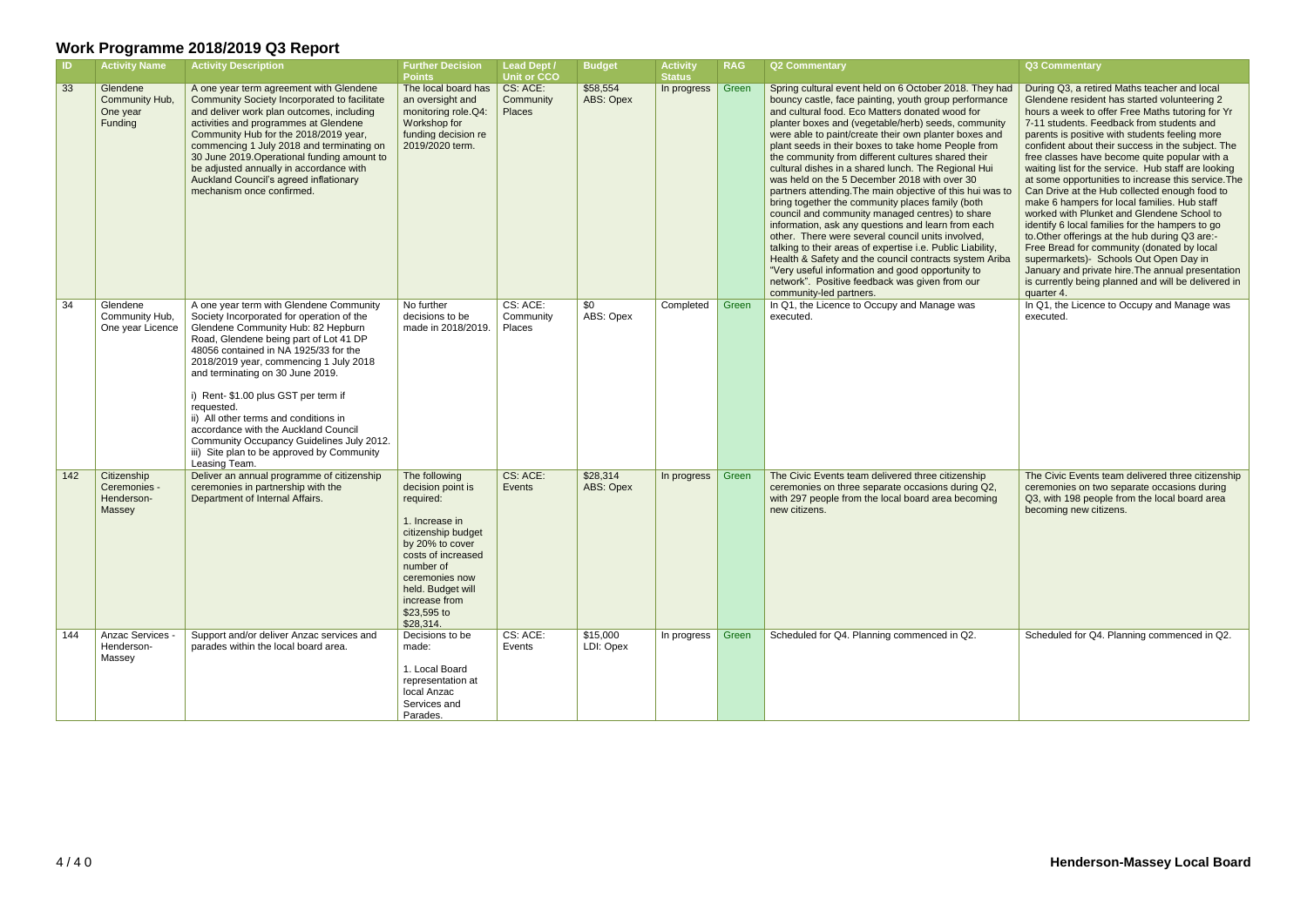# Work Programme 2018/2019 Q3 Report

| ID | Activity Name | Activity Description | Further Decision Points | Lead Dept / Unit or CCO | Budget | Activity Status | RAG | Q2 Commentary | Q3 Commentary |
|---|---|---|---|---|---|---|---|---|---|
| 33 | Glendene Community Hub, One year Funding | A one year term agreement with Glendene Community Society Incorporated to facilitate and deliver work plan outcomes, including activities and programmes at Glendene Community Hub for the 2018/2019 year, commencing 1 July 2018 and terminating on 30 June 2019.Operational funding amount to be adjusted annually in accordance with Auckland Council's agreed inflationary mechanism once confirmed. | The local board has an oversight and monitoring role.Q4: Workshop for funding decision re 2019/2020 term. | CS: ACE: Community Places | $58,554 ABS: Opex | In progress | Green | Spring cultural event held on 6 October 2018. They had bouncy castle, face painting, youth group performance and cultural food. Eco Matters donated wood for planter boxes and (vegetable/herb) seeds, community were able to paint/create their own planter boxes and plant seeds in their boxes to take home People from the community from different cultures shared their cultural dishes in a shared lunch. The Regional Hui was held on the 5 December 2018 with over 30 partners attending.The main objective of this hui was to bring together the community places family (both council and community managed centres) to share information, ask any questions and learn from each other. There were several council units involved, talking to their areas of expertise i.e. Public Liability, Health & Safety and the council contracts system Ariba "Very useful information and good opportunity to network". Positive feedback was given from our community-led partners. | During Q3, a retired Maths teacher and local Glendene resident has started volunteering 2 hours a week to offer Free Maths tutoring for Yr 7-11 students. Feedback from students and parents is positive with students feeling more confident about their success in the subject. The free classes have become quite popular with a waiting list for the service. Hub staff are looking at some opportunities to increase this service.The Can Drive at the Hub collected enough food to make 6 hampers for local families. Hub staff worked with Plunket and Glendene School to identify 6 local families for the hampers to go to.Other offerings at the hub during Q3 are:- Free Bread for community (donated by local supermarkets)- Schools Out Open Day in January and private hire.The annual presentation is currently being planned and will be delivered in quarter 4. |
| 34 | Glendene Community Hub, One year Licence | A one year term with Glendene Community Society Incorporated for operation of the Glendene Community Hub: 82 Hepburn Road, Glendene being part of Lot 41 DP 48056 contained in NA 1925/33 for the 2018/2019 year, commencing 1 July 2018 and terminating on 30 June 2019.<br><br>i) Rent- $1.00 plus GST per term if requested.<br>ii) All other terms and conditions in accordance with the Auckland Council Community Occupancy Guidelines July 2012.<br>iii) Site plan to be approved by Community Leasing Team. | No further decisions to be made in 2018/2019. | CS: ACE: Community Places | $0 ABS: Opex | Completed | Green | In Q1, the Licence to Occupy and Manage was executed. | In Q1, the Licence to Occupy and Manage was executed. |
| 142 | Citizenship Ceremonies - Henderson-Massey | Deliver an annual programme of citizenship ceremonies in partnership with the Department of Internal Affairs. | The following decision point is required:<br><br>1. Increase in citizenship budget by 20% to cover costs of increased number of ceremonies now held. Budget will increase from $23,595 to $28,314. | CS: ACE: Events | $28,314 ABS: Opex | In progress | Green | The Civic Events team delivered three citizenship ceremonies on three separate occasions during Q2, with 297 people from the local board area becoming new citizens. | The Civic Events team delivered three citizenship ceremonies on two separate occasions during Q3, with 198 people from the local board area becoming new citizens. |
| 144 | Anzac Services - Henderson-Massey | Support and/or deliver Anzac services and parades within the local board area. | Decisions to be made:<br><br>1. Local Board representation at local Anzac Services and Parades. | CS: ACE: Events | $15,000 LDI: Opex | In progress | Green | Scheduled for Q4. Planning commenced in Q2. | Scheduled for Q4. Planning commenced in Q2. |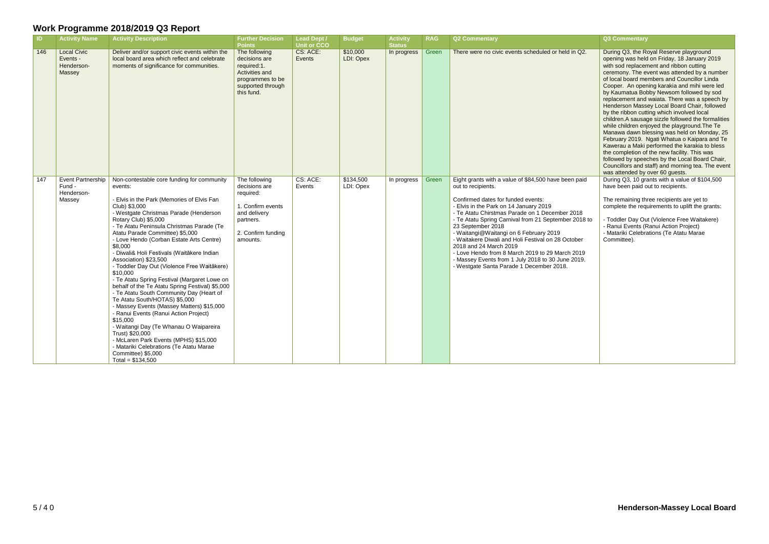# Work Programme 2018/2019 Q3 Report

| ID | Activity Name | Activity Description | Further Decision Points | Lead Dept / Unit or CCO | Budget | Activity Status | RAG | Q2 Commentary | Q3 Commentary |
|---|---|---|---|---|---|---|---|---|---|
| 146 | Local Civic Events - Henderson-Massey | Deliver and/or support civic events within the local board area which reflect and celebrate moments of significance for communities. | The following decisions are required:1. Activities and programmes to be supported through this fund. | CS: ACE: Events | $10,000 LDI: Opex | In progress | Green | There were no civic events scheduled or held in Q2. | During Q3, the Royal Reserve playground opening was held on Friday, 18 January 2019 with sod replacement and ribbon cutting ceremony. The event was attended by a number of local board members and Councillor Linda Cooper. An opening karakia and mihi were led by Kaumatua Bobby Newsom followed by sod replacement and waiata. There was a speech by Henderson Massey Local Board Chair, followed by the ribbon cutting which involved local children.A sausage sizzle followed the formalities while children enjoyed the playground.The Te Manawa dawn blessing was held on Monday, 25 February 2019. Ngati Whatua o Kaipara and Te Kawerau a Maki performed the karakia to bless the completion of the new facility. This was followed by speeches by the Local Board Chair, Councillors and staff) and morning tea. The event was attended by over 60 guests. |
| 147 | Event Partnership Fund - Henderson-Massey | Non-contestable core funding for community events:<br><br>- Elvis in the Park (Memories of Elvis Fan Club) $3,000<br>- Westgate Christmas Parade (Henderson Rotary Club) $5,000<br>- Te Atatu Peninsula Christmas Parade (Te Atatu Parade Committee) $5,000<br>- Love Hendo (Corban Estate Arts Centre) $8,000<br>- Diwali& Holi Festivals (Waitākere Indian Association) $23,500<br>- Toddler Day Out (Violence Free Waitākere) $10,000<br>- Te Atatu Spring Festival (Margaret Lowe on behalf of the Te Atatu Spring Festival) $5,000<br>- Te Atatu South Community Day (Heart of Te Atatu South/HOTAS) $5,000<br>- Massey Events (Massey Matters) $15,000<br>- Ranui Events (Ranui Action Project) $15,000<br>- Waitangi Day (Te Whanau O Waipareira Trust) $20,000<br>- McLaren Park Events (MPHS) $15,000<br>- Matariki Celebrations (Te Atatu Marae Committee) $5,000<br>Total = $134,500 | The following decisions are required:<br><br>1. Confirm events and delivery partners.<br><br>2. Confirm funding amounts. | CS: ACE: Events | $134,500 LDI: Opex | In progress | Green | Eight grants with a value of $84,500 have been paid out to recipients.<br><br>Confirmed dates for funded events:<br>- Elvis in the Park on 14 January 2019<br>- Te Atatu Chirstmas Parade on 1 December 2018<br>- Te Atatu Spring Carnival from 21 September 2018 to 23 September 2018<br>- Waitangi@Waitangi on 6 February 2019<br>- Waitakere Diwali and Holi Festival on 28 October 2018 and 24 March 2019<br>- Love Hendo from 8 March 2019 to 29 March 2019<br>- Massey Events from 1 July 2018 to 30 June 2019.<br>- Westgate Santa Parade 1 December 2018. | During Q3, 10 grants with a value of $104,500 have been paid out to recipients.<br><br>The remaining three recipients are yet to complete the requirements to uplift the grants:<br><br>- Toddler Day Out (Violence Free Waitakere)<br>- Ranui Events (Ranui Action Project)<br>- Matariki Celebrations (Te Atatu Marae Committee). |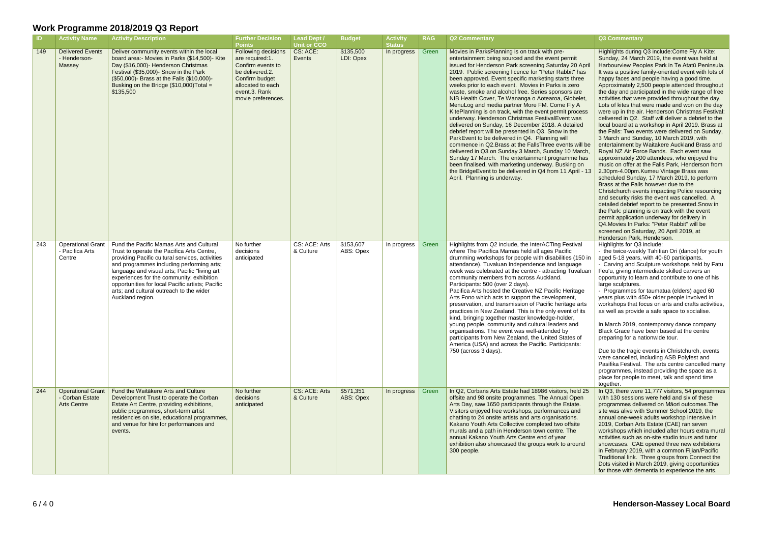# Work Programme 2018/2019 Q3 Report

| ID | Activity Name | Activity Description | Further Decision Points | Lead Dept / Unit or CCO | Budget | Activity Status | RAG | Q2 Commentary | Q3 Commentary |
|---|---|---|---|---|---|---|---|---|---|
| 149 | Delivered Events - Henderson-Massey | Deliver community events within the local board area:- Movies in Parks ($14,500)- Kite Day ($16,000)- Henderson Christmas Festival ($35,000)- Snow in the Park ($50,000)- Brass at the Falls ($10,000)- Busking on the Bridge ($10,000)Total = $135,500 | Following decisions are required:1. Confirm events to be delivered.2. Confirm budget allocated to each event.3. Rank movie preferences. | CS: ACE: Events | $135,500 LDI: Opex | In progress | Green | Movies in ParksPlanning is on track with pre-entertainment being sourced and the event permit issued for Henderson Park screening Saturday 20 April 2019. Public screening licence for "Peter Rabbit" has been approved. Event specific marketing starts three weeks prior to each event. Movies in Parks is zero waste, smoke and alcohol free. Series sponsors are NIB Health Cover, Te Wananga o Aotearoa, Globelet, MenuLog and media partner More FM. Come Fly A KitePlanning is on track, with the event permit process underway. Henderson Christmas FestivalEvent was delivered on Sunday, 16 December 2018. A detailed debrief report will be presented in Q3. Snow in the ParkEvent to be delivered in Q4. Planning will commence in Q2.Brass at the FallsThree events will be delivered in Q3 on Sunday 3 March, Sunday 10 March, Sunday 17 March. The entertainment programme has been finalised, with marketing underway. Busking on the BridgeEvent to be delivered in Q4 from 11 April - 13 April. Planning is underway. | Highlights during Q3 include:Come Fly A Kite: Sunday, 24 March 2019, the event was held at Harbourview Peoples Park in Te Atatū Peninsula. It was a positive family-oriented event with lots of happy faces and people having a good time. Approximately 2,500 people attended throughout the day and participated in the wide range of free activities that were provided throughout the day. Lots of kites that were made and won on the day were up in the air. Henderson Christmas Festival: delivered in Q2. Staff will deliver a debrief to the local board at a workshop in April 2019. Brass at the Falls: Two events were delivered on Sunday, 3 March and Sunday, 10 March 2019, with entertainment by Waitakere Auckland Brass and Royal NZ Air Force Bands. Each event saw approximately 200 attendees, who enjoyed the music on offer at the Falls Park, Henderson from 2.30pm-4.00pm.Kumeu Vintage Brass was scheduled Sunday, 17 March 2019, to perform Brass at the Falls however due to the Christchurch events impacting Police resourcing and security risks the event was cancelled. A detailed debrief report to be presented.Snow in the Park: planning is on track with the event permit application underway for delivery in Q4.Movies In Parks: "Peter Rabbit" will be screened on Saturday, 20 April 2019, at Henderson Park, Henderson. |
| 243 | Operational Grant - Pacifica Arts Centre | Fund the Pacific Mamas Arts and Cultural Trust to operate the Pacifica Arts Centre, providing Pacific cultural services, activities and programmes including performing arts; language and visual arts; Pacific "living art" experiences for the community; exhibition opportunities for local Pacific artists; Pacific arts; and cultural outreach to the wider Auckland region. | No further decisions anticipated | CS: ACE: Arts & Culture | $153,607 ABS: Opex | In progress | Green | Highlights from Q2 include, the InterACTing Festival where The Pacifica Mamas held all ages Pacific drumming workshops for people with disabilities (150 in attendance). Tuvaluan Independence and language week was celebrated at the centre - attracting Tuvaluan community members from across Auckland. Participants: 500 (over 2 days). Pacifica Arts hosted the Creative NZ Pacific Heritage Arts Fono which acts to support the development, preservation, and transmission of Pacific heritage arts practices in New Zealand. This is the only event of its kind, bringing together master knowledge-holder, young people, community and cultural leaders and organisations. The event was well-attended by participants from New Zealand, the United States of America (USA) and across the Pacific. Participants: 750 (across 3 days). | Highlights for Q3 include: - the twice-weekly Tahitian Ori (dance) for youth aged 5-18 years, with 40-60 participants. - Carving and Sculpture workshops held by Fatu Feu'u, giving intermediate skilled carvers an opportunity to learn and contribute to one of his large sculptures. - Programmes for taumatua (elders) aged 60 years plus with 450+ older people involved in workshops that focus on arts and crafts activities, as well as provide a safe space to socialise. In March 2019, contemporary dance company Black Grace have been based at the centre preparing for a nationwide tour. Due to the tragic events in Christchurch, events were cancelled, including ASB Polyfest and Pasifika Festival. The arts centre cancelled many programmes, instead providing the space as a place for people to meet, talk and spend time together. |
| 244 | Operational Grant - Corban Estate Arts Centre | Fund the Waitākere Arts and Culture Development Trust to operate the Corban Estate Art Centre, providing exhibitions, public programmes, short-term artist residencies on site, educational programmes, and venue for hire for performances and events. | No further decisions anticipated | CS: ACE: Arts & Culture | $571,351 ABS: Opex | In progress | Green | In Q2, Corbans Arts Estate had 18986 visitors, held 25 offsite and 98 onsite programmes. The Annual Open Arts Day, saw 1650 participants through the Estate. Visitors enjoyed free workshops, performances and chatting to 24 onsite artists and arts organisations. Kakano Youth Arts Collective completed two offsite murals and a path in Henderson town centre. The annual Kakano Youth Arts Centre end of year exhibition also showcased the groups work to around 300 people. | In Q3, there were 11,777 visitors, 54 programmes with 130 sessions were held and six of these programmes delivered on Māori outcomes.The site was alive with Summer School 2019, the annual one-week adults workshop intensive.In 2019, Corban Arts Estate (CAE) ran seven workshops which included after hours extra mural activities such as on-site studio tours and tutor showcases. CAE opened three new exhibitions in February 2019, with a common Fijian/Pacific Traditional link. Three groups from Connect the Dots visited in March 2019, giving opportunities for those with dementia to experience the arts. |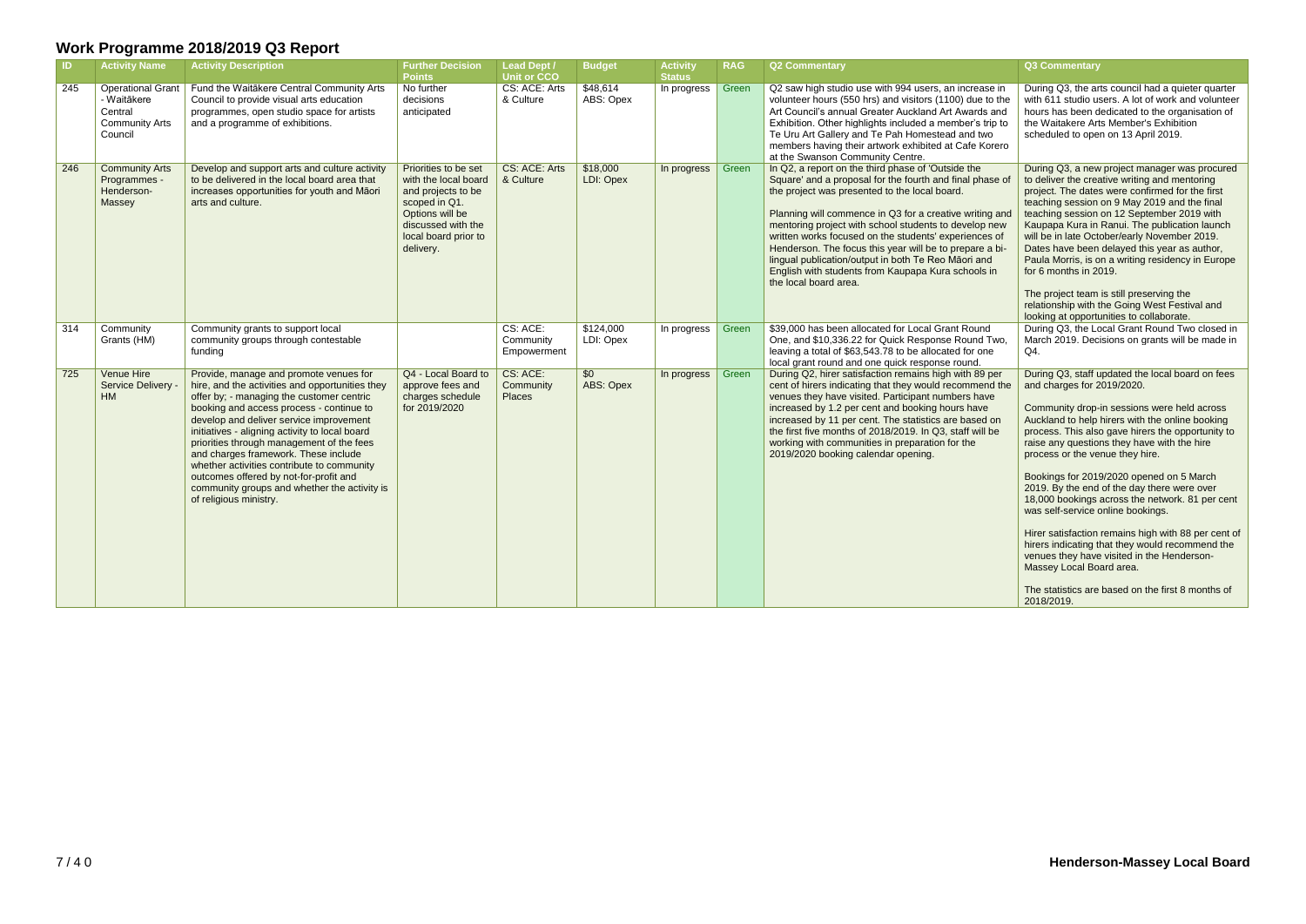# Work Programme 2018/2019 Q3 Report

| ID | Activity Name | Activity Description | Further Decision Points | Lead Dept / Unit or CCO | Budget | Activity Status | RAG | Q2 Commentary | Q3 Commentary |
|---|---|---|---|---|---|---|---|---|---|
| 245 | Operational Grant - Waitākere Central Community Arts Council | Fund the Waitākere Central Community Arts Council to provide visual arts education programmes, open studio space for artists and a programme of exhibitions. | No further decisions anticipated | CS: ACE: Arts & Culture | $48,614 ABS: Opex | In progress | Green | Q2 saw high studio use with 994 users, an increase in volunteer hours (550 hrs) and visitors (1100) due to the Art Council's annual Greater Auckland Art Awards and Exhibition. Other highlights included a member's trip to Te Uru Art Gallery and Te Pah Homestead and two members having their artwork exhibited at Cafe Korero at the Swanson Community Centre. | During Q3, the arts council had a quieter quarter with 611 studio users. A lot of work and volunteer hours has been dedicated to the organisation of the Waitakere Arts Member's Exhibition scheduled to open on 13 April 2019. |
| 246 | Community Arts Programmes - Henderson-Massey | Develop and support arts and culture activity to be delivered in the local board area that increases opportunities for youth and Māori arts and culture. | Priorities to be set with the local board and projects to be scoped in Q1. Options will be discussed with the local board prior to delivery. | CS: ACE: Arts & Culture | $18,000 LDI: Opex | In progress | Green | In Q2, a report on the third phase of 'Outside the Square' and a proposal for the fourth and final phase of the project was presented to the local board.<br><br>Planning will commence in Q3 for a creative writing and mentoring project with school students to develop new written works focused on the students' experiences of Henderson. The focus this year will be to prepare a bi-lingual publication/output in both Te Reo Māori and English with students from Kaupapa Kura schools in the local board area. | During Q3, a new project manager was procured to deliver the creative writing and mentoring project. The dates were confirmed for the first teaching session on 9 May 2019 and the final teaching session on 12 September 2019 with Kaupapa Kura in Ranui. The publication launch will be in late October/early November 2019. Dates have been delayed this year as author, Paula Morris, is on a writing residency in Europe for 6 months in 2019.<br><br>The project team is still preserving the relationship with the Going West Festival and looking at opportunities to collaborate. |
| 314 | Community Grants (HM) | Community grants to support local community groups through contestable funding | | CS: ACE: Community Empowerment | $124,000 LDI: Opex | In progress | Green | $39,000 has been allocated for Local Grant Round One, and $10,336.22 for Quick Response Round Two, leaving a total of $63,543.78 to be allocated for one local grant round and one quick response round. | During Q3, the Local Grant Round Two closed in March 2019. Decisions on grants will be made in Q4. |
| 725 | Venue Hire Service Delivery - HM | Provide, manage and promote venues for hire, and the activities and opportunities they offer by; - managing the customer centric booking and access process - continue to develop and deliver service improvement initiatives - aligning activity to local board priorities through management of the fees and charges framework. These include whether activities contribute to community outcomes offered by not-for-profit and community groups and whether the activity is of religious ministry. | Q4 - Local Board to approve fees and charges schedule for 2019/2020 | CS: ACE: Community Places | $0 ABS: Opex | In progress | Green | During Q2, hirer satisfaction remains high with 89 per cent of hirers indicating that they would recommend the venues they have visited. Participant numbers have increased by 1.2 per cent and booking hours have increased by 11 per cent. The statistics are based on the first five months of 2018/2019. In Q3, staff will be working with communities in preparation for the 2019/2020 booking calendar opening. | During Q3, staff updated the local board on fees and charges for 2019/2020.<br><br>Community drop-in sessions were held across Auckland to help hirers with the online booking process. This also gave hirers the opportunity to raise any questions they have with the hire process or the venue they hire.<br><br>Bookings for 2019/2020 opened on 5 March 2019. By the end of the day there were over 18,000 bookings across the network. 81 per cent was self-service online bookings.<br><br>Hirer satisfaction remains high with 88 per cent of hirers indicating that they would recommend the venues they have visited in the Henderson-Massey Local Board area.<br><br>The statistics are based on the first 8 months of 2018/2019. |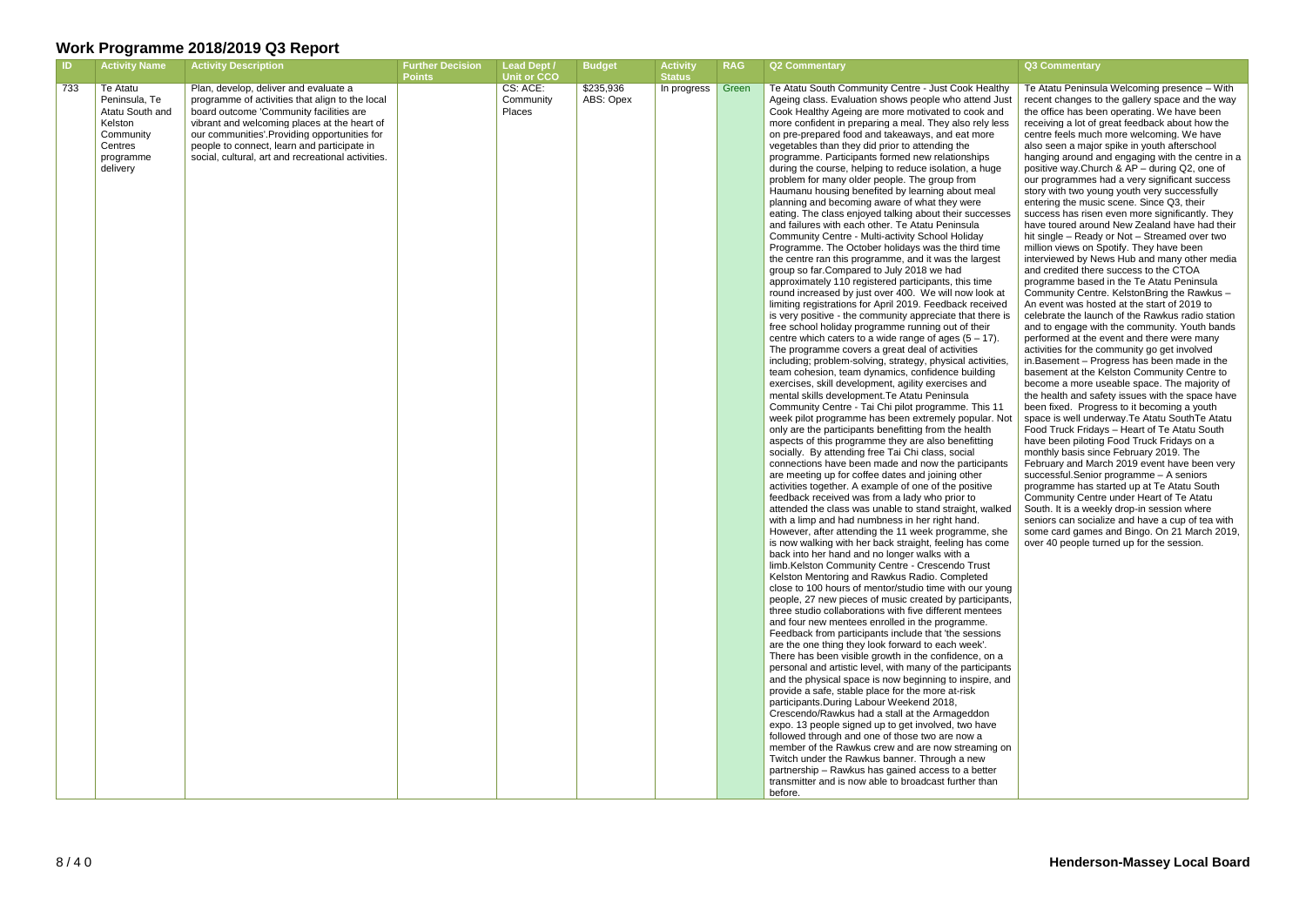# Work Programme 2018/2019 Q3 Report

| ID | Activity Name | Activity Description | Further Decision Points | Lead Dept / Unit or CCO | Budget | Activity Status | RAG | Q2 Commentary | Q3 Commentary |
|---|---|---|---|---|---|---|---|---|---|
| 733 | Te Atatu Peninsula, Te Atatu South and Kelston Community Centres programme delivery | Plan, develop, deliver and evaluate a programme of activities that align to the local board outcome 'Community facilities are vibrant and welcoming places at the heart of our communities'.Providing opportunities for people to connect, learn and participate in social, cultural, art and recreational activities. | | CS: ACE: Community Places | $235,936 ABS: Opex | In progress | Green | Te Atatu South Community Centre - Just Cook Healthy Ageing class. Evaluation shows people who attend Just Cook Healthy Ageing are more motivated to cook and more confident in preparing a meal. They also rely less on pre-prepared food and takeaways, and eat more vegetables than they did prior to attending the programme. Participants formed new relationships during the course, helping to reduce isolation, a huge problem for many older people. The group from Haumanu housing benefited by learning about meal planning and becoming aware of what they were eating. The class enjoyed talking about their successes and failures with each other. Te Atatu Peninsula Community Centre - Multi-activity School Holiday Programme. The October holidays was the third time the centre ran this programme, and it was the largest group so far.Compared to July 2018 we had approximately 110 registered participants, this time round increased by just over 400. We will now look at limiting registrations for April 2019. Feedback received is very positive - the community appreciate that there is free school holiday programme running out of their centre which caters to a wide range of ages (5 – 17). The programme covers a great deal of activities including; problem-solving, strategy, physical activities, team cohesion, team dynamics, confidence building exercises, skill development, agility exercises and mental skills development.Te Atatu Peninsula Community Centre - Tai Chi pilot programme. This 11 week pilot programme has been extremely popular. Not only are the participants benefitting from the health aspects of this programme they are also benefitting socially. By attending free Tai Chi class, social connections have been made and now the participants are meeting up for coffee dates and joining other activities together. A example of one of the positive feedback received was from a lady who prior to attended the class was unable to stand straight, walked with a limp and had numbness in her right hand. However, after attending the 11 week programme, she is now walking with her back straight, feeling has come back into her hand and no longer walks with a limb.Kelston Community Centre - Crescendo Trust Kelston Mentoring and Rawkus Radio. Completed close to 100 hours of mentor/studio time with our young people, 27 new pieces of music created by participants, three studio collaborations with five different mentees and four new mentees enrolled in the programme. Feedback from participants include that 'the sessions are the one thing they look forward to each week'. There has been visible growth in the confidence, on a personal and artistic level, with many of the participants and the physical space is now beginning to inspire, and provide a safe, stable place for the more at-risk participants.During Labour Weekend 2018, Crescendo/Rawkus had a stall at the Armageddon expo. 13 people signed up to get involved, two have followed through and one of those two are now a member of the Rawkus crew and are now streaming on Twitch under the Rawkus banner. Through a new partnership – Rawkus has gained access to a better transmitter and is now able to broadcast further than before. | Te Atatu Peninsula Welcoming presence – With recent changes to the gallery space and the way the office has been operating. We have been receiving a lot of great feedback about how the centre feels much more welcoming. We have also seen a major spike in youth afterschool hanging around and engaging with the centre in a positive way.Church & AP – during Q2, one of our programmes had a very significant success story with two young youth very successfully entering the music scene. Since Q3, their success has risen even more significantly. They have toured around New Zealand have had their hit single – Ready or Not – Streamed over two million views on Spotify. They have been interviewed by News Hub and many other media and credited there success to the CTOA programme based in the Te Atatu Peninsula Community Centre. KelstonBring the Rawkus – An event was hosted at the start of 2019 to celebrate the launch of the Rawkus radio station and to engage with the community. Youth bands performed at the event and there were many activities for the community go get involved in.Basement – Progress has been made in the basement at the Kelston Community Centre to become a more useable space. The majority of the health and safety issues with the space have been fixed. Progress to it becoming a youth space is well underway.Te Atatu SouthTe Atatu Food Truck Fridays – Heart of Te Atatu South have been piloting Food Truck Fridays on a monthly basis since February 2019. The February and March 2019 event have been very successful.Senior programme – A seniors programme has started up at Te Atatu South Community Centre under Heart of Te Atatu South. It is a weekly drop-in session where seniors can socialize and have a cup of tea with some card games and Bingo. On 21 March 2019, over 40 people turned up for the session. |

**Henderson-Massey Local Board**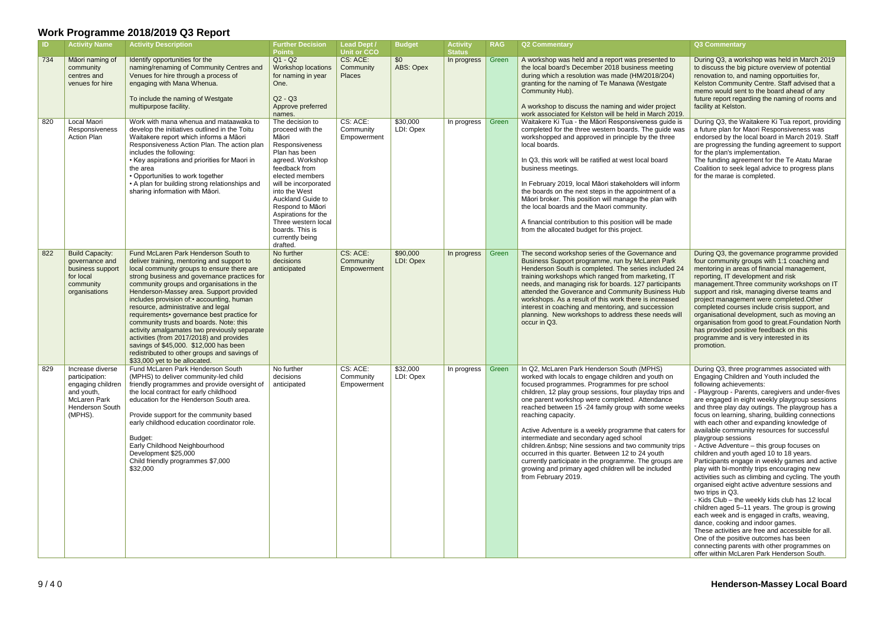# Work Programme 2018/2019 Q3 Report

| ID | Activity Name | Activity Description | Further Decision Points | Lead Dept / Unit or CCO | Budget | Activity Status | RAG | Q2 Commentary | Q3 Commentary |
|---|---|---|---|---|---|---|---|---|---|
| 734 | Māori naming of community centres and venues for hire | Identify opportunities for the naming/renaming of Community Centres and Venues for hire through a process of engaging with Mana Whenua.<br><br>To include the naming of Westgate multipurpose facility. | Q1 - Q2 Workshop locations for naming in year One.<br><br>Q2 - Q3 Approve preferred names. | CS: ACE: Community Places | $0 ABS: Opex | In progress | Green | A workshop was held and a report was presented to the local board's December 2018 business meeting during which a resolution was made (HM/2018/204) granting for the naming of Te Manawa (Westgate Community Hub).<br><br>A workshop to discuss the naming and wider project work associated for Kelston will be held in March 2019. | During Q3, a workshop was held in March 2019 to discuss the big picture overview of potential renovation to, and naming opportunities for, Kelston Community Centre. Staff advised that a memo would sent to the board ahead of any future report regarding the naming of rooms and facility at Kelston. |
| 820 | Local Maori Responsiveness Action Plan | Work with mana whenua and mataawaka to develop the initiatives outlined in the Toitu Waitakere report which informs a Māori Responsiveness Action Plan. The action plan includes the following:<br>• Key aspirations and priorities for Maori in the area<br>• Opportunities to work together<br>• A plan for building strong relationships and sharing information with Māori. | The decision to proceed with the Māori Responsiveness Plan has been agreed. Workshop feedback from elected members will be incorporated into the West Auckland Guide to Respond to Māori Aspirations for the Three western local boards. This is currently being drafted. | CS: ACE: Community Empowerment | $30,000 LDI: Opex | In progress | Green | Waitakere Ki Tua - the Māori Responsiveness guide is completed for the three western boards. The guide was workshopped and approved in principle by the three local boards.<br><br>In Q3, this work will be ratified at west local board business meetings.<br><br>In February 2019, local Māori stakeholders will inform the boards on the next steps in the appointment of a Māori broker. This position will manage the plan with the local boards and the Maori community.<br><br>A financial contribution to this position will be made from the allocated budget for this project. | During Q3, the Waitakere Ki Tua report, providing a future plan for Maori Responsiveness was endorsed by the local board in March 2019. Staff are progressing the funding agreement to support for the plan's implementation.<br>The funding agreement for the Te Atatu Marae Coalition to seek legal advice to progress plans for the marae is completed. |
| 822 | Build Capacity: governance and business support for local community organisations | Fund McLaren Park Henderson South to deliver training, mentoring and support to local community groups to ensure there are strong business and governance practices for community groups and organisations in the Henderson-Massey area. Support provided includes provision of:• accounting, human resource, administrative and legal requirements• governance best practice for community trusts and boards. Note: this activity amalgamates two previously separate activities (from 2017/2018) and provides savings of $45,000. $12,000 has been redistributed to other groups and savings of $33,000 yet to be allocated. | No further decisions anticipated | CS: ACE: Community Empowerment | $90,000 LDI: Opex | In progress | Green | The second workshop series of the Governance and Business Support programme, run by McLaren Park Henderson South is completed. The series included 24 training workshops which ranged from marketing, IT needs, and managing risk for boards. 127 participants attended the Goverance and Community Business Hub workshops. As a result of this work there is increased interest in coaching and mentoring, and succession planning. New workshops to address these needs will occur in Q3. | During Q3, the governance programme provided four community groups with 1:1 coaching and mentoring in areas of financial management, reporting, IT development and risk management.Three community workshops on IT support and risk, managing diverse teams and project management were completed.Other completed courses include crisis support, and organisational development, such as moving an organisation from good to great.Foundation North has provided positive feedback on this programme and is very interested in its promotion. |
| 829 | Increase diverse participation: engaging children and youth, McLaren Park Henderson South (MPHS). | Fund McLaren Park Henderson South (MPHS) to deliver community-led child friendly programmes and provide oversight of the local contract for early childhood education for the Henderson South area.<br><br>Provide support for the community based early childhood education coordinator role.<br><br>Budget:<br>Early Childhood Neighbourhood Development $25,000<br>Child friendly programmes $7,000<br>$32,000 | No further decisions anticipated | CS: ACE: Community Empowerment | $32,000 LDI: Opex | In progress | Green | In Q2, McLaren Park Henderson South (MPHS) worked with locals to engage children and youth on focused programmes. Programmes for pre school children, 12 play group sessions, four playday trips and one parent workshop were completed. Attendance reached between 15 -24 family group with some weeks reaching capacity.<br><br>Active Adventure is a weekly programme that caters for intermediate and secondary aged school children.&nbsp; Nine sessions and two community trips occurred in this quarter. Between 12 to 24 youth currently participate in the programme. The groups are growing and primary aged children will be included from February 2019. | During Q3, three programmes associated with Engaging Children and Youth included the following achievements:<br>- Playgroup - Parents, caregivers and under-fives are engaged in eight weekly playgroup sessions and three play day outings. The playgroup has a focus on learning, sharing, building connections with each other and expanding knowledge of available community resources for successful playgroup sessions<br>- Active Adventure – this group focuses on children and youth aged 10 to 18 years. Participants engage in weekly games and active play with bi-monthly trips encouraging new activities such as climbing and cycling. The youth organised eight active adventure sessions and two trips in Q3.<br>- Kids Club – the weekly kids club has 12 local children aged 5–11 years. The group is growing each week and is engaged in crafts, weaving, dance, cooking and indoor games.<br>These activities are free and accessible for all. One of the positive outcomes has been connecting parents with other programmes on offer within McLaren Park Henderson South. |

**Henderson-Massey Local Board**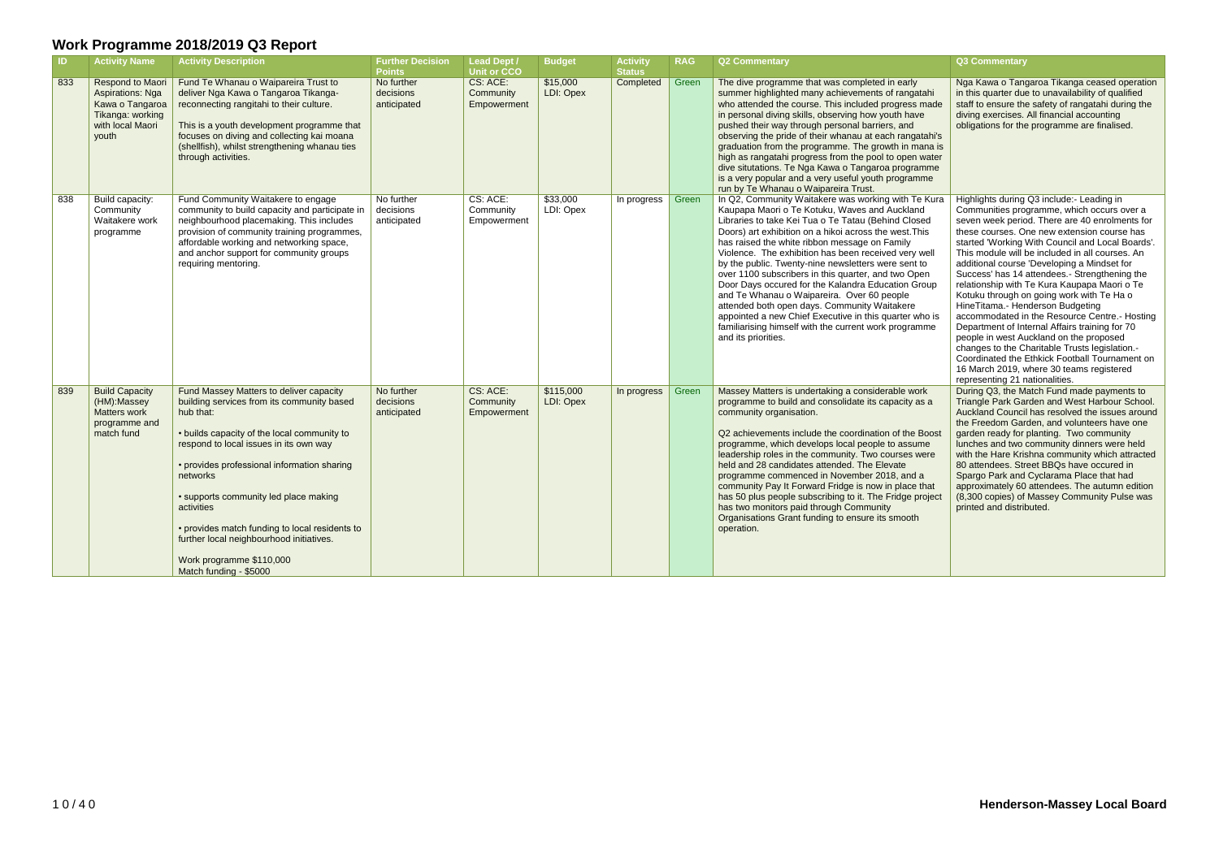# Work Programme 2018/2019 Q3 Report

| ID | Activity Name | Activity Description | Further Decision Points | Lead Dept / Unit or CCO | Budget | Activity Status | RAG | Q2 Commentary | Q3 Commentary |
|---|---|---|---|---|---|---|---|---|---|
| 833 | Respond to Maori Aspirations: Nga Kawa o Tangaroa Tikanga: working with local Maori youth | Fund Te Whanau o Waipareira Trust to deliver Nga Kawa o Tangaroa Tikanga-reconnecting rangitahi to their culture.<br><br>This is a youth development programme that focuses on diving and collecting kai moana (shellfish), whilst strengthening whanau ties through activities. | No further decisions anticipated | CS: ACE: Community Empowerment | $15,000 LDI: Opex | Completed | Green | The dive programme that was completed in early summer highlighted many achievements of rangatahi who attended the course. This included progress made in personal diving skills, observing how youth have pushed their way through personal barriers, and observing the pride of their whanau at each rangatahi's graduation from the programme. The growth in mana is high as rangatahi progress from the pool to open water dive situtations. Te Nga Kawa o Tangaroa programme is a very popular and a very useful youth programme run by Te Whanau o Waipareira Trust. | Nga Kawa o Tangaroa Tikanga ceased operation in this quarter due to unavailability of qualified staff to ensure the safety of rangatahi during the diving exercises. All financial accounting obligations for the programme are finalised. |
| 838 | Build capacity: Community Waitakere work programme | Fund Community Waitakere to engage community to build capacity and participate in neighbourhood placemaking. This includes provision of community training programmes, affordable working and networking space, and anchor support for community groups requiring mentoring. | No further decisions anticipated | CS: ACE: Community Empowerment | $33,000 LDI: Opex | In progress | Green | In Q2, Community Waitakere was working with Te Kura Kaupapa Maori o Te Kotuku, Waves and Auckland Libraries to take Kei Tua o Te Tatau (Behind Closed Doors) art exhibition on a hikoi across the west.This has raised the white ribbon message on Family Violence. The exhibition has been received very well by the public. Twenty-nine newsletters were sent to over 1100 subscribers in this quarter, and two Open Door Days occured for the Kalandra Education Group and Te Whanau o Waipareira. Over 60 people attended both open days. Community Waitakere appointed a new Chief Executive in this quarter who is familiarising himself with the current work programme and its priorities. | Highlights during Q3 include:- Leading in Communities programme, which occurs over a seven week period. There are 40 enrolments for these courses. One new extension course has started 'Working With Council and Local Boards'. This module will be included in all courses. An additional course 'Developing a Mindset for Success' has 14 attendees.- Strengthening the relationship with Te Kura Kaupapa Maori o Te Kotuku through on going work with Te Ha o HineTitama.- Henderson Budgeting accommodated in the Resource Centre.- Hosting Department of Internal Affairs training for 70 people in west Auckland on the proposed changes to the Charitable Trusts legislation.- Coordinated the Ethkick Football Tournament on 16 March 2019, where 30 teams registered representing 21 nationalities. |
| 839 | Build Capacity (HM):Massey Matters work programme and match fund | Fund Massey Matters to deliver capacity building services from its community based hub that:<br><br>• builds capacity of the local community to respond to local issues in its own way<br><br>• provides professional information sharing networks<br><br>• supports community led place making activities<br><br>• provides match funding to local residents to further local neighbourhood initiatives.<br><br>Work programme $110,000<br>Match funding - $5000 | No further decisions anticipated | CS: ACE: Community Empowerment | $115,000 LDI: Opex | In progress | Green | Massey Matters is undertaking a considerable work programme to build and consolidate its capacity as a community organisation.<br><br>Q2 achievements include the coordination of the Boost programme, which develops local people to assume leadership roles in the community. Two courses were held and 28 candidates attended. The Elevate programme commenced in November 2018, and a community Pay It Forward Fridge is now in place that has 50 plus people subscribing to it. The Fridge project has two monitors paid through Community Organisations Grant funding to ensure its smooth operation. | During Q3, the Match Fund made payments to Triangle Park Garden and West Harbour School. Auckland Council has resolved the issues around the Freedom Garden, and volunteers have one garden ready for planting. Two community lunches and two community dinners were held with the Hare Krishna community which attracted 80 attendees. Street BBQs have occured in Spargo Park and Cyclarama Place that had approximately 60 attendees. The autumn edition (8,300 copies) of Massey Community Pulse was printed and distributed. |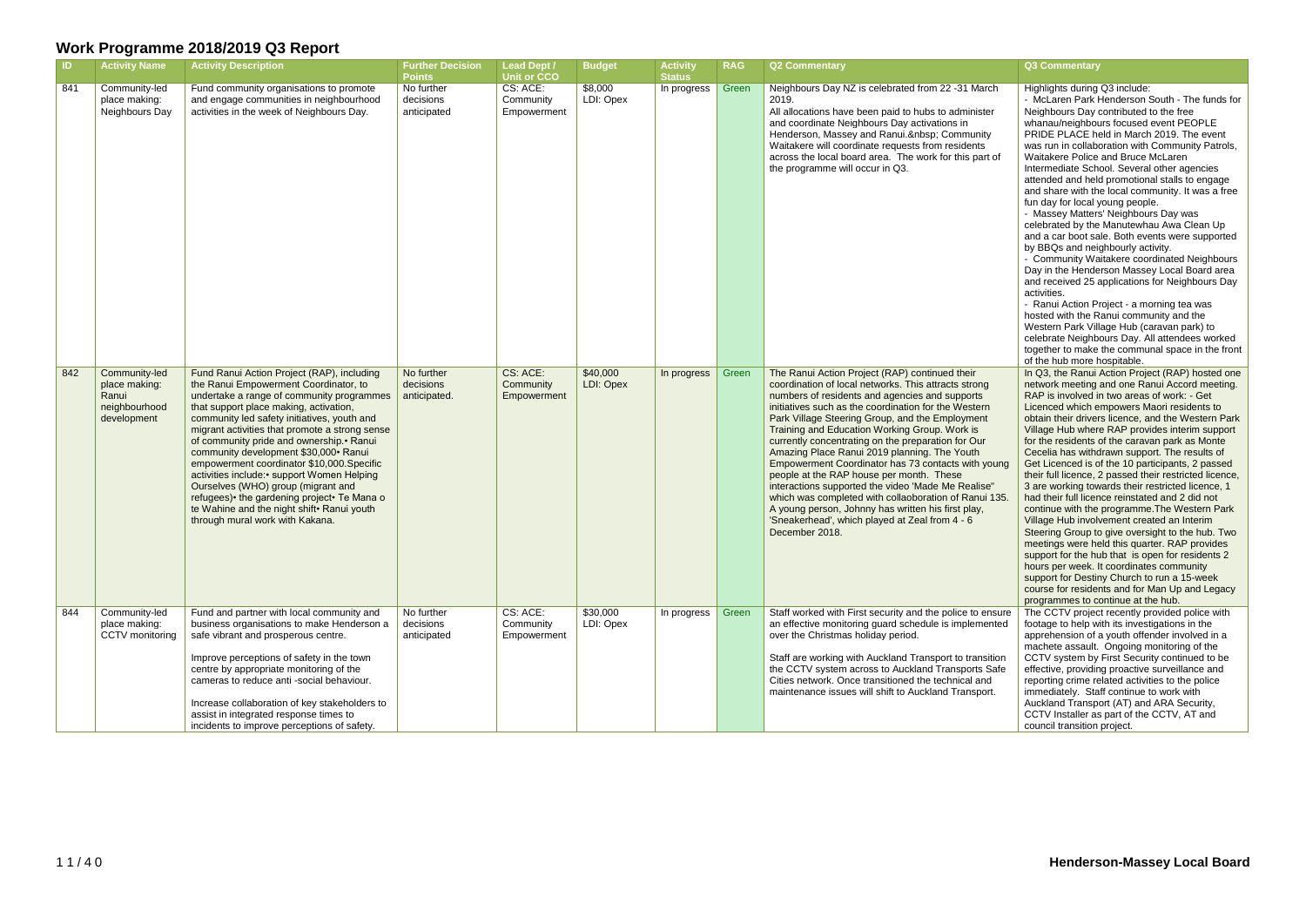# Work Programme 2018/2019 Q3 Report

| ID | Activity Name | Activity Description | Further Decision Points | Lead Dept / Unit or CCO | Budget | Activity Status | RAG | Q2 Commentary | Q3 Commentary |
|---|---|---|---|---|---|---|---|---|---|
| 841 | Community-led place making: Neighbours Day | Fund community organisations to promote and engage communities in neighbourhood activities in the week of Neighbours Day. | No further decisions anticipated | CS: ACE: Community Empowerment | $8,000 LDI: Opex | In progress | Green | Neighbours Day NZ is celebrated from 22 -31 March 2019. All allocations have been paid to hubs to administer and coordinate Neighbours Day activations in Henderson, Massey and Ranui.&nbsp; Community Waitakere will coordinate requests from residents across the local board area. The work for this part of the programme will occur in Q3. | Highlights during Q3 include: - McLaren Park Henderson South - The funds for Neighbours Day contributed to the free whanau/neighbours focused event PEOPLE PRIDE PLACE held in March 2019. The event was run in collaboration with Community Patrols, Waitakere Police and Bruce McLaren Intermediate School. Several other agencies attended and held promotional stalls to engage and share with the local community. It was a free fun day for local young people. - Massey Matters' Neighbours Day was celebrated by the Manutewhau Awa Clean Up and a car boot sale. Both events were supported by BBQs and neighbourly activity. - Community Waitakere coordinated Neighbours Day in the Henderson Massey Local Board area and received 25 applications for Neighbours Day activities. - Ranui Action Project - a morning tea was hosted with the Ranui community and the Western Park Village Hub (caravan park) to celebrate Neighbours Day. All attendees worked together to make the communal space in the front of the hub more hospitable. |
| 842 | Community-led place making: Ranui neighbourhood development | Fund Ranui Action Project (RAP), including the Ranui Empowerment Coordinator, to undertake a range of community programmes that support place making, activation, community led safety initiatives, youth and migrant activities that promote a strong sense of community pride and ownership.• Ranui community development $30,000• Ranui empowerment coordinator $10,000.Specific activities include:• support Women Helping Ourselves (WHO) group (migrant and refugees)• the gardening project• Te Mana o te Wahine and the night shift• Ranui youth through mural work with Kakana. | No further decisions anticipated. | CS: ACE: Community Empowerment | $40,000 LDI: Opex | In progress | Green | The Ranui Action Project (RAP) continued their coordination of local networks. This attracts strong numbers of residents and agencies and supports initiatives such as the coordination for the Western Park Village Steering Group, and the Employment Training and Education Working Group. Work is currently concentrating on the preparation for Our Amazing Place Ranui 2019 planning. The Youth Empowerment Coordinator has 73 contacts with young people at the RAP house per month. These interactions supported the video 'Made Me Realise" which was completed with collaoboration of Ranui 135. A young person, Johnny has written his first play, 'Sneakerhead', which played at Zeal from 4 - 6 December 2018. | In Q3, the Ranui Action Project (RAP) hosted one network meeting and one Ranui Accord meeting. RAP is involved in two areas of work: - Get Licenced which empowers Maori residents to obtain their drivers licence, and the Western Park Village Hub where RAP provides interim support for the residents of the caravan park as Monte Cecelia has withdrawn support. The results of Get Licenced is of the 10 participants, 2 passed their full licence, 2 passed their restricted licence, 3 are working towards their restricted licence, 1 had their full licence reinstated and 2 did not continue with the programme.The Western Park Village Hub involvement created an Interim Steering Group to give oversight to the hub. Two meetings were held this quarter. RAP provides support for the hub that is open for residents 2 hours per week. It coordinates community support for Destiny Church to run a 15-week course for residents and for Man Up and Legacy programmes to continue at the hub. |
| 844 | Community-led place making: CCTV monitoring | Fund and partner with local community and business organisations to make Henderson a safe vibrant and prosperous centre.<br><br>Improve perceptions of safety in the town centre by appropriate monitoring of the cameras to reduce anti -social behaviour.<br><br>Increase collaboration of key stakeholders to assist in integrated response times to incidents to improve perceptions of safety. | No further decisions anticipated | CS: ACE: Community Empowerment | $30,000 LDI: Opex | In progress | Green | Staff worked with First security and the police to ensure an effective monitoring guard schedule is implemented over the Christmas holiday period.<br><br>Staff are working with Auckland Transport to transition the CCTV system across to Auckland Transports Safe Cities network. Once transitioned the technical and maintenance issues will shift to Auckland Transport. | The CCTV project recently provided police with footage to help with its investigations in the apprehension of a youth offender involved in a machete assault. Ongoing monitoring of the CCTV system by First Security continued to be effective, providing proactive surveillance and reporting crime related activities to the police immediately. Staff continue to work with Auckland Transport (AT) and ARA Security, CCTV Installer as part of the CCTV, AT and council transition project. |

**Henderson-Massey Local Board**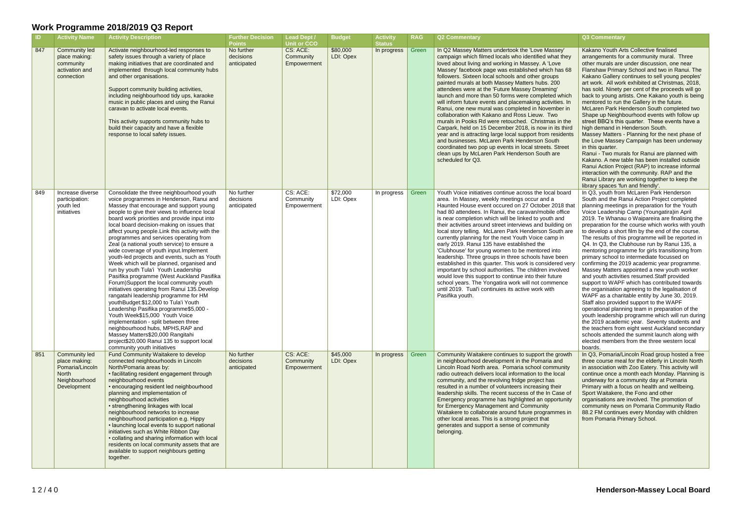# Work Programme 2018/2019 Q3 Report

| ID | Activity Name | Activity Description | Further Decision Points | Lead Dept / Unit or CCO | Budget | Activity Status | RAG | Q2 Commentary | Q3 Commentary |
|---|---|---|---|---|---|---|---|---|---|
| 847 | Community led place making: community activation and connection | Activate neighbourhood-led responses to safety issues through a variety of place making initiatives that are coordinated and implemented through local community hubs and other organisations.<br><br>Support community building activities, including neighbourhood tidy ups, karaoke music in public places and using the Ranui caravan to activate local events.<br><br>This activity supports community hubs to build their capacity and have a flexible response to local safety issues. | No further decisions anticipated | CS: ACE: Community Empowerment | $80,000 LDI: Opex | In progress | Green | In Q2 Massey Matters undertook the 'Love Massey' campaign which filmed locals who identified what they loved about living and working in Massey. A 'Love Massey' facebook page was established which has 68 followers. Sixteen local schools and other groups painted murals at both Massey Matters hubs. 200 attendees were at the 'Future Massey Dreaming' launch and more than 50 forms were completed which will inform future events and placemaking activities. In Ranui, one new mural was completed in November in collaboration with Kakano and Ross Lieuw. Two murals in Pooks Rd were retouched. Christmas in the Carpark, held on 15 December 2018, is now in its third year and is attracting large local support from residents and businesses. McLaren Park Henderson South coordinated two pop up events in local streets. Street clean ups by McLaren Park Henderson South are scheduled for Q3. | Kakano Youth Arts Collective finalised arrangements for a community mural. Three other murals are under discussion, one near Flanshaw Primary School and two in Ranui. The Kakano Gallery continues to sell young peoples' art work. All work exhibited at Christmas, 2018, has sold. Ninety per cent of the proceeds will go back to young artists. One Kakano youth is being mentored to run the Gallery in the future. McLaren Park Henderson South completed two Shape up Neighbourhood events with follow up street BBQ's this quarter. These events have a high demand in Henderson South.<br>Massey Matters - Planning for the next phase of the Love Massey Campaign has been underway in this quarter.<br>Ranui - Two murals for Ranui are planned with Kakano. A new table has been installed outside Ranui Action Project (RAP) to increase informal interaction with the community. RAP and the Ranui Library are working together to keep the library spaces 'fun and friendly'. |
| 849 | Increase diverse participation: youth led initiatives | Consolidate the three neighbourhood youth voice programmes in Henderson, Ranui and Massey that encourage and support young people to give their views to influence local board decision-making on issues that affect young people.Link this activity with the programmes and services operating from Zeal (a national youth service) to ensure a wide coverage of youth input.Implement youth-led projects and events, such as Youth Week which will be planned, organised and run by youth Tula'i Youth Leadership Pasifika programme (West Auckland Pasifika Forum)Support the local community youth initiatives operating from Ranui 135.Develop rangatahi leadership programme for HM youthBudget:$12,000 to Tula'i Youth Leadership Pasifika programme$5,000 - Youth Week$15,000 Youth Voice implementation - split between three neighbourhood hubs, MPHS,RAP and Massey Matters$20,000 Rangitahi project$20,000 Ranui 135 to support local community youth initiatives | No further decisions anticipated | CS: ACE: Community Empowerment | $72,000 LDI: Opex | In progress | Green | Youth Voice initiatives continue across the local board area. In Massey, weekly meetings occur and a Haunted House event occured on 27 October 2018 that had 80 attendees. In Ranui, the caravan/mobile office is near completion which will be linked to youth and their activities around street interviews and building on local story telling. McLaren Park Henderson South are currently planning for the next Youth Voice camp in early 2019. Ranui 135 have established the 'Clubhouse' for young women to be mentored into leadership. Three groups in three schools have been established in this quarter. This work is considered very important by school authorities. The children involved would love this support to continue into their future school years. The Yongatira work will not commence until 2019. Tual'i continuies its active work with Pasifika youth. | In Q3, youth from McLaren Park Henderson South and the Ranui Action Project completed planning meetings in preparation for the Youth Voice Leadership Camp (Youngatira)in April 2019. Te Whanau o Waipareira are finalising the preparation for the course which works with youth to develop a short film by the end of the course. The results of this programme will be reported in Q4. In Q3, the Clubhouse run by Ranui 135, a mentoring programme for girls transitioning from primary school to intermediate focussed on confirming the 2019 academic year programme. Massey Matters appointed a new youth worker and youth activities resumed.Staff provided support to WAPF which has contributed towards the organisation agreeing to the legalisation of WAPF as a charitable entity by June 30, 2019. Staff also provided support to the WAPF operational planning team in preparation of the youth leadership programme which will run during the 2019 academic year. Seventy students and the teachers from eight west Auckland secondary schools attended the summit launch along with elected members from the three western local boards. |
| 851 | Community led place making: Pomaria/Lincoln North Neighbourhood Development | Fund Community Waitakere to develop connected neighbourhoods in Lincoln North/Pomaria areas by:<br>• facilitating resident engagement through neighbourhood events<br>• encouraging resident led neighbourhood planning and implementation of neighbourhood activities<br>• strengthening linkages with local neighbourhood networks to increase neighbourhood participation e.g. Hippy<br>• launching local events to support national initiatives such as White Ribbon Day<br>• collating and sharing information with local residents on local community assets that are available to support neighbours getting together. | No further decisions anticipated | CS: ACE: Community Empowerment | $45,000 LDI: Opex | In progress | Green | Community Waitakere continues to support the growth in neighbourhood development in the Pomaria and Lincoln Road North area. Pomaria school community radio outreach delivers local information to the local community, and the revolving fridge project has resulted in a number of volunteers increasing their leadership skills. The recent success of the In Case of Emergency programme has highlighted an opportunity for Emergency Management and Community Waitakere to collaborate around future programmes in other local areas. This is a strong project that generates and support a sense of community belonging. | In Q3, Pomaria/Lincoln Road group hosted a free three course meal for the elderly in Lincoln North in association with Zoo Eatery. This activity will continue once a month each Monday. Planning is underway for a community day at Pomaria Primary with a focus on health and wellbeing. Sport Waitakere, the Fono and other organisations are involved. The promotion of community news on Pomaria Community Radio 88.2 FM continues every Monday with children from Pomaria Primary School. |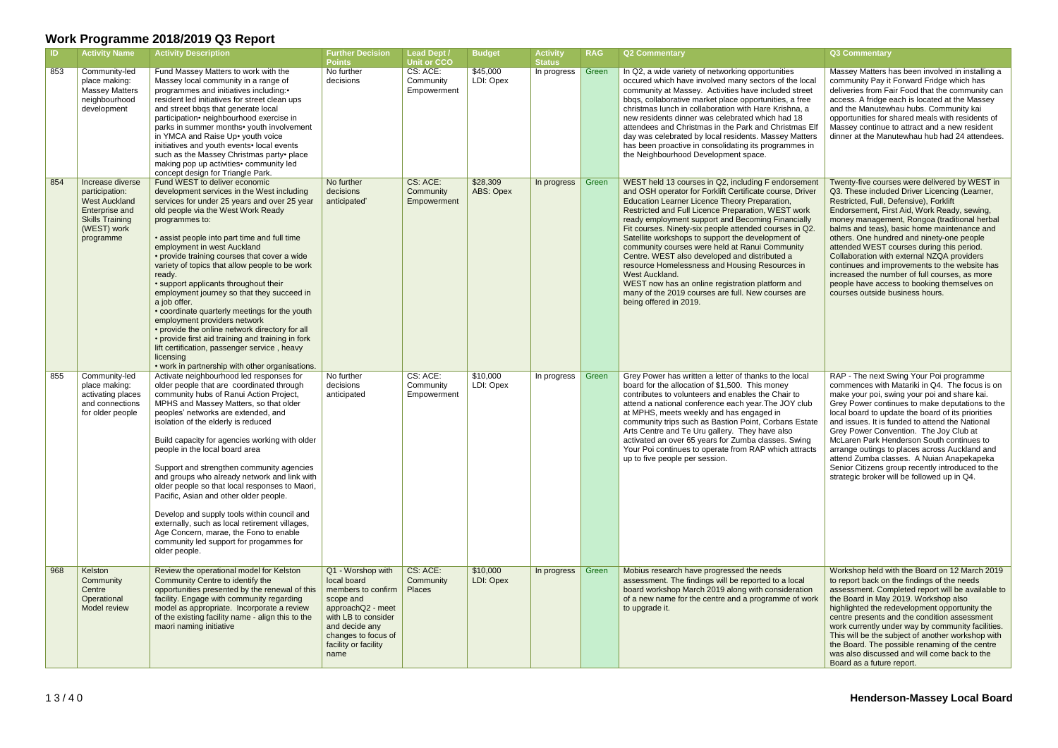# Work Programme 2018/2019 Q3 Report

| ID | Activity Name | Activity Description | Further Decision Points | Lead Dept / Unit or CCO | Budget | Activity Status | RAG | Q2 Commentary | Q3 Commentary |
|---|---|---|---|---|---|---|---|---|---|
| 853 | Community-led place making: Massey Matters neighbourhood development | Fund Massey Matters to work with the Massey local community in a range of programmes and initiatives including:• resident led initiatives for street clean ups and street bbqs that generate local participation• neighbourhood exercise in parks in summer months• youth involvement in YMCA and Raise Up• youth voice initiatives and youth events• local events such as the Massey Christmas party• place making pop up activities• community led concept design for Triangle Park. | No further decisions | CS: ACE: Community Empowerment | $45,000 LDI: Opex | In progress | Green | In Q2, a wide variety of networking opportunities occured which have involved many sectors of the local community at Massey. Activities have included street bbqs, collaborative market place opportunities, a free christmas lunch in collaboration with Hare Krishna, a new residents dinner was celebrated which had 18 attendees and Christmas in the Park and Christmas Elf day was celebrated by local residents. Massey Matters has been proactive in consolidating its programmes in the Neighbourhood Development space. | Massey Matters has been involved in installing a community Pay it Forward Fridge which has deliveries from Fair Food that the community can access. A fridge each is located at the Massey and the Manutewhau hubs. Community kai opportunities for shared meals with residents of Massey continue to attract and a new resident dinner at the Manutewhau hub had 24 attendees. |
| 854 | Increase diverse participation: West Auckland Enterprise and Skills Training (WEST) work programme | Fund WEST to deliver economic development services in the West including services for under 25 years and over 25 year old people via the West Work Ready programmes to:<br><br>• assist people into part time and full time employment in west Auckland<br>• provide training courses that cover a wide variety of topics that allow people to be work ready.<br>• support applicants throughout their employment journey so that they succeed in a job offer.<br>• coordinate quarterly meetings for the youth employment providers network<br>• provide the online network directory for all<br>• provide first aid training and training in fork lift certification, passenger service , heavy licensing<br>• work in partnership with other organisations. | No further decisions anticipated' | CS: ACE: Community Empowerment | $28,309 ABS: Opex | In progress | Green | WEST held 13 courses in Q2, including F endorsement and OSH operator for Forklift Certificate course, Driver Education Learner Licence Theory Preparation, Restricted and Full Licence Preparation, WEST work ready employment support and Becoming Financially Fit courses. Ninety-six people attended courses in Q2. Satellite workshops to support the development of community courses were held at Ranui Community Centre. WEST also developed and distributed a resource Homelessness and Housing Resources in West Auckland.<br>WEST now has an online registration platform and many of the 2019 courses are full. New courses are being offered in 2019. | Twenty-five courses were delivered by WEST in Q3. These included Driver Licencing (Learner, Restricted, Full, Defensive), Forklift Endorsement, First Aid, Work Ready, sewing, money management, Rongoa (traditional herbal balms and teas), basic home maintenance and others. One hundred and ninety-one people attended WEST courses during this period. Collaboration with external NZQA providers continues and improvements to the website has increased the number of full courses, as more people have access to booking themselves on courses outside business hours. |
| 855 | Community-led place making: activating places and connections for older people | Activate neighbourhood led responses for older people that are coordinated through community hubs of Ranui Action Project, MPHS and Massey Matters, so that older peoples' networks are extended, and isolation of the elderly is reduced<br><br>Build capacity for agencies working with older people in the local board area<br><br>Support and strengthen community agencies and groups who already network and link with older people so that local responses to Maori, Pacific, Asian and other older people.<br><br>Develop and supply tools within council and externally, such as local retirement villages, Age Concern, marae, the Fono to enable community led support for progammes for older people. | No further decisions anticipated | CS: ACE: Community Empowerment | $10,000 LDI: Opex | In progress | Green | Grey Power has written a letter of thanks to the local board for the allocation of $1,500. This money contributes to volunteers and enables the Chair to attend a national conference each year.The JOY club at MPHS, meets weekly and has engaged in community trips such as Bastion Point, Corbans Estate Arts Centre and Te Uru gallery. They have also activated an over 65 years for Zumba classes. Swing Your Poi continues to operate from RAP which attracts up to five people per session. | RAP - The next Swing Your Poi programme commences with Matariki in Q4. The focus is on make your poi, swing your poi and share kai. Grey Power continues to make deputations to the local board to update the board of its priorities and issues. It is funded to attend the National Grey Power Convention. The Joy Club at McLaren Park Henderson South continues to arrange outings to places across Auckland and attend Zumba classes. A Nuian Anapekapeka Senior Citizens group recently introduced to the strategic broker will be followed up in Q4. |
| 968 | Kelston Community Centre Operational Model review | Review the operational model for Kelston Community Centre to identify the opportunities presented by the renewal of this facility. Engage with community regarding model as appropriate. Incorporate a review of the existing facility name - align this to the maori naming initiative | Q1 - Worshop with local board members to confirm scope and approachQ2 - meet with LB to consider and decide any changes to focus of facility or facility name | CS: ACE: Community Places | $10,000 LDI: Opex | In progress | Green | Mobius research have progressed the needs assessment. The findings will be reported to a local board workshop March 2019 along with consideration of a new name for the centre and a programme of work to upgrade it. | Workshop held with the Board on 12 March 2019 to report back on the findings of the needs assessment. Completed report will be available to the Board in May 2019. Workshop also highlighted the redevelopment opportunity the centre presents and the condition assessment work currently under way by community facilities. This will be the subject of another workshop with the Board. The possible renaming of the centre was also discussed and will come back to the Board as a future report. |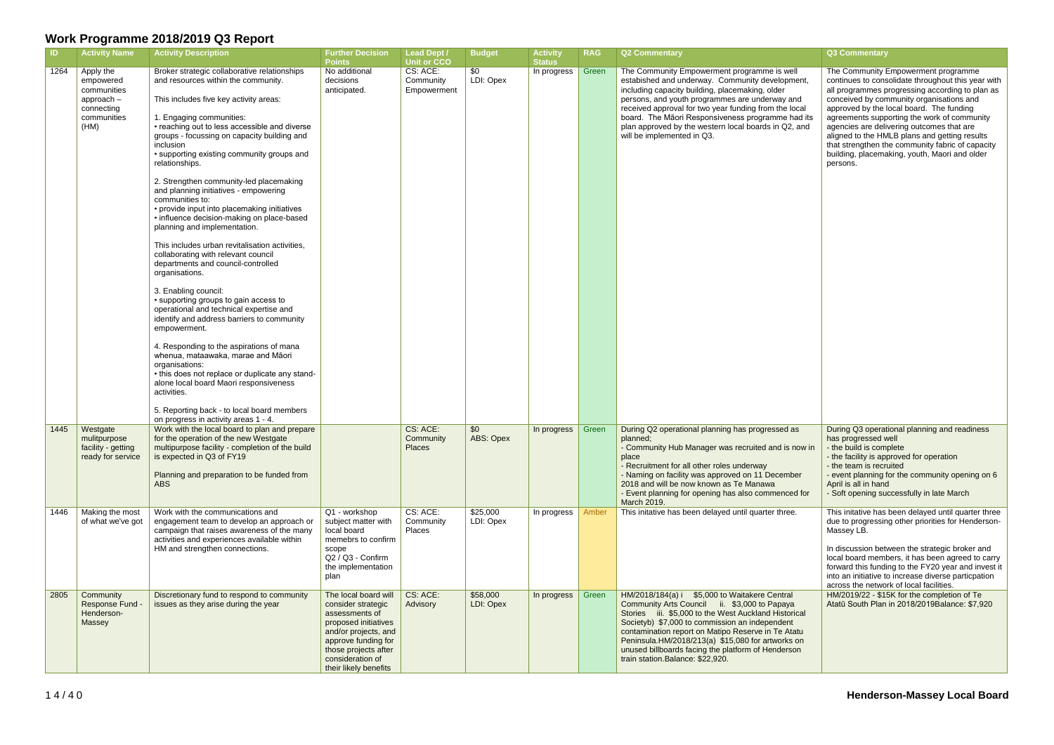# Work Programme 2018/2019 Q3 Report

| ID | Activity Name | Activity Description | Further Decision Points | Lead Dept / Unit or CCO | Budget | Activity Status | RAG | Q2 Commentary | Q3 Commentary |
|---|---|---|---|---|---|---|---|---|---|
| 1264 | Apply the empowered communities approach – connecting communities (HM) | Broker strategic collaborative relationships and resources within the community.<br><br>This includes five key activity areas:<br><br>1. Engaging communities:<br>• reaching out to less accessible and diverse groups - focussing on capacity building and inclusion<br>• supporting existing community groups and relationships.<br><br>2. Strengthen community-led placemaking and planning initiatives - empowering communities to:<br>• provide input into placemaking initiatives<br>• influence decision-making on place-based planning and implementation.<br><br>This includes urban revitalisation activities, collaborating with relevant council departments and council-controlled organisations.<br><br>3. Enabling council:<br>• supporting groups to gain access to operational and technical expertise and identify and address barriers to community empowerment.<br><br>4. Responding to the aspirations of mana whenua, mataawaka, marae and Māori organisations:<br>• this does not replace or duplicate any stand-alone local board Maori responsiveness activities.<br><br>5. Reporting back - to local board members on progress in activity areas 1 - 4. | No additional decisions anticipated. | CS: ACE: Community Empowerment | $0<br>LDI: Opex | In progress | Green | The Community Empowerment programme is well estabished and underway. Community development, including capacity building, placemaking, older persons, and youth programmes are underway and received approval for two year funding from the local board. The Māori Responsiveness programme had its plan approved by the western local boards in Q2, and will be implemented in Q3. | The Community Empowerment programme continues to consolidate throughout this year with all programmes progressing according to plan as conceived by community organisations and approved by the local board. The funding agreements supporting the work of community agencies are delivering outcomes that are aligned to the HMLB plans and getting results that strengthen the community fabric of capacity building, placemaking, youth, Maori and older persons. |
| 1445 | Westgate mulitpurpose facility - getting ready for service | Work with the local board to plan and prepare for the operation of the new Westgate multipurpose facility - completion of the build is expected in Q3 of FY19<br><br>Planning and preparation to be funded from ABS | | CS: ACE: Community Places | $0<br>ABS: Opex | In progress | Green | During Q2 operational planning has progressed as planned;<br>- Community Hub Manager was recruited and is now in place<br>- Recruitment for all other roles underway<br>- Naming on facility was approved on 11 December 2018 and will be now known as Te Manawa<br>- Event planning for opening has also commenced for March 2019. | During Q3 operational planning and readiness has progressed well<br>- the build is complete<br>- the facility is approved for operation<br>- the team is recruited<br>- event planning for the community opening on 6 April is all in hand<br>- Soft opening successfully in late March |
| 1446 | Making the most of what we've got | Work with the communications and engagement team to develop an approach or campaign that raises awareness of the many activities and experiences available within HM and strengthen connections. | Q1 - workshop subject matter with local board memebrs to confirm scope<br>Q2 / Q3 - Confirm the implementation plan | CS: ACE: Community Places | $25,000<br>LDI: Opex | In progress | Amber | This initative has been delayed until quarter three. | This initative has been delayed until quarter three due to progressing other priorities for Henderson-Massey LB.<br><br>In discussion between the strategic broker and local board members, it has been agreed to carry forward this funding to the FY20 year and invest it into an initiative to increase diverse particpation across the network of local facilities. |
| 2805 | Community Response Fund - Henderson-Massey | Discretionary fund to respond to community issues as they arise during the year | The local board will consider strategic assessments of proposed initiatives and/or projects, and approve funding for those projects after consideration of their likely benefits | CS: ACE: Advisory | $58,000<br>LDI: Opex | In progress | Green | HM/2018/184(a) i $5,000 to Waitakere Central Community Arts Council ii. $3,000 to Papaya Stories iii. $5,000 to the West Auckland Historical Societyb) $7,000 to commission an independent contamination report on Matipo Reserve in Te Atatu Peninsula.HM/2018/213(a) $15,080 for artworks on unused billboards facing the platform of Henderson train station.Balance: $22,920. | HM/2019/22 - $15K for the completion of Te Atatū South Plan in 2018/2019Balance: $7,920 |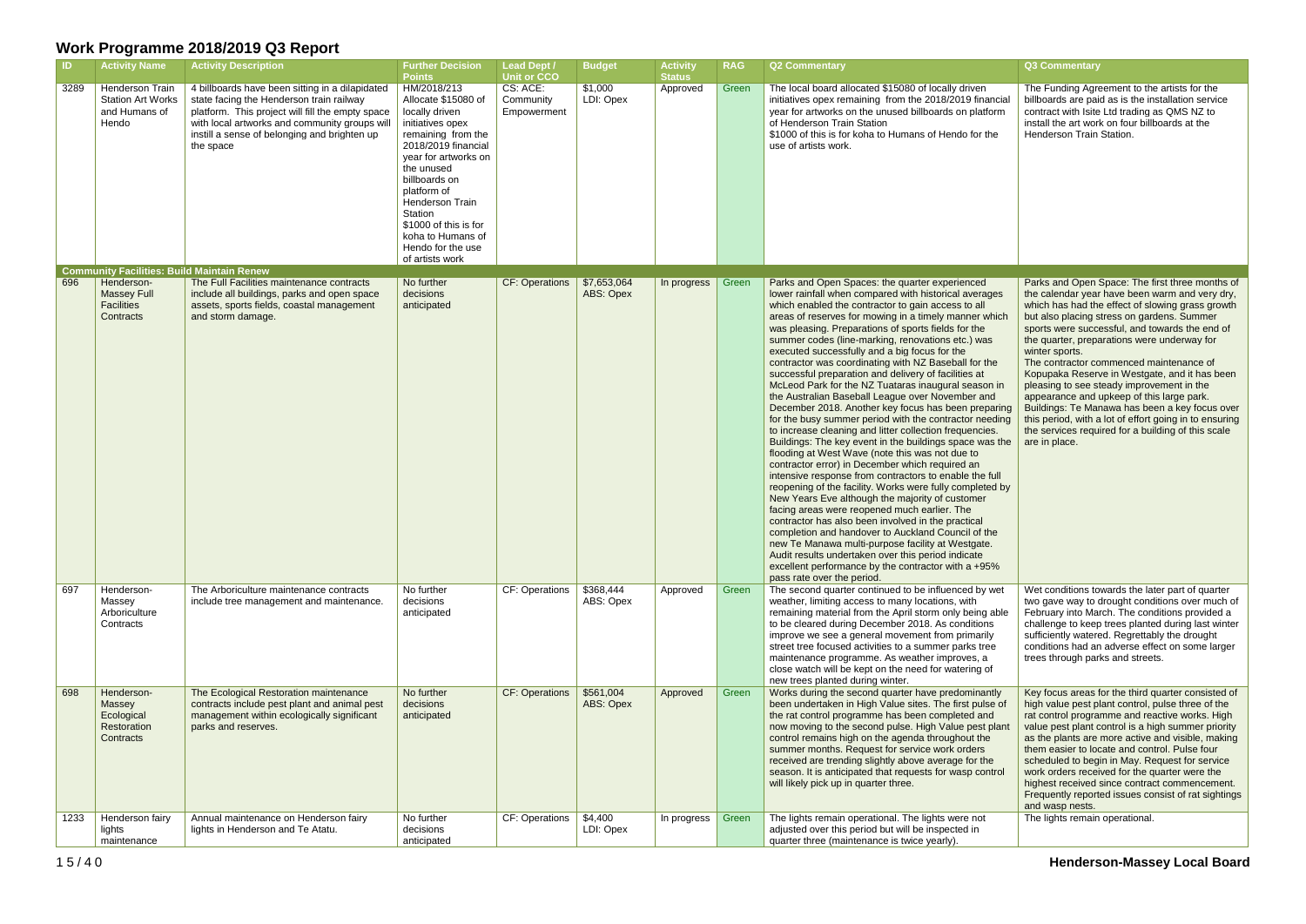# Work Programme 2018/2019 Q3 Report

| ID | Activity Name | Activity Description | Further Decision Points | Lead Dept / Unit or CCO | Budget | Activity Status | RAG | Q2 Commentary | Q3 Commentary |
|---|---|---|---|---|---|---|---|---|---|
| 3289 | Henderson Train Station Art Works and Humans of Hendo | 4 billboards have been sitting in a dilapidated state facing the Henderson train railway platform. This project will fill the empty space with local artworks and community groups will instill a sense of belonging and brighten up the space | HM/2018/213 Allocate $15080 of locally driven initiatives opex remaining from the 2018/2019 financial year for artworks on the unused billboards on platform of Henderson Train Station $1000 of this is for koha to Humans of Hendo for the use of artists work | CS: ACE: Community Empowerment | $1,000 LDI: Opex | Approved | Green | The local board allocated $15080 of locally driven initiatives opex remaining from the 2018/2019 financial year for artworks on the unused billboards on platform of Henderson Train Station $1000 of this is for koha to Humans of Hendo for the use of artists work. | The Funding Agreement to the artists for the billboards are paid as is the installation service contract with Isite Ltd trading as QMS NZ to install the art work on four billboards at the Henderson Train Station. |
| **Community Facilities: Build Maintain Renew** | | | | | | | | | |
| 696 | Henderson-Massey Full Facilities Contracts | The Full Facilities maintenance contracts include all buildings, parks and open space assets, sports fields, coastal management and storm damage. | No further decisions anticipated | CF: Operations | $7,653,064 ABS: Opex | In progress | Green | Parks and Open Spaces: the quarter experienced lower rainfall when compared with historical averages which enabled the contractor to gain access to all areas of reserves for mowing in a timely manner which was pleasing. Preparations of sports fields for the summer codes (line-marking, renovations etc.) was executed successfully and a big focus for the contractor was coordinating with NZ Baseball for the successful preparation and delivery of facilities at McLeod Park for the NZ Tuataras inaugural season in the Australian Baseball League over November and December 2018. Another key focus has been preparing for the busy summer period with the contractor needing to increase cleaning and litter collection frequencies. Buildings: The key event in the buildings space was the flooding at West Wave (note this was not due to contractor error) in December which required an intensive response from contractors to enable the full reopening of the facility. Works were fully completed by New Years Eve although the majority of customer facing areas were reopened much earlier. The contractor has also been involved in the practical completion and handover to Auckland Council of the new Te Manawa multi-purpose facility at Westgate. Audit results undertaken over this period indicate excellent performance by the contractor with a +95% pass rate over the period. | Parks and Open Space: The first three months of the calendar year have been warm and very dry, which has had the effect of slowing grass growth but also placing stress on gardens. Summer sports were successful, and towards the end of the quarter, preparations were underway for winter sports. The contractor commenced maintenance of Kopupaka Reserve in Westgate, and it has been pleasing to see steady improvement in the appearance and upkeep of this large park. Buildings: Te Manawa has been a key focus over this period, with a lot of effort going in to ensuring the services required for a building of this scale are in place. |
| 697 | Henderson-Massey Arboriculture Contracts | The Arboriculture maintenance contracts include tree management and maintenance. | No further decisions anticipated | CF: Operations | $368,444 ABS: Opex | Approved | Green | The second quarter continued to be influenced by wet weather, limiting access to many locations, with remaining material from the April storm only being able to be cleared during December 2018. As conditions improve we see a general movement from primarily street tree focused activities to a summer parks tree maintenance programme. As weather improves, a close watch will be kept on the need for watering of new trees planted during winter. | Wet conditions towards the later part of quarter two gave way to drought conditions over much of February into March. The conditions provided a challenge to keep trees planted during last winter sufficiently watered. Regrettably the drought conditions had an adverse effect on some larger trees through parks and streets. |
| 698 | Henderson-Massey Ecological Restoration Contracts | The Ecological Restoration maintenance contracts include pest plant and animal pest management within ecologically significant parks and reserves. | No further decisions anticipated | CF: Operations | $561,004 ABS: Opex | Approved | Green | Works during the second quarter have predominantly been undertaken in High Value sites. The first pulse of the rat control programme has been completed and now moving to the second pulse. High Value pest plant control remains high on the agenda throughout the summer months. Request for service work orders received are trending slightly above average for the season. It is anticipated that requests for wasp control will likely pick up in quarter three. | Key focus areas for the third quarter consisted of high value pest plant control, pulse three of the rat control programme and reactive works. High value pest plant control is a high summer priority as the plants are more active and visible, making them easier to locate and control. Pulse four scheduled to begin in May. Request for service work orders received for the quarter were the highest received since contract commencement. Frequently reported issues consist of rat sightings and wasp nests. |
| 1233 | Henderson fairy lights maintenance | Annual maintenance on Henderson fairy lights in Henderson and Te Atatu. | No further decisions anticipated | CF: Operations | $4,400 LDI: Opex | In progress | Green | The lights remain operational. The lights were not adjusted over this period but will be inspected in quarter three (maintenance is twice yearly). | The lights remain operational. |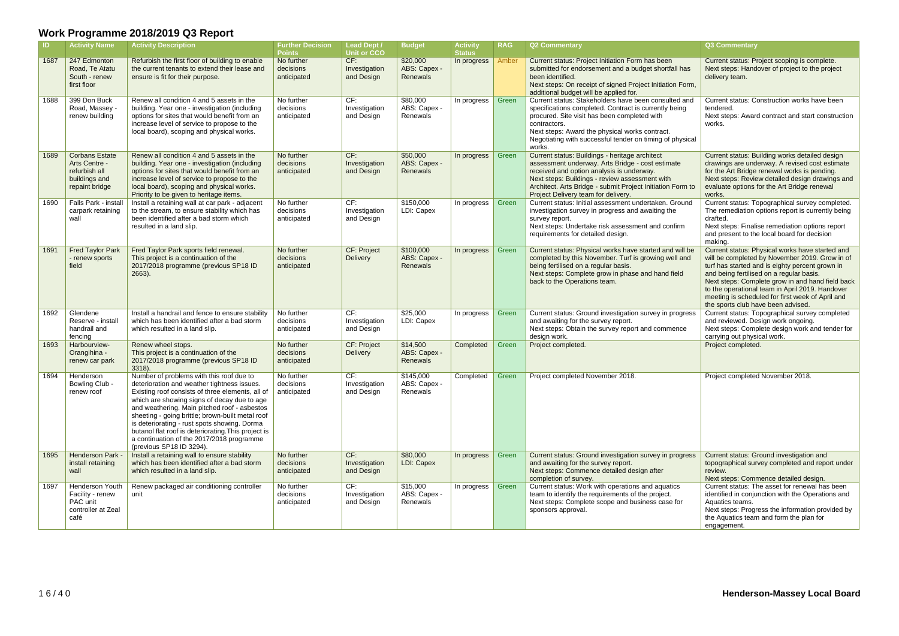# Work Programme 2018/2019 Q3 Report

| ID | Activity Name | Activity Description | Further Decision Points | Lead Dept / Unit or CCO | Budget | Activity Status | RAG | Q2 Commentary | Q3 Commentary |
|---|---|---|---|---|---|---|---|---|---|
| 1687 | 247 Edmonton Road, Te Atatu South - renew first floor | Refurbish the first floor of building to enable the current tenants to extend their lease and ensure is fit for their purpose. | No further decisions anticipated | CF: Investigation and Design | $20,000 ABS: Capex - Renewals | In progress | Amber | Current status: Project Initiation Form has been submitted for endorsement and a budget shortfall has been identified. Next steps: On receipt of signed Project Initiation Form, additional budget will be applied for. | Current status: Project scoping is complete. Next steps: Handover of project to the project delivery team. |
| 1688 | 399 Don Buck Road, Massey - renew building | Renew all condition 4 and 5 assets in the building. Year one - investigation (including options for sites that would benefit from an increase level of service to propose to the local board), scoping and physical works. | No further decisions anticipated | CF: Investigation and Design | $80,000 ABS: Capex - Renewals | In progress | Green | Current status: Stakeholders have been consulted and specifications completed. Contract is currently being procured. Site visit has been completed with contractors. Next steps: Award the physical works contract. Negotiating with successful tender on timing of physical works. | Current status: Construction works have been tendered. Next steps: Award contract and start construction works. |
| 1689 | Corbans Estate Arts Centre - refurbish all buildings and repaint bridge | Renew all condition 4 and 5 assets in the building. Year one - investigation (including options for sites that would benefit from an increase level of service to propose to the local board), scoping and physical works. Priority to be given to heritage items. | No further decisions anticipated | CF: Investigation and Design | $50,000 ABS: Capex - Renewals | In progress | Green | Current status: Buildings - heritage architect assessment underway. Arts Bridge - cost estimate received and option analysis is underway. Next steps: Buildings - review assessment with Architect. Arts Bridge - submit Project Initiation Form to Project Delivery team for delivery. | Current status: Building works detailed design drawings are underway. A revised cost estimate for the Art Bridge renewal works is pending. Next steps: Review detailed design drawings and evaluate options for the Art Bridge renewal works. |
| 1690 | Falls Park - install carpark retaining wall | Install a retaining wall at car park - adjacent to the stream, to ensure stability which has been identified after a bad storm which resulted in a land slip. | No further decisions anticipated | CF: Investigation and Design | $150,000 LDI: Capex | In progress | Green | Current status: Initial assessment undertaken. Ground investigation survey in progress and awaiting the survey report. Next steps: Undertake risk assessment and confirm requirements for detailed design. | Current status: Topographical survey completed. The remediation options report is currently being drafted. Next steps: Finalise remediation options report and present to the local board for decision making. |
| 1691 | Fred Taylor Park - renew sports field | Fred Taylor Park sports field renewal. This project is a continuation of the 2017/2018 programme (previous SP18 ID 2663). | No further decisions anticipated | CF: Project Delivery | $100,000 ABS: Capex - Renewals | In progress | Green | Current status: Physical works have started and will be completed by this November. Turf is growing well and being fertilised on a regular basis. Next steps: Complete grow in phase and hand field back to the Operations team. | Current status: Physical works have started and will be completed by November 2019. Grow in of turf has started and is eighty percent grown in and being fertilised on a regular basis. Next steps: Complete grow in and hand field back to the operational team in April 2019. Handover meeting is scheduled for first week of April and the sports club have been advised. |
| 1692 | Glendene Reserve - install handrail and fencing | Install a handrail and fence to ensure stability which has been identified after a bad storm which resulted in a land slip. | No further decisions anticipated | CF: Investigation and Design | $25,000 LDI: Capex | In progress | Green | Current status: Ground investigation survey in progress and awaiting for the survey report. Next steps: Obtain the survey report and commence design work. | Current status: Topographical survey completed and reviewed. Design work ongoing. Next steps: Complete design work and tender for carrying out physical work. |
| 1693 | Harbourview-Orangihina - renew car park | Renew wheel stops. This project is a continuation of the 2017/2018 programme (previous SP18 ID 3318). | No further decisions anticipated | CF: Project Delivery | $14,500 ABS: Capex - Renewals | Completed | Green | Project completed. | Project completed. |
| 1694 | Henderson Bowling Club - renew roof | Number of problems with this roof due to deterioration and weather tightness issues. Existing roof consists of three elements, all of which are showing signs of decay due to age and weathering. Main pitched roof - asbestos sheeting - going brittle; brown-built metal roof is deteriorating - rust spots showing. Dorma butanol flat roof is deteriorating.This project is a continuation of the 2017/2018 programme (previous SP18 ID 3294). | No further decisions anticipated | CF: Investigation and Design | $145,000 ABS: Capex - Renewals | Completed | Green | Project completed November 2018. | Project completed November 2018. |
| 1695 | Henderson Park - install retaining wall | Install a retaining wall to ensure stability which has been identified after a bad storm which resulted in a land slip. | No further decisions anticipated | CF: Investigation and Design | $80,000 LDI: Capex | In progress | Green | Current status: Ground investigation survey in progress and awaiting for the survey report. Next steps: Commence detailed design after completion of survey. | Current status: Ground investigation and topographical survey completed and report under review. Next steps: Commence detailed design. |
| 1697 | Henderson Youth Facility - renew PAC unit controller at Zeal café | Renew packaged air conditioning controller unit | No further decisions anticipated | CF: Investigation and Design | $15,000 ABS: Capex - Renewals | In progress | Green | Current status: Work with operations and aquatics team to identify the requirements of the project. Next steps: Complete scope and business case for sponsors approval. | Current status: The asset for renewal has been identified in conjunction with the Operations and Aquatics teams. Next steps: Progress the information provided by the Aquatics team and form the plan for engagement. |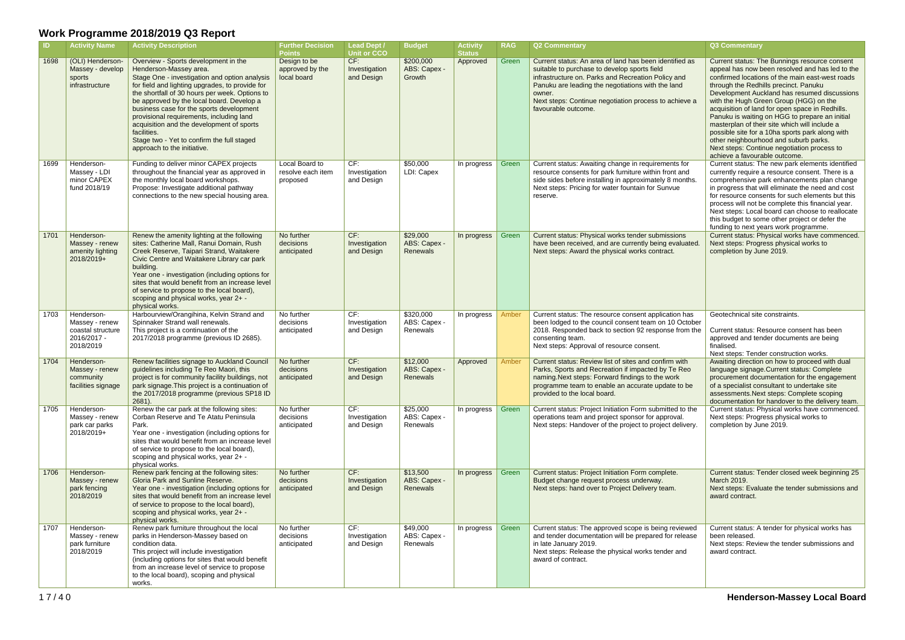# Work Programme 2018/2019 Q3 Report

| ID | Activity Name | Activity Description | Further Decision Points | Lead Dept / Unit or CCO | Budget | Activity Status | RAG | Q2 Commentary | Q3 Commentary |
|---|---|---|---|---|---|---|---|---|---|
| 1698 | (OLI) Henderson-Massey - develop sports infrastructure | Overview - Sports development in the Henderson-Massey area.<br>Stage One - investigation and option analysis for field and lighting upgrades, to provide for the shortfall of 30 hours per week. Options to be approved by the local board. Develop a business case for the sports development provisional requirements, including land acquisition and the development of sports facilities.<br>Stage two - Yet to confirm the full staged approach to the initiative. | Design to be approved by the local board | CF: Investigation and Design | $200,000 ABS: Capex - Growth | Approved | Green | Current status: An area of land has been identified as suitable to purchase to develop sports field infrastructure on. Parks and Recreation Policy and Panuku are leading the negotiations with the land owner.<br>Next steps: Continue negotiation process to achieve a favourable outcome. | Current status: The Bunnings resource consent appeal has now been resolved and has led to the confirmed locations of the main east-west roads through the Redhills precinct. Panuku Development Auckland has resumed discussions with the Hugh Green Group (HGG) on the acquisition of land for open space in Redhills. Panuku is waiting on HGG to prepare an initial masterplan of their site which will include a possible site for a 10ha sports park along with other neighbourhood and suburb parks.<br>Next steps: Continue negotiation process to achieve a favourable outcome. |
| 1699 | Henderson-Massey - LDI minor CAPEX fund 2018/19 | Funding to deliver minor CAPEX projects throughout the financial year as approved in the monthly local board workshops.<br>Propose: Investigate additional pathway connections to the new special housing area. | Local Board to resolve each item proposed | CF: Investigation and Design | $50,000 LDI: Capex | In progress | Green | Current status: Awaiting change in requirements for resource consents for park furniture within front and side sides before installing in approximately 8 months.<br>Next steps: Pricing for water fountain for Sunvue reserve. | Current status: The new park elements identified currently require a resource consent. There is a comprehensive park enhancements plan change in progress that will eliminate the need and cost for resource consents for such elements but this process will not be complete this financial year.<br>Next steps: Local board can choose to reallocate this budget to some other project or defer the funding to next years work programme. |
| 1701 | Henderson-Massey - renew amenity lighting 2018/2019+ | Renew the amenity lighting at the following sites: Catherine Mall, Ranui Domain, Rush Creek Reserve, Taipari Strand, Waitakere Civic Centre and Waitakere Library car park building.<br>Year one - investigation (including options for sites that would benefit from an increase level of service to propose to the local board), scoping and physical works, year 2+ - physical works. | No further decisions anticipated | CF: Investigation and Design | $29,000 ABS: Capex - Renewals | In progress | Green | Current status: Physical works tender submissions have been received, and are currently being evaluated.<br>Next steps: Award the physical works contract. | Current status: Physical works have commenced.<br>Next steps: Progress physical works to completion by June 2019. |
| 1703 | Henderson-Massey - renew coastal structure 2016/2017 - 2018/2019 | Harbourview/Orangihina, Kelvin Strand and Spinnaker Strand wall renewals.<br>This project is a continuation of the 2017/2018 programme (previous ID 2685). | No further decisions anticipated | CF: Investigation and Design | $320,000 ABS: Capex - Renewals | In progress | Amber | Current status: The resource consent application has been lodged to the council consent team on 10 October 2018. Responded back to section 92 response from the consenting team.<br>Next steps: Approval of resource consent. | Geotechnical site constraints.<br><br>Current status: Resource consent has been approved and tender documents are being finalised.<br>Next steps: Tender construction works. |
| 1704 | Henderson-Massey - renew community facilities signage | Renew facilities signage to Auckland Council guidelines including Te Reo Maori, this project is for community facility buildings, not park signage.This project is a continuation of the 2017/2018 programme (previous SP18 ID 2681). | No further decisions anticipated | CF: Investigation and Design | $12,000 ABS: Capex - Renewals | Approved | Amber | Current status: Review list of sites and confirm with Parks, Sports and Recreation if impacted by Te Reo naming.Next steps: Forward findings to the work programme team to enable an accurate update to be provided to the local board. | Awaiting direction on how to proceed with dual language signage.Current status: Complete procurement documentation for the engagement of a specialist consultant to undertake site assessments.Next steps: Complete scoping documentation for handover to the delivery team. |
| 1705 | Henderson-Massey - renew park car parks 2018/2019+ | Renew the car park at the following sites: Corban Reserve and Te Atatu Peninsula Park.<br>Year one - investigation (including options for sites that would benefit from an increase level of service to propose to the local board), scoping and physical works, year 2+ - physical works. | No further decisions anticipated | CF: Investigation and Design | $25,000 ABS: Capex - Renewals | In progress | Green | Current status: Project Initiation Form submitted to the operations team and project sponsor for approval.<br>Next steps: Handover of the project to project delivery. | Current status: Physical works have commenced.<br>Next steps: Progress physical works to completion by June 2019. |
| 1706 | Henderson-Massey - renew park fencing 2018/2019 | Renew park fencing at the following sites: Gloria Park and Sunline Reserve.<br>Year one - investigation (including options for sites that would benefit from an increase level of service to propose to the local board), scoping and physical works, year 2+ - physical works. | No further decisions anticipated | CF: Investigation and Design | $13,500 ABS: Capex - Renewals | In progress | Green | Current status: Project Initiation Form complete. Budget change request process underway.<br>Next steps: hand over to Project Delivery team. | Current status: Tender closed week beginning 25 March 2019.<br>Next steps: Evaluate the tender submissions and award contract. |
| 1707 | Henderson-Massey - renew park furniture 2018/2019 | Renew park furniture throughout the local parks in Henderson-Massey based on condition data.<br>This project will include investigation (including options for sites that would benefit from an increase level of service to propose to the local board), scoping and physical works. | No further decisions anticipated | CF: Investigation and Design | $49,000 ABS: Capex - Renewals | In progress | Green | Current status: The approved scope is being reviewed and tender documentation will be prepared for release in late January 2019.<br>Next steps: Release the physical works tender and award of contract. | Current status: A tender for physical works has been released.<br>Next steps: Review the tender submissions and award contract. |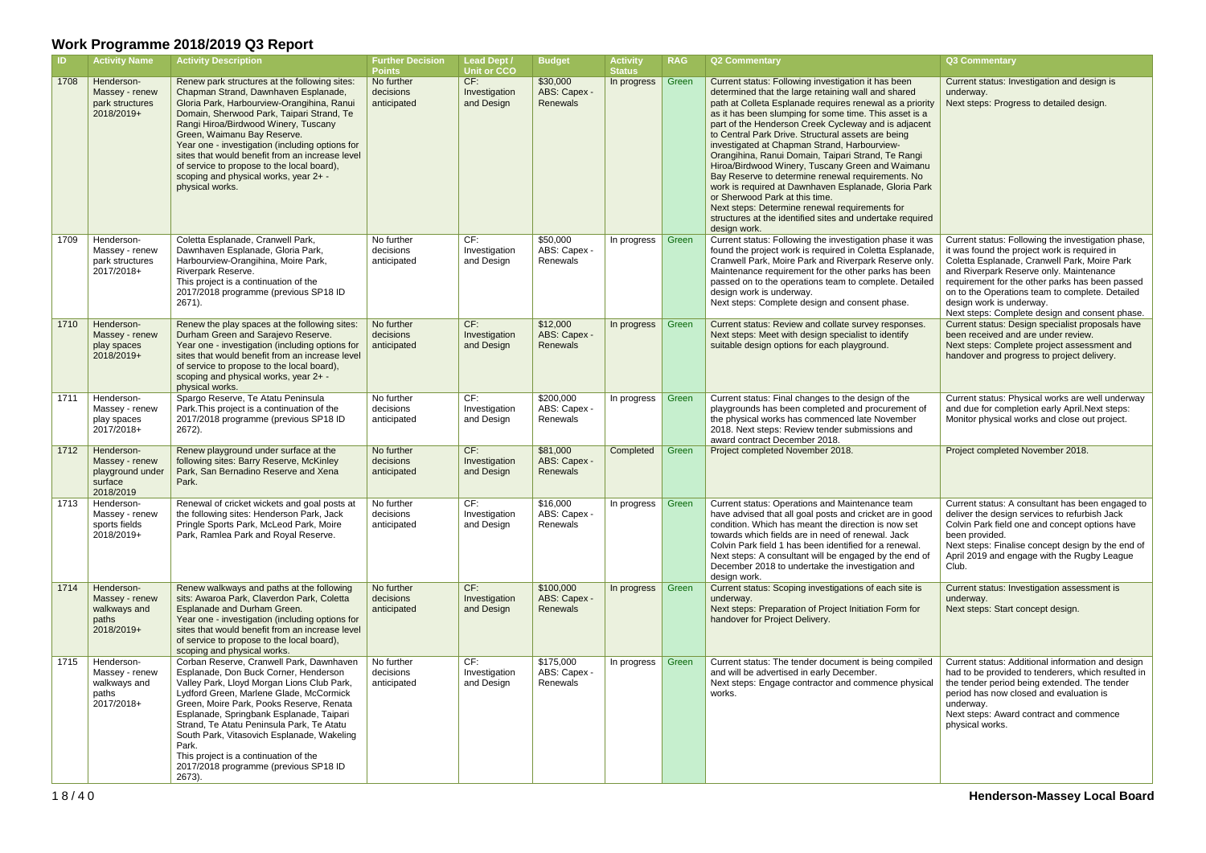# Work Programme 2018/2019 Q3 Report

| ID | Activity Name | Activity Description | Further Decision Points | Lead Dept / Unit or CCO | Budget | Activity Status | RAG | Q2 Commentary | Q3 Commentary |
|---|---|---|---|---|---|---|---|---|---|
| 1708 | Henderson-Massey - renew park structures 2018/2019+ | Renew park structures at the following sites: Chapman Strand, Dawnhaven Esplanade, Gloria Park, Harbourview-Orangihina, Ranui Domain, Sherwood Park, Taipari Strand, Te Rangi Hiroa/Birdwood Winery, Tuscany Green, Waimanu Bay Reserve. Year one - investigation (including options for sites that would benefit from an increase level of service to propose to the local board), scoping and physical works, year 2+ - physical works. | No further decisions anticipated | CF: Investigation and Design | $30,000 ABS: Capex - Renewals | In progress | Green | Current status: Following investigation it has been determined that the large retaining wall and shared path at Colleta Esplanade requires renewal as a priority as it has been slumping for some time. This asset is a part of the Henderson Creek Cycleway and is adjacent to Central Park Drive. Structural assets are being investigated at Chapman Strand, Harbourview-Orangihina, Ranui Domain, Taipari Strand, Te Rangi Hiroa/Birdwood Winery, Tuscany Green and Waimanu Bay Reserve to determine renewal requirements. No work is required at Dawnhaven Esplanade, Gloria Park or Sherwood Park at this time. Next steps: Determine renewal requirements for structures at the identified sites and undertake required design work. | Current status: Investigation and design is underway. Next steps: Progress to detailed design. |
| 1709 | Henderson-Massey - renew park structures 2017/2018+ | Coletta Esplanade, Cranwell Park, Dawnhaven Esplanade, Gloria Park, Harbourview-Orangihina, Moire Park, Riverpark Reserve. This project is a continuation of the 2017/2018 programme (previous SP18 ID 2671). | No further decisions anticipated | CF: Investigation and Design | $50,000 ABS: Capex - Renewals | In progress | Green | Current status: Following the investigation phase it was found the project work is required in Coletta Esplanade, Cranwell Park, Moire Park and Riverpark Reserve only. Maintenance requirement for the other parks has been passed on to the operations team to complete. Detailed design work is underway. Next steps: Complete design and consent phase. | Current status: Following the investigation phase, it was found the project work is required in Coletta Esplanade, Cranwell Park, Moire Park and Riverpark Reserve only. Maintenance requirement for the other parks has been passed on to the Operations team to complete. Detailed design work is underway. Next steps: Complete design and consent phase. |
| 1710 | Henderson-Massey - renew play spaces 2018/2019+ | Renew the play spaces at the following sites: Durham Green and Sarajevo Reserve. Year one - investigation (including options for sites that would benefit from an increase level of service to propose to the local board), scoping and physical works, year 2+ - physical works. | No further decisions anticipated | CF: Investigation and Design | $12,000 ABS: Capex - Renewals | In progress | Green | Current status: Review and collate survey responses. Next steps: Meet with design specialist to identify suitable design options for each playground. | Current status: Design specialist proposals have been received and are under review. Next steps: Complete project assessment and handover and progress to project delivery. |
| 1711 | Henderson-Massey - renew play spaces 2017/2018+ | Spargo Reserve, Te Atatu Peninsula Park.This project is a continuation of the 2017/2018 programme (previous SP18 ID 2672). | No further decisions anticipated | CF: Investigation and Design | $200,000 ABS: Capex - Renewals | In progress | Green | Current status: Final changes to the design of the playgrounds has been completed and procurement of the physical works has commenced late November 2018. Next steps: Review tender submissions and award contract December 2018. | Current status: Physical works are well underway and due for completion early April.Next steps: Monitor physical works and close out project. |
| 1712 | Henderson-Massey - renew playground under surface 2018/2019 | Renew playground under surface at the following sites: Barry Reserve, McKinley Park, San Bernadino Reserve and Xena Park. | No further decisions anticipated | CF: Investigation and Design | $81,000 ABS: Capex - Renewals | Completed | Green | Project completed November 2018. | Project completed November 2018. |
| 1713 | Henderson-Massey - renew sports fields 2018/2019+ | Renewal of cricket wickets and goal posts at the following sites: Henderson Park, Jack Pringle Sports Park, McLeod Park, Moire Park, Ramlea Park and Royal Reserve. | No further decisions anticipated | CF: Investigation and Design | $16,000 ABS: Capex - Renewals | In progress | Green | Current status: Operations and Maintenance team have advised that all goal posts and cricket are in good condition. Which has meant the direction is now set towards which fields are in need of renewal. Jack Colvin Park field 1 has been identified for a renewal. Next steps: A consultant will be engaged by the end of December 2018 to undertake the investigation and design work. | Current status: A consultant has been engaged to deliver the design services to refurbish Jack Colvin Park field one and concept options have been provided. Next steps: Finalise concept design by the end of April 2019 and engage with the Rugby League Club. |
| 1714 | Henderson-Massey - renew walkways and paths 2018/2019+ | Renew walkways and paths at the following sits: Awaroa Park, Claverdon Park, Coleta Esplanade and Durham Green. Year one - investigation (including options for sites that would benefit from an increase level of service to propose to the local board), scoping and physical works. | No further decisions anticipated | CF: Investigation and Design | $100,000 ABS: Capex - Renewals | In progress | Green | Current status: Scoping investigations of each site is underway. Next steps: Preparation of Project Initiation Form for handover for Project Delivery. | Current status: Investigation assessment is underway. Next steps: Start concept design. |
| 1715 | Henderson-Massey - renew walkways and paths 2017/2018+ | Corban Reserve, Cranwell Park, Dawnhaven Esplanade, Don Buck Corner, Henderson Valley Park, Lloyd Morgan Lions Club Park, Lydford Green, Marlene Glade, McCormick Green, Moire Park, Pooks Reserve, Renata Esplanade, Springbank Esplanade, Taipari Strand, Te Atatu Peninsula Park, Te Atatu South Park, Vitasovich Esplanade, Wakeling Park. This project is a continuation of the 2017/2018 programme (previous SP18 ID 2673). | No further decisions anticipated | CF: Investigation and Design | $175,000 ABS: Capex - Renewals | In progress | Green | Current status: The tender document is being compiled and will be advertised in early December. Next steps: Engage contractor and commence physical works. | Current status: Additional information and design had to be provided to tenderers, which resulted in the tender period being extended. The tender period has now closed and evaluation is underway. Next steps: Award contract and commence physical works. |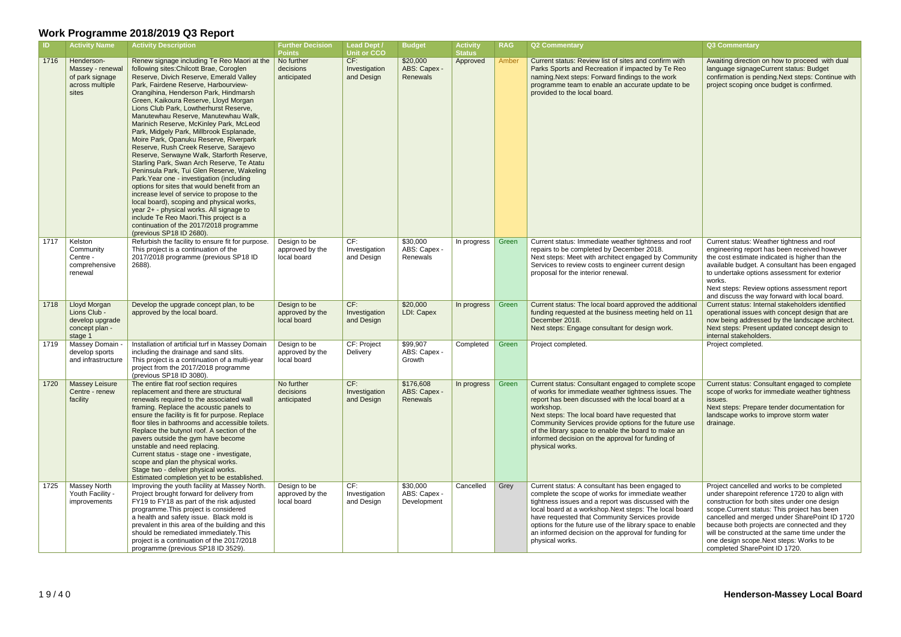# Work Programme 2018/2019 Q3 Report

| ID | Activity Name | Activity Description | Further Decision Points | Lead Dept / Unit or CCO | Budget | Activity Status | RAG | Q2 Commentary | Q3 Commentary |
|---|---|---|---|---|---|---|---|---|---|
| 1716 | Henderson-Massey - renewal of park signage across multiple sites | Renew signage including Te Reo Maori at the following sites:Chilcott Brae, Coroglen Reserve, Divich Reserve, Emerald Valley Park, Fairdene Reserve, Harbourview-Orangihina, Henderson Park, Hindmarsh Green, Kaikoura Reserve, Lloyd Morgan Lions Club Park, Lowtherhurst Reserve, Manutewhau Reserve, Manutewhau Walk, Marinich Reserve, McKinley Park, McLeod Park, Midgely Park, Millbrook Esplanade, Moire Park, Opanuku Reserve, Riverpark Reserve, Rush Creek Reserve, Sarajevo Reserve, Serwayne Walk, Starforth Reserve, Starling Park, Swan Arch Reserve, Te Atatu Peninsula Park, Tui Glen Reserve, Wakeling Park.Year one - investigation (including options for sites that would benefit from an increase level of service to propose to the local board), scoping and physical works, year 2+ - physical works. All signage to include Te Reo Maori.This project is a continuation of the 2017/2018 programme (previous SP18 ID 2680). | No further decisions anticipated | CF: Investigation and Design | $20,000 ABS: Capex - Renewals | Approved | Amber | Current status: Review list of sites and confirm with Parks Sports and Recreation if impacted by Te Reo naming.Next steps: Forward findings to the work programme team to enable an accurate update to be provided to the local board. | Awaiting direction on how to proceed with dual language signageCurrent status: Budget confirmation is pending.Next steps: Continue with project scoping once budget is confirmed. |
| 1717 | Kelston Community Centre - comprehensive renewal | Refurbish the facility to ensure fit for purpose. This project is a continuation of the 2017/2018 programme (previous SP18 ID 2688). | Design to be approved by the local board | CF: Investigation and Design | $30,000 ABS: Capex - Renewals | In progress | Green | Current status: Immediate weather tightness and roof repairs to be completed by December 2018.<br>Next steps: Meet with architect engaged by Community Services to review costs to engineer current design proposal for the interior renewal. | Current status: Weather tightness and roof engineering report has been received however the cost estimate indicated is higher than the available budget. A consultant has been engaged to undertake options assessment for exterior works.<br>Next steps: Review options assessment report and discuss the way forward with local board. |
| 1718 | Lloyd Morgan Lions Club - develop upgrade concept plan - stage 1 | Develop the upgrade concept plan, to be approved by the local board. | Design to be approved by the local board | CF: Investigation and Design | $20,000 LDI: Capex | In progress | Green | Current status: The local board approved the additional funding requested at the business meeting held on 11 December 2018.<br>Next steps: Engage consultant for design work. | Current status: Internal stakeholders identified operational issues with concept design that are now being addressed by the landscape architect.<br>Next steps: Present updated concept design to internal stakeholders. |
| 1719 | Massey Domain - develop sports and infrastructure | Installation of artificial turf in Massey Domain including the drainage and sand slits.<br>This project is a continuation of a multi-year project from the 2017/2018 programme (previous SP18 ID 3080). | Design to be approved by the local board | CF: Project Delivery | $99,907 ABS: Capex - Growth | Completed | Green | Project completed. | Project completed. |
| 1720 | Massey Leisure Centre - renew facility | The entire flat roof section requires replacement and there are structural renewals required to the associated wall framing. Replace the acoustic panels to ensure the facility is fit for purpose. Replace floor tiles in bathrooms and accessible toilets. Replace the butynol roof. A section of the pavers outside the gym have become unstable and need replacing.<br>Current status - stage one - investigate, scope and plan the physical works.<br>Stage two - deliver physical works.<br>Estimated completion yet to be established. | No further decisions anticipated | CF: Investigation and Design | $176,608 ABS: Capex - Renewals | In progress | Green | Current status: Consultant engaged to complete scope of works for immediate weather tightness issues. The report has been discussed with the local board at a workshop.<br>Next steps: The local board have requested that Community Services provide options for the future use of the library space to enable the board to make an informed decision on the approval for funding of physical works. | Current status: Consultant engaged to complete scope of works for immediate weather tightness issues.<br>Next steps: Prepare tender documentation for landscape works to improve storm water drainage. |
| 1725 | Massey North Youth Facility - improvements | Improving the youth facility at Massey North. Project brought forward for delivery from FY19 to FY18 as part of the risk adjusted programme.This project is considered a health and safety issue. Black mold is prevalent in this area of the building and this should be remediated immediately.This project is a continuation of the 2017/2018 programme (previous SP18 ID 3529). | Design to be approved by the local board | CF: Investigation and Design | $30,000 ABS: Capex - Development | Cancelled | Grey | Current status: A consultant has been engaged to complete the scope of works for immediate weather tightness issues and a report was discussed with the local board at a workshop.Next steps: The local board have requested that Community Services provide options for the future use of the library space to enable an informed decision on the approval for funding for physical works. | Project cancelled and works to be completed under sharepoint reference 1720 to align with construction for both sites under one design scope.Current status: This project has been cancelled and merged under SharePoint ID 1720 because both projects are connected and they will be constructed at the same time under the one design scope.Next steps: Works to be completed SharePoint ID 1720. |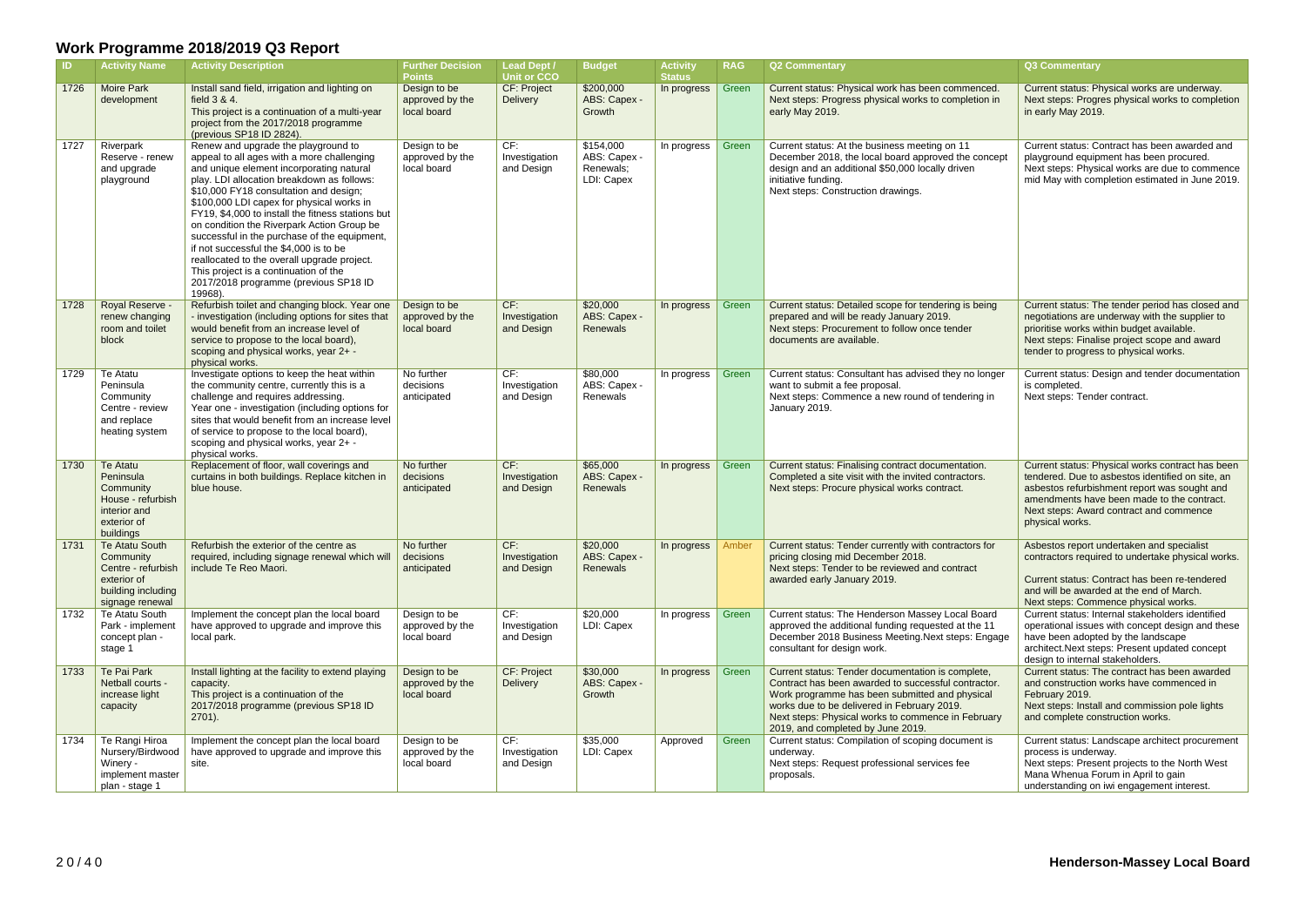# Work Programme 2018/2019 Q3 Report

| ID | Activity Name | Activity Description | Further Decision Points | Lead Dept / Unit or CCO | Budget | Activity Status | RAG | Q2 Commentary | Q3 Commentary |
|---|---|---|---|---|---|---|---|---|---|
| 1726 | Moire Park development | Install sand field, irrigation and lighting on field 3 & 4. This project is a continuation of a multi-year project from the 2017/2018 programme (previous SP18 ID 2824). | Design to be approved by the local board | CF: Project Delivery | $200,000 ABS: Capex - Growth | In progress | Green | Current status: Physical work has been commenced. Next steps: Progress physical works to completion in early May 2019. | Current status: Physical works are underway. Next steps: Progres physical works to completion in early May 2019. |
| 1727 | Riverpark Reserve - renew and upgrade playground | Renew and upgrade the playground to appeal to all ages with a more challenging and unique element incorporating natural play. LDI allocation breakdown as follows: $10,000 FY18 consultation and design; $100,000 LDI capex for physical works in FY19, $4,000 to install the fitness stations but on condition the Riverpark Action Group be successful in the purchase of the equipment, if not successful the $4,000 is to be reallocated to the overall upgrade project. This project is a continuation of the 2017/2018 programme (previous SP18 ID 19968). | Design to be approved by the local board | CF: Investigation and Design | $154,000 ABS: Capex - Renewals; LDI: Capex | In progress | Green | Current status: At the business meeting on 11 December 2018, the local board approved the concept design and an additional $50,000 locally driven initiative funding. Next steps: Construction drawings. | Current status: Contract has been awarded and playground equipment has been procured. Next steps: Physical works are due to commence mid May with completion estimated in June 2019. |
| 1728 | Royal Reserve - renew changing room and toilet block | Refurbish toilet and changing block. Year one - investigation (including options for sites that would benefit from an increase level of service to propose to the local board), scoping and physical works, year 2+ - physical works. | Design to be approved by the local board | CF: Investigation and Design | $20,000 ABS: Capex - Renewals | In progress | Green | Current status: Detailed scope for tendering is being prepared and will be ready January 2019. Next steps: Procurement to follow once tender documents are available. | Current status: The tender period has closed and negotiations are underway with the supplier to prioritise works within budget available. Next steps: Finalise project scope and award tender to progress to physical works. |
| 1729 | Te Atatu Peninsula Community Centre - review and replace heating system | Investigate options to keep the heat within the community centre, currently this is a challenge and requires addressing. Year one - investigation (including options for sites that would benefit from an increase level of service to propose to the local board), scoping and physical works, year 2+ - physical works. | No further decisions anticipated | CF: Investigation and Design | $80,000 ABS: Capex - Renewals | In progress | Green | Current status: Consultant has advised they no longer want to submit a fee proposal. Next steps: Commence a new round of tendering in January 2019. | Current status: Design and tender documentation is completed. Next steps: Tender contract. |
| 1730 | Te Atatu Peninsula Community House - refurbish interior and exterior of buildings | Replacement of floor, wall coverings and curtains in both buildings. Replace kitchen in blue house. | No further decisions anticipated | CF: Investigation and Design | $65,000 ABS: Capex - Renewals | In progress | Green | Current status: Finalising contract documentation. Completed a site visit with the invited contractors. Next steps: Procure physical works contract. | Current status: Physical works contract has been tendered. Due to asbestos identified on site, an asbestos refurbishment report was sought and amendments have been made to the contract. Next steps: Award contract and commence physical works. |
| 1731 | Te Atatu South Community Centre - refurbish exterior of building including signage renewal | Refurbish the exterior of the centre as required, including signage renewal which will include Te Reo Maori. | No further decisions anticipated | CF: Investigation and Design | $20,000 ABS: Capex - Renewals | In progress | Amber | Current status: Tender currently with contractors for pricing closing mid December 2018. Next steps: Tender to be reviewed and contract awarded early January 2019. | Asbestos report undertaken and specialist contractors required to undertake physical works.<br><br>Current status: Contract has been re-tendered and will be awarded at the end of March. Next steps: Commence physical works. |
| 1732 | Te Atatu South Park - implement concept plan - stage 1 | Implement the concept plan the local board have approved to upgrade and improve this local park. | Design to be approved by the local board | CF: Investigation and Design | $20,000 LDI: Capex | In progress | Green | Current status: The Henderson Massey Local Board approved the additional funding requested at the 11 December 2018 Business Meeting.Next steps: Engage consultant for design work. | Current status: Internal stakeholders identified operational issues with concept design and these have been adopted by the landscape architect.Next steps: Present updated concept design to internal stakeholders. |
| 1733 | Te Pai Park Netball courts - increase light capacity | Install lighting at the facility to extend playing capacity. This project is a continuation of the 2017/2018 programme (previous SP18 ID 2701). | Design to be approved by the local board | CF: Project Delivery | $30,000 ABS: Capex - Growth | In progress | Green | Current status: Tender documentation is complete, Contract has been awarded to successful contractor. Work programme has been submitted and physical works due to be delivered in February 2019. Next steps: Physical works to commence in February 2019, and completed by June 2019. | Current status: The contract has been awarded and construction works have commenced in February 2019. Next steps: Install and commission pole lights and complete construction works. |
| 1734 | Te Rangi Hiroa Nursery/Birdwood Winery - implement master plan - stage 1 | Implement the concept plan the local board have approved to upgrade and improve this site. | Design to be approved by the local board | CF: Investigation and Design | $35,000 LDI: Capex | Approved | Green | Current status: Compilation of scoping document is underway. Next steps: Request professional services fee proposals. | Current status: Landscape architect procurement process is underway. Next steps: Present projects to the North West Mana Whenua Forum in April to gain understanding on iwi engagement interest. |

**Henderson-Massey Local Board**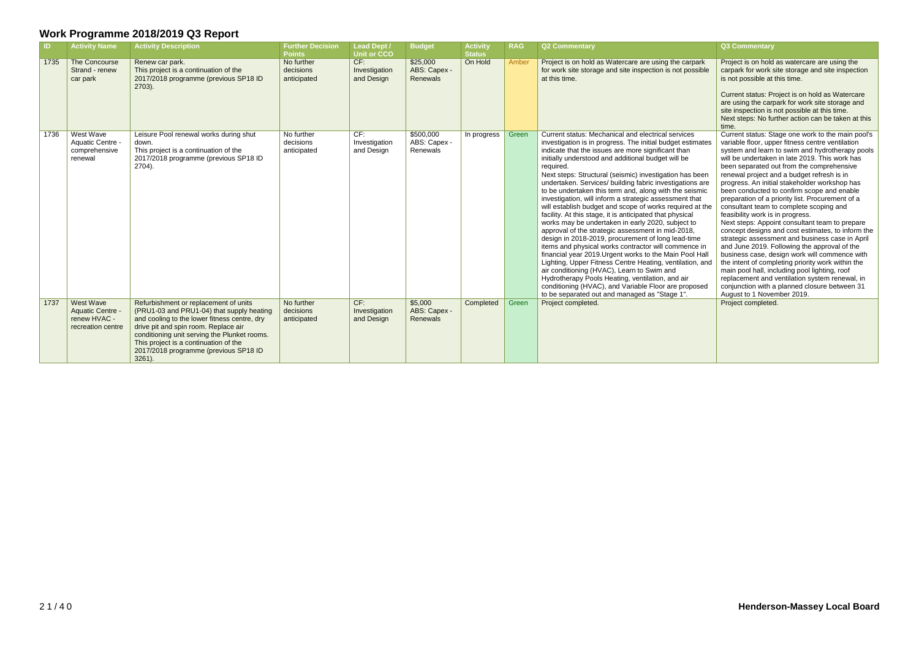# Work Programme 2018/2019 Q3 Report

| ID | Activity Name | Activity Description | Further Decision Points | Lead Dept / Unit or CCO | Budget | Activity Status | RAG | Q2 Commentary | Q3 Commentary |
|---|---|---|---|---|---|---|---|---|---|
| 1735 | The Concourse Strand - renew car park | Renew car park. This project is a continuation of the 2017/2018 programme (previous SP18 ID 2703). | No further decisions anticipated | CF: Investigation and Design | $25,000 ABS: Capex - Renewals | On Hold | Amber | Project is on hold as Watercare are using the carpark for work site storage and site inspection is not possible at this time. | Project is on hold as watercare are using the carpark for work site storage and site inspection is not possible at this time. <br><br> Current status: Project is on hold as Watercare are using the carpark for work site storage and site inspection is not possible at this time. Next steps: No further action can be taken at this time. |
| 1736 | West Wave Aquatic Centre - comprehensive renewal | Leisure Pool renewal works during shut down. This project is a continuation of the 2017/2018 programme (previous SP18 ID 2704). | No further decisions anticipated | CF: Investigation and Design | $500,000 ABS: Capex - Renewals | In progress | Green | Current status: Mechanical and electrical services investigation is in progress. The initial budget estimates indicate that the issues are more significant than initially understood and additional budget will be required. Next steps: Structural (seismic) investigation has been undertaken. Services/ building fabric investigations are to be undertaken this term and, along with the seismic investigation, will inform a strategic assessment that will establish budget and scope of works required at the facility. At this stage, it is anticipated that physical works may be undertaken in early 2020, subject to approval of the strategic assessment in mid-2018, design in 2018-2019, procurement of long lead-time items and physical works contractor will commence in financial year 2019.Urgent works to the Main Pool Hall Lighting, Upper Fitness Centre Heating, ventilation, and air conditioning (HVAC), Learn to Swim and Hydrotherapy Pools Heating, ventilation, and air conditioning (HVAC), and Variable Floor are proposed to be separated out and managed as "Stage 1". | Current status: Stage one work to the main pool's variable floor, upper fitness centre ventilation system and learn to swim and hydrotherapy pools will be undertaken in late 2019. This work has been separated out from the comprehensive renewal project and a budget refresh is in progress. An initial stakeholder workshop has been conducted to confirm scope and enable preparation of a priority list. Procurement of a consultant team to complete scoping and feasibility work is in progress. Next steps: Appoint consultant team to prepare concept designs and cost estimates, to inform the strategic assessment and business case in April and June 2019. Following the approval of the business case, design work will commence with the intent of completing priority work within the main pool hall, including pool lighting, roof replacement and ventilation system renewal, in conjunction with a planned closure between 31 August to 1 November 2019. |
| 1737 | West Wave Aquatic Centre - renew HVAC - recreation centre | Refurbishment or replacement of units (PRU1-03 and PRU1-04) that supply heating and cooling to the lower fitness centre, dry drive pit and spin room. Replace air conditioning unit serving the Plunket rooms. This project is a continuation of the 2017/2018 programme (previous SP18 ID 3261). | No further decisions anticipated | CF: Investigation and Design | $5,000 ABS: Capex - Renewals | Completed | Green | Project completed. | Project completed. |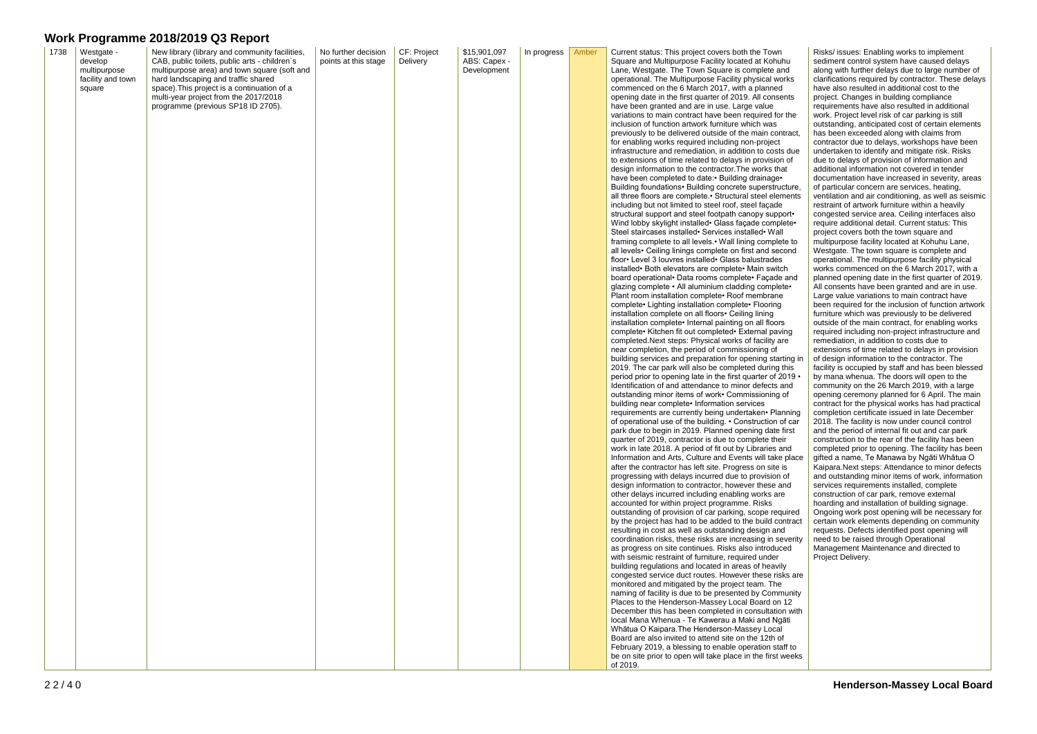# Work Programme 2018/2019 Q3 Report

| 1738 | Westgate - develop multipurpose facility and town square | New library (library and community facilities, CAB, public toilets, public arts - children`s multipurpose area) and town square (soft and hard landscaping and traffic shared space).This project is a continuation of a multi-year project from the 2017/2018 programme (previous SP18 ID 2705). | No further decision points at this stage | CF: Project Delivery | $15,901,097 ABS: Capex - Development | In progress | Amber | Current status: This project covers both the Town Square and Multipurpose Facility located at Kohuhu Lane, Westgate. The Town Square is complete and operational. The Multipurpose Facility physical works commenced on the 6 March 2017, with a planned opening date in the first quarter of 2019. All consents have been granted and are in use. Large value variations to main contract have been required for the inclusion of function artwork furniture which was previously to be delivered outside of the main contract, for enabling works required including non-project infrastructure and remediation, in addition to costs due to extensions of time related to delays in provision of design information to the contractor.The works that have been completed to date:• Building drainage• Building foundations• Building concrete superstructure, all three floors are complete.• Structural steel elements including but not limited to steel roof, steel façade structural support and steel footpath canopy support• Wind lobby skylight installed• Glass façade complete• Steel staircases installed• Services installed• Wall framing complete to all levels.• Wall lining complete to all levels• Ceiling linings complete on first and second floor• Level 3 louvres installed• Glass balustrades installed• Both elevators are complete• Main switch board operational• Data rooms complete• Façade and glazing complete • All aluminium cladding complete• Plant room installation complete• Roof membrane complete• Lighting installation complete• Flooring installation complete on all floors• Ceiling lining installation complete• Internal painting on all floors complete• Kitchen fit out completed• External paving completed.Next steps: Physical works of facility are near completion, the period of commissioning of building services and preparation for opening starting in 2019. The car park will also be completed during this period prior to opening late in the first quarter of 2019 • Identification of and attendance to minor defects and outstanding minor items of work• Commissioning of building near complete• Information services requirements are currently being undertaken• Planning of operational use of the building. • Construction of car park due to begin in 2019. Planned opening date first quarter of 2019, contractor is due to complete their work in late 2018. A period of fit out by Libraries and Information and Arts, Culture and Events will take place after the contractor has left site. Progress on site is progressing with delays incurred due to provision of design information to contractor, however these and other delays incurred including enabling works are accounted for within project programme. Risks outstanding of provision of car parking, scope required by the project has had to be added to the build contract resulting in cost as well as outstanding design and coordination risks, these risks are increasing in severity as progress on site continues. Risks also introduced with seismic restraint of furniture, required under building regulations and located in areas of heavily congested service duct routes. However these risks are monitored and mitigated by the project team. The naming of facility is due to be presented by Community Places to the Henderson-Massey Local Board on 12 December this has been completed in consultation with local Mana Whenua - Te Kawerau a Maki and Ngāti Whātua O Kaipara.The Henderson-Massey Local Board are also invited to attend site on the 12th of February 2019, a blessing to enable operation staff to be on site prior to open will take place in the first weeks of 2019. | Risks/ issues: Enabling works to implement sediment control system have caused delays along with further delays due to large number of clarifications required by contractor. These delays have also resulted in additional cost to the project. Changes in building compliance requirements have also resulted in additional work. Project level risk of car parking is still outstanding, anticipated cost of certain elements has been exceeded along with claims from contractor due to delays, workshops have been undertaken to identify and mitigate risk. Risks due to delays of provision of information and additional information not covered in tender documentation have increased in severity, areas of particular concern are services, heating, ventilation and air conditioning, as well as seismic restraint of artwork furniture within a heavily congested service area. Ceiling interfaces also require additional detail. Current status: This project covers both the town square and multipurpose facility located at Kohuhu Lane, Westgate. The town square is complete and operational. The multipurpose facility physical works commenced on the 6 March 2017, with a planned opening date in the first quarter of 2019. All consents have been granted and are in use. Large value variations to main contract have been required for the inclusion of function artwork furniture which was previously to be delivered outside of the main contract, for enabling works required including non-project infrastructure and remediation, in addition to costs due to extensions of time related to delays in provision of design information to the contractor. The facility is occupied by staff and has been blessed by mana whenua. The doors will open to the community on the 26 March 2019, with a large opening ceremony planned for 6 April. The main contract for the physical works has had practical completion certificate issued in late December 2018. The facility is now under council control and the period of internal fit out and car park construction to the rear of the facility has been completed prior to opening. The facility has been gifted a name, Te Manawa by Ngāti Whātua O Kaipara.Next steps: Attendance to minor defects and outstanding minor items of work, information services requirements installed, complete construction of car park, remove external hoarding and installation of building signage. Ongoing work post opening will be necessary for certain work elements depending on community requests. Defects identified post opening will need to be raised through Operational Management Maintenance and directed to Project Delivery. |
|---|---|---|---|---|---|---|---|---|---|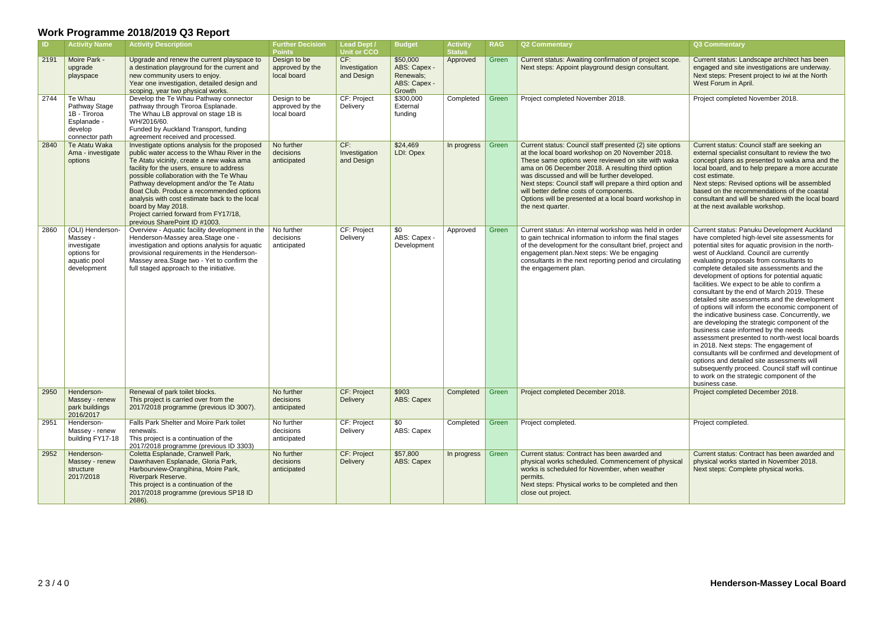# Work Programme 2018/2019 Q3 Report

| ID | Activity Name | Activity Description | Further Decision Points | Lead Dept / Unit or CCO | Budget | Activity Status | RAG | Q2 Commentary | Q3 Commentary |
|---|---|---|---|---|---|---|---|---|---|
| 2191 | Moire Park - upgrade playspace | Upgrade and renew the current playspace to a destination playground for the current and new community users to enjoy. Year one investigation, detailed design and scoping, year two physical works. | Design to be approved by the local board | CF: Investigation and Design | $50,000 ABS: Capex - Renewals; ABS: Capex - Growth | Approved | Green | Current status: Awaiting confirmation of project scope. Next steps: Appoint playground design consultant. | Current status: Landscape architect has been engaged and site investigations are underway. Next steps: Present project to iwi at the North West Forum in April. |
| 2744 | Te Whau Pathway Stage 1B - Tiroroa Esplanade - develop connector path | Develop the Te Whau Pathway connector pathway through Tiroroa Esplanade. The Whau LB approval on stage 1B is WH/2016/60. Funded by Auckland Transport, funding agreement received and processed. | Design to be approved by the local board | CF: Project Delivery | $300,000 External funding | Completed | Green | Project completed November 2018. | Project completed November 2018. |
| 2840 | Te Atatu Waka Ama - investigate options | Investigate options analysis for the proposed public water access to the Whau River in the Te Atatu vicinity, create a new waka ama facility for the users, ensure to address possible collaboration with the Te Whau Pathway development and/or the Te Atatu Boat Club. Produce a recommended options analysis with cost estimate back to the local board by May 2018. Project carried forward from FY17/18, previous SharePoint ID #1003. | No further decisions anticipated | CF: Investigation and Design | $24,469 LDI: Opex | In progress | Green | Current status: Council staff presented (2) site options at the local board workshop on 20 November 2018. These same options were reviewed on site with waka ama on 06 December 2018. A resulting third option was discussed and will be further developed. Next steps: Council staff will prepare a third option and will better define costs of components. Options will be presented at a local board workshop in the next quarter. | Current status: Council staff are seeking an external specialist consultant to review the two concept plans as presented to waka ama and the local board, and to help prepare a more accurate cost estimate. Next steps: Revised options will be assembled based on the recommendations of the coastal consultant and will be shared with the local board at the next available workshop. |
| 2860 | (OLI) Henderson-Massey - investigate options for aquatic pool development | Overview - Aquatic facility development in the Henderson-Massey area.Stage one - investigation and options analysis for aquatic provisional requirements in the Henderson-Massey area.Stage two - Yet to confirm the full staged approach to the initiative. | No further decisions anticipated | CF: Project Delivery | $0 ABS: Capex - Development | Approved | Green | Current status: An internal workshop was held in order to gain technical information to inform the final stages of the development for the consultant brief, project and engagement plan.Next steps: We be engaging consultants in the next reporting period and circulating the engagement plan. | Current status: Panuku Development Auckland have completed high-level site assessments for potential sites for aquatic provision in the north-west of Auckland. Council are currently evaluating proposals from consultants to complete detailed site assessments and the development of options for potential aquatic facilities. We expect to be able to confirm a consultant by the end of March 2019. These detailed site assessments and the development of options will inform the economic component of the indicative business case. Concurrently, we are developing the strategic component of the business case informed by the needs assessment presented to north-west local boards in 2018. Next steps: The engagement of consultants will be confirmed and development of options and detailed site assessments will subsequently proceed. Council staff will continue to work on the strategic component of the business case. |
| 2950 | Henderson-Massey - renew park buildings 2016/2017 | Renewal of park toilet blocks. This project is carried over from the 2017/2018 programme (previous ID 3007). | No further decisions anticipated | CF: Project Delivery | $903 ABS: Capex | Completed | Green | Project completed December 2018. | Project completed December 2018. |
| 2951 | Henderson-Massey - renew building FY17-18 | Falls Park Shelter and Moire Park toilet renewals. This project is a continuation of the 2017/2018 programme (previous ID 3303) | No further decisions anticipated | CF: Project Delivery | $0 ABS: Capex | Completed | Green | Project completed. | Project completed. |
| 2952 | Henderson-Massey - renew structure 2017/2018 | Coletta Esplanade, Cranwell Park, Dawnhaven Esplanade, Gloria Park, Harbourview-Orangihina, Moire Park, Riverpark Reserve. This project is a continuation of the 2017/2018 programme (previous SP18 ID 2686). | No further decisions anticipated | CF: Project Delivery | $57,800 ABS: Capex | In progress | Green | Current status: Contract has been awarded and physical works scheduled. Commencement of physical works is scheduled for November, when weather permits. Next steps: Physical works to be completed and then close out project. | Current status: Contract has been awarded and physical works started in November 2018. Next steps: Complete physical works. |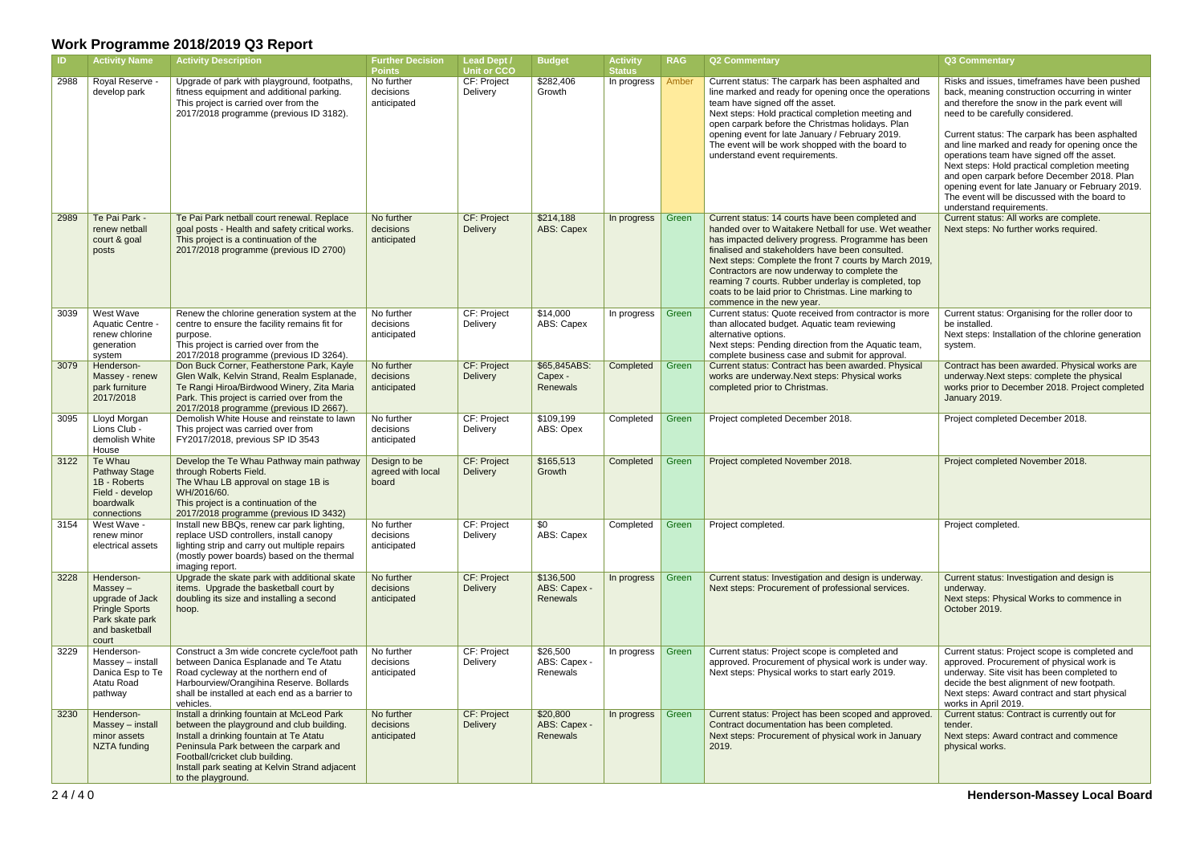# Work Programme 2018/2019 Q3 Report

| ID | Activity Name | Activity Description | Further Decision Points | Lead Dept / Unit or CCO | Budget | Activity Status | RAG | Q2 Commentary | Q3 Commentary |
|---|---|---|---|---|---|---|---|---|---|
| 2988 | Royal Reserve - develop park | Upgrade of park with playground, footpaths, fitness equipment and additional parking. This project is carried over from the 2017/2018 programme (previous ID 3182). | No further decisions anticipated | CF: Project Delivery | $282,406 Growth | In progress | Amber | Current status: The carpark has been asphalted and line marked and ready for opening once the operations team have signed off the asset. Next steps: Hold practical completion meeting and open carpark before the Christmas holidays. Plan opening event for late January / February 2019. The event will be work shopped with the board to understand event requirements. | Risks and issues, timeframes have been pushed back, meaning construction occurring in winter and therefore the snow in the park event will need to be carefully considered. Current status: The carpark has been asphalted and line marked and ready for opening once the operations team have signed off the asset. Next steps: Hold practical completion meeting and open carpark before December 2018. Plan opening event for late January or February 2019. The event will be discussed with the board to understand requirements. |
| 2989 | Te Pai Park - renew netball court & goal posts | Te Pai Park netball court renewal. Replace goal posts - Health and safety critical works. This project is a continuation of the 2017/2018 programme (previous ID 2700) | No further decisions anticipated | CF: Project Delivery | $214,188 ABS: Capex | In progress | Green | Current status: 14 courts have been completed and handed over to Waitakere Netball for use. Wet weather has impacted delivery progress. Programme has been finalised and stakeholders have been consulted. Next steps: Complete the front 7 courts by March 2019, Contractors are now underway to complete the reaming 7 courts. Rubber underlay is completed, top coats to be laid prior to Christmas. Line marking to commence in the new year. | Current status: All works are complete. Next steps: No further works required. |
| 3039 | West Wave Aquatic Centre - renew chlorine generation system | Renew the chlorine generation system at the centre to ensure the facility remains fit for purpose. This project is carried over from the 2017/2018 programme (previous ID 3264). | No further decisions anticipated | CF: Project Delivery | $14,000 ABS: Capex | In progress | Green | Current status: Quote received from contractor is more than allocated budget. Aquatic team reviewing alternative options. Next steps: Pending direction from the Aquatic team, complete business case and submit for approval. | Current status: Organising for the roller door to be installed. Next steps: Installation of the chlorine generation system. |
| 3079 | Henderson-Massey - renew park furniture 2017/2018 | Don Buck Corner, Featherstone Park, Kayle Glen Walk, Kelvin Strand, Realm Esplanade, Te Rangi Hiroa/Birdwood Winery, Zita Maria Park. This project is carried over from the 2017/2018 programme (previous ID 2667). | No further decisions anticipated | CF: Project Delivery | $65,845ABS: Capex - Renewals | Completed | Green | Current status: Contract has been awarded. Physical works are underway.Next steps: Physical works completed prior to Christmas. | Contract has been awarded. Physical works are underway.Next steps: complete the physical works prior to December 2018. Project completed January 2019. |
| 3095 | Lloyd Morgan Lions Club - demolish White House | Demolish White House and reinstate to lawn This project was carried over from FY2017/2018, previous SP ID 3543 | No further decisions anticipated | CF: Project Delivery | $109,199 ABS: Opex | Completed | Green | Project completed December 2018. | Project completed December 2018. |
| 3122 | Te Whau Pathway Stage 1B - Roberts Field - develop boardwalk connections | Develop the Te Whau Pathway main pathway through Roberts Field. The Whau LB approval on stage 1B is WH/2016/60. This project is a continuation of the 2017/2018 programme (previous ID 3432) | Design to be agreed with local board | CF: Project Delivery | $165,513 Growth | Completed | Green | Project completed November 2018. | Project completed November 2018. |
| 3154 | West Wave - renew minor electrical assets | Install new BBQs, renew car park lighting, replace USD controllers, install canopy lighting strip and carry out multiple repairs (mostly power boards) based on the thermal imaging report. | No further decisions anticipated | CF: Project Delivery | $0 ABS: Capex | Completed | Green | Project completed. | Project completed. |
| 3228 | Henderson-Massey – upgrade of Jack Pringle Sports Park skate park and basketball court | Upgrade the skate park with additional skate items. Upgrade the basketball court by doubling its size and installing a second hoop. | No further decisions anticipated | CF: Project Delivery | $136,500 ABS: Capex - Renewals | In progress | Green | Current status: Investigation and design is underway. Next steps: Procurement of professional services. | Current status: Investigation and design is underway. Next steps: Physical Works to commence in October 2019. |
| 3229 | Henderson-Massey – install Danica Esp to Te Atatu Road pathway | Construct a 3m wide concrete cycle/foot path between Danica Esplanade and Te Atatu Road cycleway at the northern end of Harbourview/Orangihina Reserve. Bollards shall be installed at each end as a barrier to vehicles. | No further decisions anticipated | CF: Project Delivery | $26,500 ABS: Capex - Renewals | In progress | Green | Current status: Project scope is completed and approved. Procurement of physical work is under way. Next steps: Physical works to start early 2019. | Current status: Project scope is completed and approved. Procurement of physical work is underway. Site visit has been completed to decide the best alignment of new footpath. Next steps: Award contract and start physical works in April 2019. |
| 3230 | Henderson-Massey – install minor assets NZTA funding | Install a drinking fountain at McLeod Park between the playground and club building. Install a drinking fountain at Te Atatu Peninsula Park between the carpark and Football/cricket club building. Install park seating at Kelvin Strand adjacent to the playground. | No further decisions anticipated | CF: Project Delivery | $20,800 ABS: Capex - Renewals | In progress | Green | Current status: Project has been scoped and approved. Contract documentation has been completed. Next steps: Procurement of physical work in January 2019. | Current status: Contract is currently out for tender. Next steps: Award contract and commence physical works. |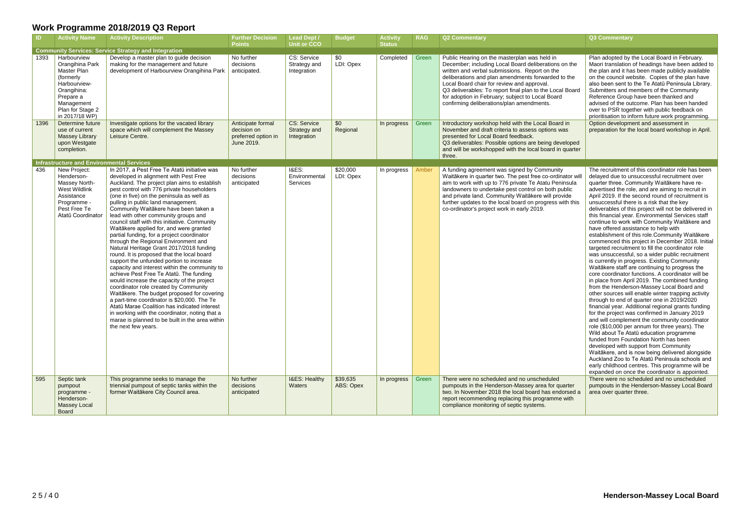# Work Programme 2018/2019 Q3 Report

| ID | Activity Name | Activity Description | Further Decision Points | Lead Dept / Unit or CCO | Budget | Activity Status | RAG | Q2 Commentary | Q3 Commentary |
|---|---|---|---|---|---|---|---|---|---|
| **Community Services: Service Strategy and Integration** | | | | | | | | | |
| 1393 | Harbourview Orangihina Park Master Plan (formerly Harbourview-Orangihina: Prepare a Management Plan for Stage 2 in 2017/18 WP) | Develop a master plan to guide decision making for the management and future development of Harbourview Orangihina Park | No further decisions anticipated. | CS: Service Strategy and Integration | $0 LDI: Opex | Completed | Green | Public Hearing on the masterplan was held in December; including Local Board deliberations on the written and verbal submissions. Report on the deliberations and plan amendments forwarded to the Local Board chair for review and approval. Q3 deliverables: To report final plan to the Local Board for adoption in February; subject to Local Board confirming deliberations/plan amendments. | Plan adopted by the Local Board in February. Maori translation of headings have been added to the plan and it has been made publicly available on the council website. Copies of the plan have also been sent to the Te Atatū Peninsula Library. Submitters and members of the Community Reference Group have been thanked and advised of the outcome. Plan has been handed over to PSR together with public feedback on prioritisation to inform future work programming. |
| 1396 | Determine future use of current Massey Library upon Westgate completion. | Investigate options for the vacated library space which will complement the Massey Leisure Centre. | Anticipate formal decision on preferred option in June 2019. | CS: Service Strategy and Integration | $0 Regional | In progress | Green | Introductory workshop held with the Local Board in November and draft criteria to assess options was presented for Local Board feedback. Q3 deliverables: Possible options are being developed and will be workshopped with the local board in quarter three. | Option development and assessment in preparation for the local board workshop in April. |
| **Infrastructure and Environmental Services** | | | | | | | | | |
| 436 | New Project: Henderson-Massey North-West Wildlink Assistance Programme - Pest Free Te Atatū Coordinator | In 2017, a Pest Free Te Atatū initiative was developed in alignment with Pest Free Auckland. The project plan aims to establish pest control with 776 private householders (one in five) on the peninsula as well as pulling in public land management. Community Waitākere have been taken a lead with other community groups and council staff with this initiative. Community Waitākere applied for, and were granted partial funding, for a project coordinator through the Regional Environment and Natural Heritage Grant 2017/2018 funding round. It is proposed that the local board support the unfunded portion to increase capacity and interest within the community to achieve Pest Free Te Atatū. The funding would increase the capacity of the project coordinator role created by Community Waitākere. The budget proposed for covering a part-time coordinator is $20,000. The Te Atatū Marae Coalition has indicated interest in working with the coordinator, noting that a marae is planned to be built in the area within the next few years. | No further decisions anticipated | I&ES: Environmental Services | $20,000 LDI: Opex | In progress | Amber | A funding agreement was signed by Community Waitākere in quarter two. The pest free co-ordinator will aim to work with up to 776 private Te Atatu Peninsula landowners to undertake pest control on both public and private land. Community Waitākere will provide further updates to the local board on progress with this co-ordinator's project work in early 2019. | The recruitment of this coordinator role has been delayed due to unsuccessful recruitment over quarter three. Community Waitākere have re-advertised the role, and are aiming to recruit in April 2019. If the second round of recruitment is unsuccessful there is a risk that the key deliverables of this project will not be delivered in this financial year. Environmental Services staff continue to work with Community Waitākere and have offered assistance to help with establishment of this role.Community Waitākere commenced this project in December 2018. Initial targeted recruitment to fill the coordinator role was unsuccessful, so a wider public recruitment is currently in progress. Existing Community Waitākere staff are continuing to progress the core coordinator functions. A coordinator will be in place from April 2019. The combined funding from the Henderson-Massey Local Board and other sources will enable winter trapping activity through to end of quarter one in 2019/2020 financial year. Additional regional grants funding for the project was confirmed in January 2019 and will complement the community coordinator role ($10,000 per annum for three years). The Wild about Te Atatū education programme funded from Foundation North has been developed with support from Community Waitākere, and is now being delivered alongside Auckland Zoo to Te Atatū Peninsula schools and early childhood centres. This programme will be expanded on once the coordinator is appointed. |
| 595 | Septic tank pumpout programme - Henderson-Massey Local Board | This programme seeks to manage the triennial pumpout of septic tanks within the former Waitākere City Council area. | No further decisions anticipated | I&ES: Healthy Waters | $39,635 ABS: Opex | In progress | Green | There were no scheduled and no unscheduled pumpouts in the Henderson-Massey area for quarter two. In November 2018 the local board has endorsed a report recommending replacing this programme with compliance monitoring of septic systems. | There were no scheduled and no unscheduled pumpouts in the Henderson-Massey Local Board area over quarter three. |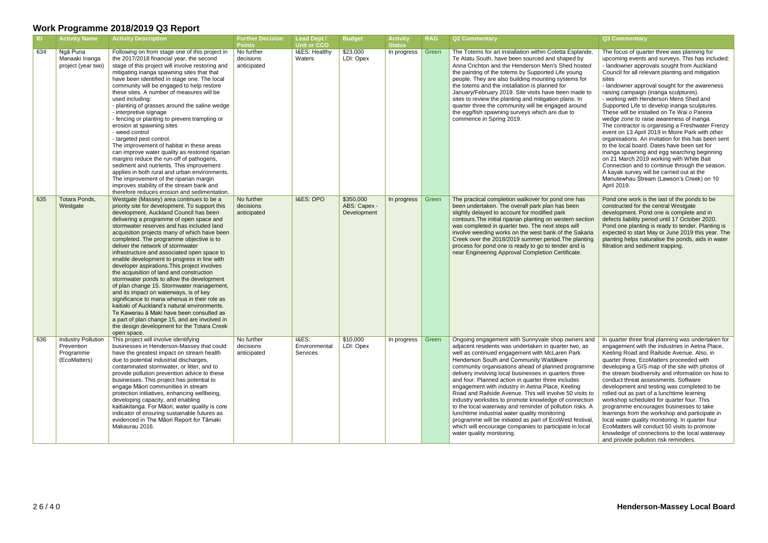# Work Programme 2018/2019 Q3 Report

| ID | Activity Name | Activity Description | Further Decision Points | Lead Dept / Unit or CCO | Budget | Activity Status | RAG | Q2 Commentary | Q3 Commentary |
|---|---|---|---|---|---|---|---|---|---|
| 634 | Ngā Puna Manaaki Inanga project (year two) | Following on from stage one of this project in the 2017/2018 financial year, the second stage of this project will involve restoring and mitigating inanga spawning sites that have been identified in stage one. The local community will be engaged to help restore these sites. A number of measures will be used including:<br>- planting of grasses around the saline wedge<br>- interpretive signage<br>- fencing or planting to prevent trampling or erosion at spawning sites<br>- weed control<br>- targeted pest control.<br>The improvement of habitat in these areas can improve water quality as restored riparian margins reduce the run-off of pathogens, sediment and nutrients. This improvement applies in both rural and urban environments. The improvement of the riparian margin improves stability of the stream bank and therefore reduces erosion and sedimentation. | No further decisions anticipated | I&ES: Healthy Waters | $23,000 LDI: Opex | In progress | Green | The Totems for art installation within Coletta Esplande, Te Atatu South, have been sourced and shaped by Anna Crichton and the Henderson Men's Shed hosted the painting of the totems by Supported Life young people. They are also building mounting systems for the totems and the installation is planned for January/February 2019. Site visits have been made to sites to review the planting and mitigation plans. In quarter three the community will be engaged around the egg/fish spawning surveys which are due to commence in Spring 2019. | The focus of quarter three was planning for upcoming events and surveys. This has included:<br>- landowner approvals sought from Auckland Council for all relevant planting and mitigation sites<br>- landowner approval sought for the awareness raising campaign (inanga sculptures).<br>- working with Henderson Mens Shed and Supported Life to develop inanga sculptures. These will be installed on Te Wai o Pareira wedge zone to raise awareness of inanga.<br>The contractor is organising a Freshwater Frenzy event on 13 April 2019 in Moire Park with other organisations. An invitation for this has been sent to the local board. Dates have been set for inanga spawning and egg searching beginning on 21 March 2019 working with White Bait Connection and to continue through the season. A kayak survey will be carried out at the Manutewhau Stream (Lawson's Creek) on 10 April 2019. |
| 635 | Totara Ponds, Westgate | Westgate (Massey) area continues to be a priority site for development. To support this development, Auckland Council has been delivering a programme of open space and stormwater reserves and has included land acquisition projects many of which have been completed. The programme objective is to deliver the network of stormwater infrastructure and associated open space to enable development to progress in line with developer aspirations.This project involves the acquisition of land and construction stormwater ponds to allow the development of plan change 15. Stormwater management, and its impact on waterways, is of key significance to mana whenua in their role as kaitiaki of Auckland's natural environments. Te Kawerau ā Maki have been consulted as a part of plan change 15, and are involved in the design development for the Totara Creek open space. | No further decisions anticipated | I&ES: DPO | $350,000 ABS: Capex - Development | In progress | Green | The practical completion walkover for pond one has been undertaken. The overall park plan has been slightly delayed to account for modified park contours.The initial riparian planting on western section was completed in quarter two. The next steps will involve weeding works on the west bank of the Sakaria Creek over the 2018/2019 summer period.The planting process for pond one is ready to go to tender and is near Engineering Approval Completion Certificate. | Pond one work is the last of the ponds to be constructed for the central Westgate development. Pond one is complete and in defects liability period until 17 October 2020. Pond one planting is ready to tender. Planting is expected to start May or June 2019 this year. The planting helps naturalise the ponds, aids in water filtration and sediment trapping. |
| 636 | Industry Pollution Prevention Programme (EcoMatters) | This project will involve identifying businesses in Henderson-Massey that could have the greatest impact on stream health due to potential industrial discharges, contaminated stormwater, or litter, and to provide pollution prevention advice to these businesses. This project has potential to engage Māori communities in stream protection initiatives, enhancing wellbeing, developing capacity, and enabling kaitiakitanga. For Māori, water quality is core indicator of ensuring sustainable futures as evidenced in The Māori Report for Tāmaki Makaurau 2016. | No further decisions anticipated | I&ES: Environmental Services | $10,000 LDI: Opex | In progress | Green | Ongoing engagement with Sunnyvale shop owners and adjacent residents was undertaken in quarter two, as well as continued engagement with McLaren Park Henderson South and Community Waitākere community organisations ahead of planned programme delivery involving local businesses in quarters three and four. Planned action in quarter three includes engagement with industry in Aetna Place, Keeling Road and Railside Avenue. This will involve 50 visits to industry worksites to promote knowledge of connection to the local waterway and reminder of pollution risks. A lunchtime industrial water quality monitoring programme will be initiated as part of EcoWest festival, which will encourage companies to participate in local water quality monitoring. | In quarter three final planning was undertaken for engagement with the industries in Aetna Place, Keeling Road and Railside Avenue. Also, in quarter three, EcoMatters proceeded with developing a GIS map of the site with photos of the stream biodiversity and information on how to conduct threat assessments. Software development and testing was completed to be rolled out as part of a lunchtime learning workshop scheduled for quarter four. This programme encourages businesses to take learnings from the workshop and participate in local water quality monitoring. In quarter four EcoMatters will conduct 50 visits to promote knowledge of connections to the local waterway and provide pollution risk reminders. |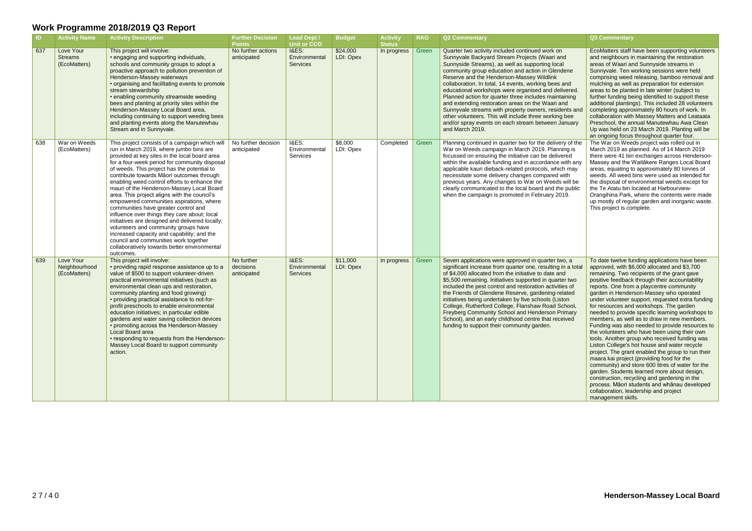# Work Programme 2018/2019 Q3 Report

| ID | Activity Name | Activity Description | Further Decision Points | Lead Dept / Unit or CCO | Budget | Activity Status | RAG | Q2 Commentary | Q3 Commentary |
|---|---|---|---|---|---|---|---|---|---|
| 637 | Love Your Streams (EcoMatters) | This project will involve: • engaging and supporting individuals, schools and community groups to adopt a proactive approach to pollution prevention of Henderson-Massey waterways • organising and facilitating events to promote stream stewardship • enabling community streamside weeding bees and planting at priority sites within the Henderson-Massey Local Board area, including continuing to support weeding bees and planting events along the Manutewhau Stream and in Sunnyvale. | No further actions anticipated | I&ES: Environmental Services | $24,000 LDI: Opex | In progress | Green | Quarter two activity included continued work on Sunnyvale Backyard Stream Projects (Waari and Sunnyside Streams), as well as supporting local community group education and action in Glendene Reserve and the Henderson-Massey Wildlink collaboration. In total, 14 events, working bees and educational workshops were organised and delivered. Planned action for quarter three includes maintaining and extending restoration areas on the Waari and Sunnyvale streams with property owners, residents and other volunteers. This will include three working bee and/or spray events on each stream between January and March 2019. | EcoMatters staff have been supporting volunteers and neighbours in maintaining the restoration areas of Waari and Sunnyside streams in Sunnyvale. Ten working sessions were held comprising weed releasing, bamboo removal and mulching as well as preparation for extension areas to be planted in late winter (subject to further funding being identified to support these additional plantings). This included 28 volunteers completing approximately 80 hours of work. In collaboration with Massey Matters and Leataata Preschool, the annual Manutewhau Awa Clean Up was held on 23 March 2019. Planting will be an ongoing focus throughout quarter four. |
| 638 | War on Weeds (EcoMatters) | This project consists of a campaign which will run in March 2019, where jumbo bins are provided at key sites in the local board area for a four-week period for community disposal of weeds. This project has the potential to contribute towards Māori outcomes through enabling weed control efforts to enhance the mauri of the Henderson-Massey Local Board area. This project aligns with the council's empowered communities aspirations, where communities have greater control and influence over things they care about; local initiatives are designed and delivered locally; volunteers and community groups have increased capacity and capability; and the council and communities work together collaboratively towards better environmental outcomes. | No further decision anticipated | I&ES: Environmental Services | $8,000 LDI: Opex | Completed | Green | Planning continued in quarter two for the delivery of the War on Weeds campaign in March 2019. Planning is focussed on ensuring the initiative can be delivered within the available funding and in accordance with any applicable kauri dieback-related protocols, which may necessitate some delivery changes compared with previous years. Any changes to War on Weeds will be clearly communicated to the local board and the public when the campaign is promoted in February 2019. | The War on Weeds project was rolled out in March 2019 as planned. As of 14 March 2019 there were 41 bin exchanges across Henderson-Massey and the Waitākere Ranges Local Board areas, equating to approximately 80 tonnes of weeds. All weed bins were used as intended for the disposal of environmental weeds except for the Te Atatu bin located at Harbourview-Orangihina Park, where the contents were made up mostly of regular garden and inorganic waste. This project is complete. |
| 639 | Love Your Neighbourhood (EcoMatters) | This project will involve: • providing rapid response assistance up to a value of $500 to support volunteer-driven practical environmental initiatives (such as environmental clean ups and restoration, community planting and food growing) • providing practical assistance to not-for-profit preschools to enable environmental education initiatives; in particular edible gardens and water saving collection devices • promoting across the Henderson-Massey Local Board area • responding to requests from the Henderson-Massey Local Board to support community action. | No further decisions anticipated | I&ES: Environmental Services | $11,000 LDI: Opex | In progress | Green | Seven applications were approved in quarter two, a significant increase from quarter one, resulting in a total of $4,000 allocated from the initiative to date and $5,500 remaining. Initiatives supported in quarter two included the pest control and restoration activities of the Friends of Glendene Reserve, gardening-related initiatives being undertaken by five schools (Liston College, Rutherford College, Flanshaw Road School, Freyberg Community School and Henderson Primary School), and an early childhood centre that received funding to support their community garden. | To date twelve funding applications have been approved, with $6,000 allocated and $3,700 remaining. Two recipients of the grant gave positive feedback through their accountability reports. One from a playcentre community garden in Henderson-Massey who operated under volunteer support, requested extra funding for resources and workshops. The garden needed to provide specific learning workshops to members, as well as to draw in new members. Funding was also needed to provide resources to the volunteers who have been using their own tools. Another group who received funding was Liston College's hot house and water recycle project. The grant enabled the group to run their maara kai project (providing food for the community) and store 600 litres of water for the garden. Students learned more about design, construction, recycling and gardening in the process. Māori students and whānau developed collaboration, leadership and project management skills. |

**Henderson-Massey Local Board**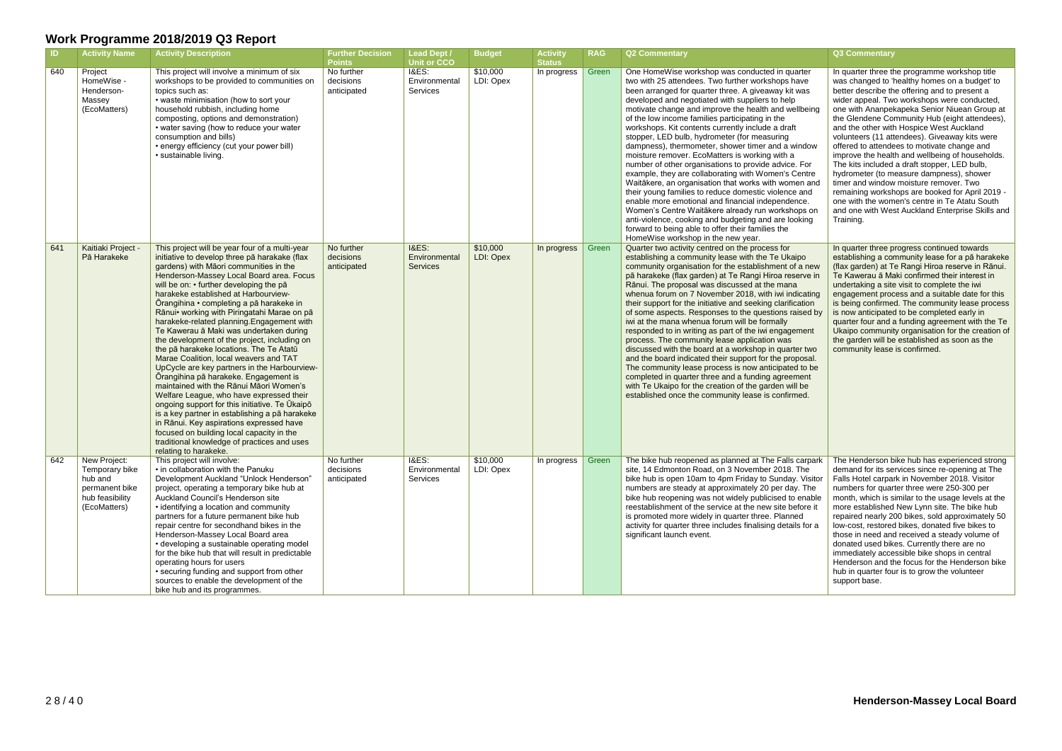# Work Programme 2018/2019 Q3 Report

| ID | Activity Name | Activity Description | Further Decision Points | Lead Dept / Unit or CCO | Budget | Activity Status | RAG | Q2 Commentary | Q3 Commentary |
|---|---|---|---|---|---|---|---|---|---|
| 640 | Project HomeWise - Henderson-Massey (EcoMatters) | This project will involve a minimum of six workshops to be provided to communities on topics such as: • waste minimisation (how to sort your household rubbish, including home composting, options and demonstration) • water saving (how to reduce your water consumption and bills) • energy efficiency (cut your power bill) • sustainable living. | No further decisions anticipated | I&ES: Environmental Services | $10,000 LDI: Opex | In progress | Green | One HomeWise workshop was conducted in quarter two with 25 attendees. Two further workshops have been arranged for quarter three. A giveaway kit was developed and negotiated with suppliers to help motivate change and improve the health and wellbeing of the low income families participating in the workshops. Kit contents currently include a draft stopper, LED bulb, hydrometer (for measuring dampness), thermometer, shower timer and a window moisture remover. EcoMatters is working with a number of other organisations to provide advice. For example, they are collaborating with Women's Centre Waitākere, an organisation that works with women and their young families to reduce domestic violence and enable more emotional and financial independence. Women's Centre Waitākere already run workshops on anti-violence, cooking and budgeting and are looking forward to being able to offer their families the HomeWise workshop in the new year. | In quarter three the programme workshop title was changed to 'healthy homes on a budget' to better describe the offering and to present a wider appeal. Two workshops were conducted, one with Ananpekapeka Senior Niuean Group at the Glendene Community Hub (eight attendees), and the other with Hospice West Auckland volunteers (11 attendees). Giveaway kits were offered to attendees to motivate change and improve the health and wellbeing of households. The kits included a draft stopper, LED bulb, hydrometer (to measure dampness), shower timer and window moisture remover. Two remaining workshops are booked for April 2019 - one with the women's centre in Te Atatu South and one with West Auckland Enterprise Skills and Training. |
| 641 | Kaitiaki Project - Pā Harakeke | This project will be year four of a multi-year initiative to develop three pā harakeke (flax gardens) with Māori communities in the Henderson-Massey Local Board area. Focus will be on: • further developing the pā harakeke established at Harbourview-Ōrangihina • completing a pā harakeke in Rānui• working with Piringatahi Marae on pā harakeke-related planning.Engagement with Te Kawerau ā Maki was undertaken during the development of the project, including on the pā harakeke locations. The Te Atatū Marae Coalition, local weavers and TAT UpCycle are key partners in the Harbourview-Ōrangihina pā harakeke. Engagement is maintained with the Rānui Māori Women's Welfare League, who have expressed their ongoing support for this initiative. Te Ūkaipō is a key partner in establishing a pā harakeke in Rānui. Key aspirations expressed have focused on building local capacity in the traditional knowledge of practices and uses relating to harakeke. | No further decisions anticipated | I&ES: Environmental Services | $10,000 LDI: Opex | In progress | Green | Quarter two activity centred on the process for establishing a community lease with the Te Ukaipo community organisation for the establishment of a new pā harakeke (flax garden) at Te Rangi Hiroa reserve in Rānui. The proposal was discussed at the mana whenua forum on 7 November 2018, with iwi indicating their support for the initiative and seeking clarification of some aspects. Responses to the questions raised by iwi at the mana whenua forum will be formally responded to in writing as part of the iwi engagement process. The community lease application was discussed with the board at a workshop in quarter two and the board indicated their support for the proposal. The community lease process is now anticipated to be completed in quarter three and a funding agreement with Te Ukaipo for the creation of the garden will be established once the community lease is confirmed. | In quarter three progress continued towards establishing a community lease for a pā harakeke (flax garden) at Te Rangi Hiroa reserve in Rānui. Te Kawerau ā Maki confirmed their interest in undertaking a site visit to complete the iwi engagement process and a suitable date for this is being confirmed. The community lease process is now anticipated to be completed early in quarter four and a funding agreement with the Te Ukaipo community organisation for the creation of the garden will be established as soon as the community lease is confirmed. |
| 642 | New Project: Temporary bike hub and permanent bike hub feasibility (EcoMatters) | This project will involve: • in collaboration with the Panuku Development Auckland "Unlock Henderson" project, operating a temporary bike hub at Auckland Council's Henderson site • identifying a location and community partners for a future permanent bike hub repair centre for secondhand bikes in the Henderson-Massey Local Board area • developing a sustainable operating model for the bike hub that will result in predictable operating hours for users • securing funding and support from other sources to enable the development of the bike hub and its programmes. | No further decisions anticipated | I&ES: Environmental Services | $10,000 LDI: Opex | In progress | Green | The bike hub reopened as planned at The Falls carpark site, 14 Edmonton Road, on 3 November 2018. The bike hub is open 10am to 4pm Friday to Sunday. Visitor numbers are steady at approximately 20 per day. The bike hub reopening was not widely publicised to enable reestablishment of the service at the new site before it is promoted more widely in quarter three. Planned activity for quarter three includes finalising details for a significant launch event. | The Henderson bike hub has experienced strong demand for its services since re-opening at The Falls Hotel carpark in November 2018. Visitor numbers for quarter three were 250-300 per month, which is similar to the usage levels at the more established New Lynn site. The bike hub repaired nearly 200 bikes, sold approximately 50 low-cost, restored bikes, donated five bikes to those in need and received a steady volume of donated used bikes. Currently there are no immediately accessible bike shops in central Henderson and the focus for the Henderson bike hub in quarter four is to grow the volunteer support base. |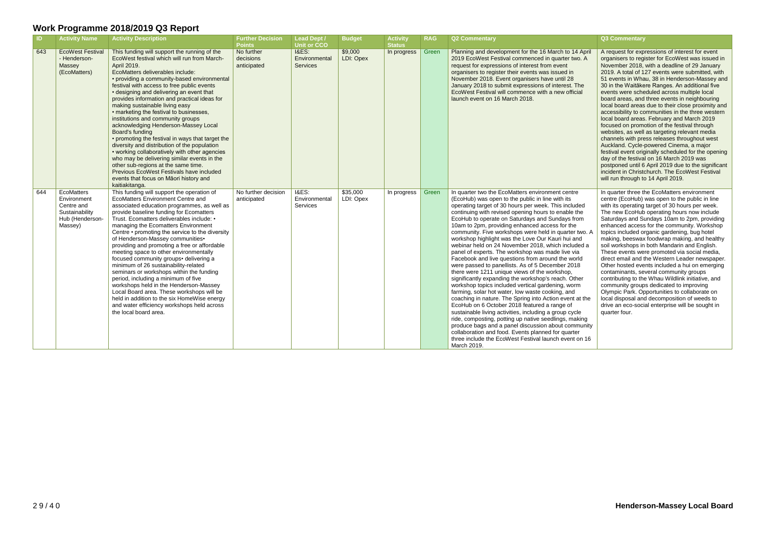# Work Programme 2018/2019 Q3 Report

| ID | Activity Name | Activity Description | Further Decision Points | Lead Dept / Unit or CCO | Budget | Activity Status | RAG | Q2 Commentary | Q3 Commentary |
|---|---|---|---|---|---|---|---|---|---|
| 643 | EcoWest Festival - Henderson-Massey (EcoMatters) | This funding will support the running of the EcoWest festival which will run from March-April 2019. EcoMatters deliverables include: • providing a community-based environmental festival with access to free public events • designing and delivering an event that provides information and practical ideas for making sustainable living easy • marketing the festival to businesses, institutions and community groups acknowledging Henderson-Massey Local Board's funding • promoting the festival in ways that target the diversity and distribution of the population • working collaboratively with other agencies who may be delivering similar events in the other sub-regions at the same time. Previous EcoWest Festivals have included events that focus on Māori history and kaitiakitanga. | No further decisions anticipated | I&ES: Environmental Services | $9,000 LDI: Opex | In progress | Green | Planning and development for the 16 March to 14 April 2019 EcoWest Festival commenced in quarter two. A request for expressions of interest from event organisers to register their events was issued in November 2018. Event organisers have until 28 January 2018 to submit expressions of interest. The EcoWest Festival will commence with a new official launch event on 16 March 2018. | A request for expressions of interest for event organisers to register for EcoWest was issued in November 2018, with a deadline of 29 January 2019. A total of 127 events were submitted, with 51 events in Whau, 38 in Henderson-Massey and 30 in the Waitākere Ranges. An additional five events were scheduled across multiple local board areas, and three events in neighbouring local board areas due to their close proximity and accessibility to communities in the three western local board areas. February and March 2019 focused on promotion of the festival through websites, as well as targeting relevant media channels with press releases throughout west Auckland. Cycle-powered Cinema, a major festival event originally scheduled for the opening day of the festival on 16 March 2019 was postponed until 6 April 2019 due to the significant incident in Christchurch. The EcoWest Festival will run through to 14 April 2019. |
| 644 | EcoMatters Environment Centre and Sustainability Hub (Henderson-Massey) | This funding will support the operation of EcoMatters Environment Centre and associated education programmes, as well as provide baseline funding for Ecomatters Trust. Ecomatters deliverables include: • managing the Ecomatters Environment Centre • promoting the service to the diversity of Henderson-Massey communities• providing and promoting a free or affordable meeting space to other environmentally focused community groups• delivering a minimum of 26 sustainability-related seminars or workshops within the funding period, including a minimum of five workshops held in the Henderson-Massey Local Board area. These workshops will be held in addition to the six HomeWise energy and water efficiency workshops held across the local board area. | No further decision anticipated | I&ES: Environmental Services | $35,000 LDI: Opex | In progress | Green | In quarter two the EcoMatters environment centre (EcoHub) was open to the public in line with its operating target of 30 hours per week. This included continuing with revised opening hours to enable the EcoHub to operate on Saturdays and Sundays from 10am to 2pm, providing enhanced access for the community. Five workshops were held in quarter two. A workshop highlight was the Love Our Kauri hui and webinar held on 24 November 2018, which included a panel of experts. The workshop was made live via Facebook and live questions from around the world were passed to panellists. As of 5 December 2018 there were 1211 unique views of the workshop, significantly expanding the workshop's reach. Other workshop topics included vertical gardening, worm farming, solar hot water, low waste cooking, and coaching in nature. The Spring into Action event at the EcoHub on 6 October 2018 featured a range of sustainable living activities, including a group cycle ride, composting, potting up native seedlings, making produce bags and a panel discussion about community collaboration and food. Events planned for quarter three include the EcoWest Festival launch event on 16 March 2019. | In quarter three the EcoMatters environment centre (EcoHub) was open to the public in line with its operating target of 30 hours per week. The new EcoHub operating hours now include Saturdays and Sundays 10am to 2pm, providing enhanced access for the community. Workshop topics included organic gardening, bug hotel making, beeswax foodwrap making, and healthy soil workshops in both Mandarin and English. These events were promoted via social media, direct email and the Western Leader newspaper. Other hosted events included a hui on emerging contaminants, several community groups contributing to the Whau Wildlink initiative, and community groups dedicated to improving Olympic Park. Opportunities to collaborate on local disposal and decomposition of weeds to drive an eco-social enterprise will be sought in quarter four. |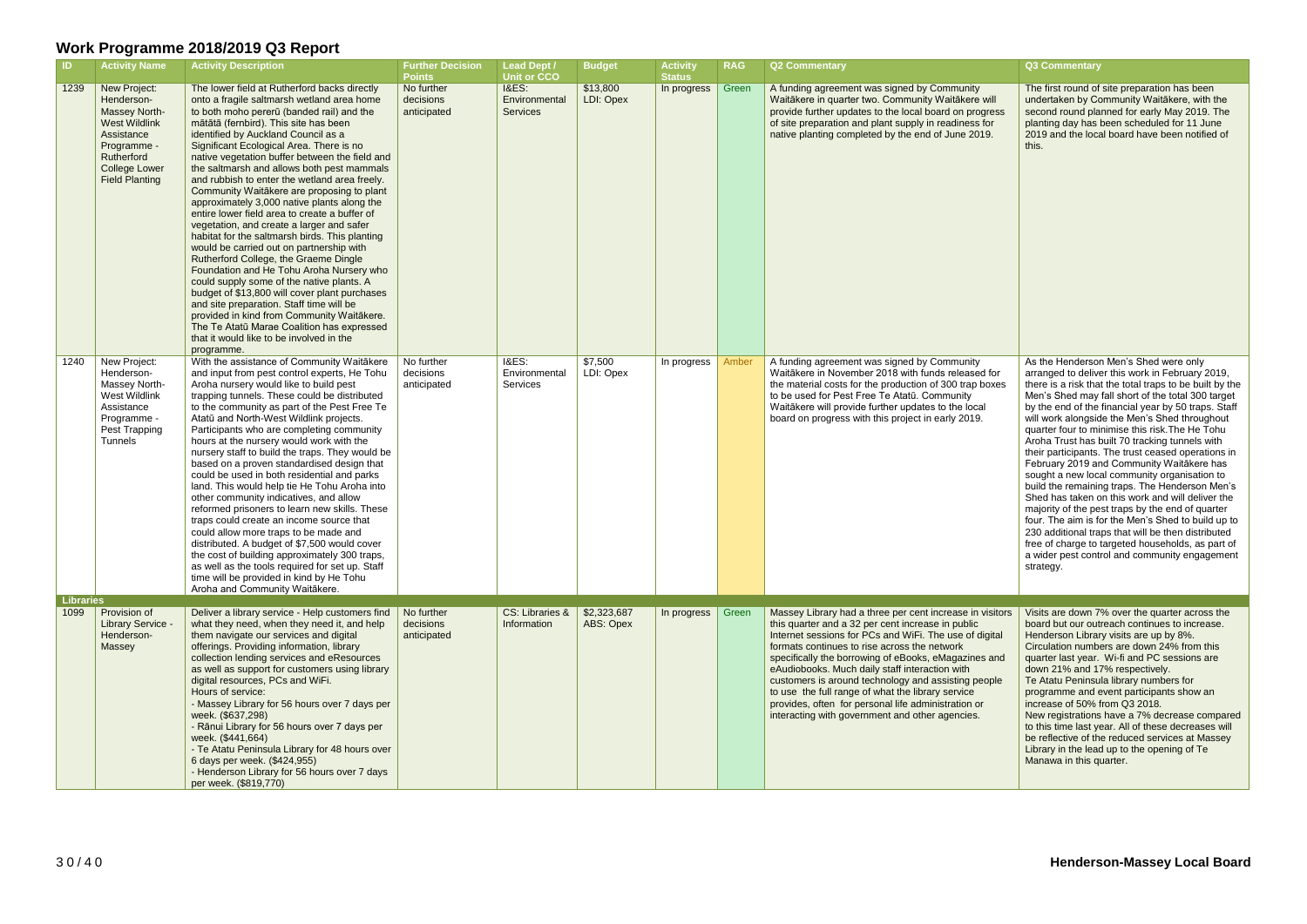# Work Programme 2018/2019 Q3 Report

| ID | Activity Name | Activity Description | Further Decision Points | Lead Dept / Unit or CCO | Budget | Activity Status | RAG | Q2 Commentary | Q3 Commentary |
|---|---|---|---|---|---|---|---|---|---|
| 1239 | New Project: Henderson-Massey North-West Wildlink Assistance Programme - Rutherford College Lower Field Planting | The lower field at Rutherford backs directly onto a fragile saltmarsh wetland area home to both moho pererū (banded rail) and the mātātā (fernbird). This site has been identified by Auckland Council as a Significant Ecological Area. There is no native vegetation buffer between the field and the saltmarsh and allows both pest mammals and rubbish to enter the wetland area freely. Community Waitākere are proposing to plant approximately 3,000 native plants along the entire lower field area to create a buffer of vegetation, and create a larger and safer habitat for the saltmarsh birds. This planting would be carried out on partnership with Rutherford College, the Graeme Dingle Foundation and He Tohu Aroha Nursery who could supply some of the native plants. A budget of $13,800 will cover plant purchases and site preparation. Staff time will be provided in kind from Community Waitākere. The Te Atatū Marae Coalition has expressed that it would like to be involved in the programme. | No further decisions anticipated | I&ES: Environmental Services | $13,800 LDI: Opex | In progress | Green | A funding agreement was signed by Community Waitākere in quarter two. Community Waitākere will provide further updates to the local board on progress of site preparation and plant supply in readiness for native planting completed by the end of June 2019. | The first round of site preparation has been undertaken by Community Waitākere, with the second round planned for early May 2019. The planting day has been scheduled for 11 June 2019 and the local board have been notified of this. |
| 1240 | New Project: Henderson-Massey North-West Wildlink Assistance Programme - Pest Trapping Tunnels | With the assistance of Community Waitākere and input from pest control experts, He Tohu Aroha nursery would like to build pest trapping tunnels. These could be distributed to the community as part of the Pest Free Te Atatū and North-West Wildlink projects. Participants who are completing community hours at the nursery would work with the nursery staff to build the traps. They would be based on a proven standardised design that could be used in both residential and parks land. This would help tie He Tohu Aroha into other community indicatives, and allow reformed prisoners to learn new skills. These traps could create an income source that could allow more traps to be made and distributed. A budget of $7,500 would cover the cost of building approximately 300 traps, as well as the tools required for set up. Staff time will be provided in kind by He Tohu Aroha and Community Waitākere. | No further decisions anticipated | I&ES: Environmental Services | $7,500 LDI: Opex | In progress | Amber | A funding agreement was signed by Community Waitākere in November 2018 with funds released for the material costs for the production of 300 trap boxes to be used for Pest Free Te Atatū. Community Waitākere will provide further updates to the local board on progress with this project in early 2019. | As the Henderson Men's Shed were only arranged to deliver this work in February 2019, there is a risk that the total traps to be built by the Men's Shed may fall short of the total 300 target by the end of the financial year by 50 traps. Staff will work alongside the Men's Shed throughout quarter four to minimise this risk.The He Tohu Aroha Trust has built 70 tracking tunnels with their participants. The trust ceased operations in February 2019 and Community Waitākere has sought a new local community organisation to build the remaining traps. The Henderson Men's Shed has taken on this work and will deliver the majority of the pest traps by the end of quarter four. The aim is for the Men's Shed to build up to 230 additional traps that will be then distributed free of charge to targeted households, as part of a wider pest control and community engagement strategy. |
| **Libraries** | | | | | | | | | |
| 1099 | Provision of Library Service - Henderson-Massey | Deliver a library service - Help customers find what they need, when they need it, and help them navigate our services and digital offerings. Providing information, library collection lending services and eResources as well as support for customers using library digital resources, PCs and WiFi.<br>Hours of service:<br>- Massey Library for 56 hours over 7 days per week. ($637,298)<br>- Rānui Library for 56 hours over 7 days per week. ($441,664)<br>- Te Atatu Peninsula Library for 48 hours over 6 days per week. ($424,955)<br>- Henderson Library for 56 hours over 7 days per week. ($819,770) | No further decisions anticipated | CS: Libraries & Information | $2,323,687 ABS: Opex | In progress | Green | Massey Library had a three per cent increase in visitors this quarter and a 32 per cent increase in public Internet sessions for PCs and WiFi. The use of digital formats continues to rise across the network specifically the borrowing of eBooks, eMagazines and eAudiobooks. Much daily staff interaction with customers is around technology and assisting people to use the full range of what the library service provides, often for personal life administration or interacting with government and other agencies. | Visits are down 7% over the quarter across the board but our outreach continues to increase. Henderson Library visits are up by 8%. Circulation numbers are down 24% from this quarter last year. Wi-fi and PC sessions are down 21% and 17% respectively.<br>Te Atatu Peninsula library numbers for programme and event participants show an increase of 50% from Q3 2018.<br>New registrations have a 7% decrease compared to this time last year. All of these decreases will be reflective of the reduced services at Massey Library in the lead up to the opening of Te Manawa in this quarter. |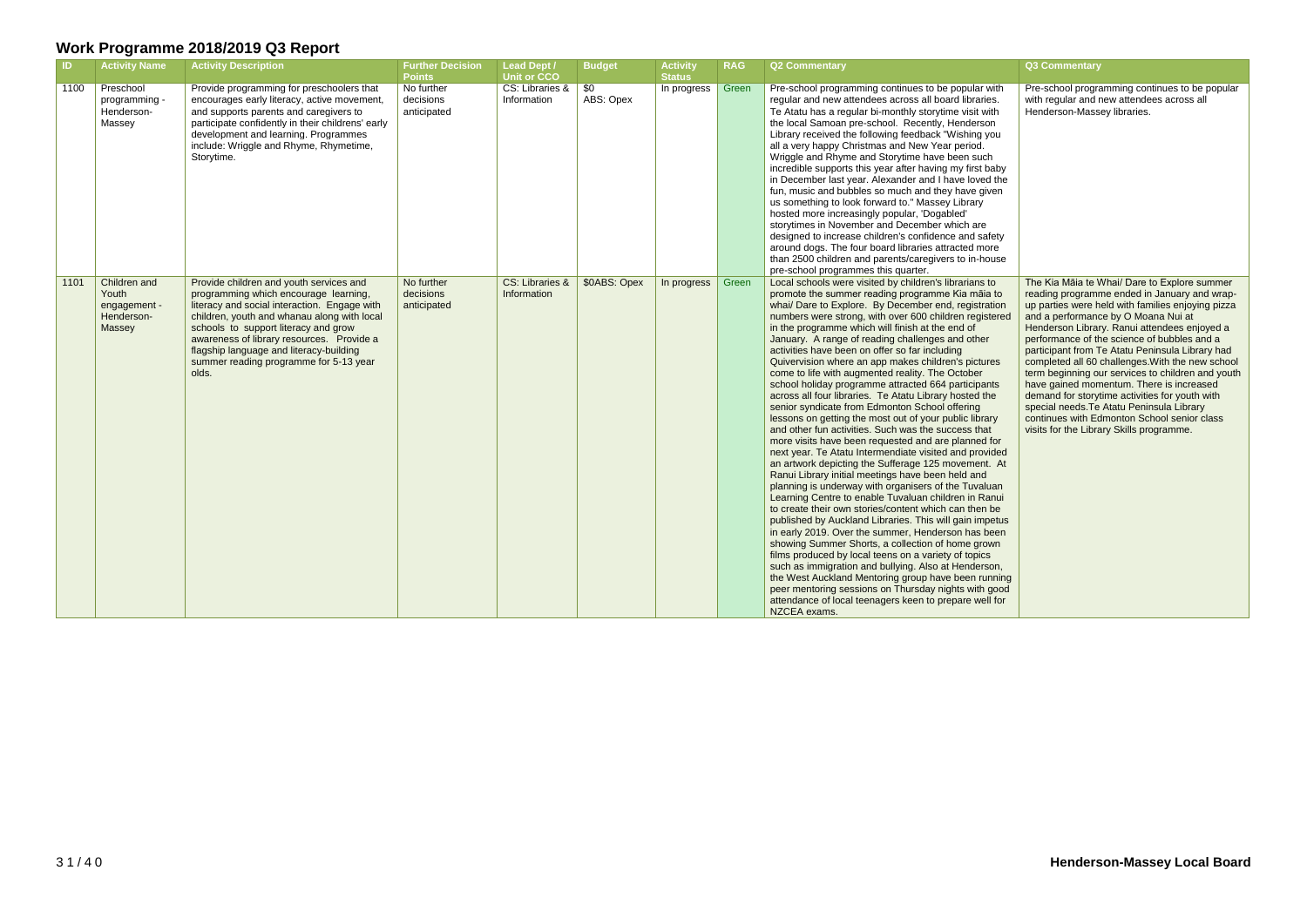# Work Programme 2018/2019 Q3 Report

| ID | Activity Name | Activity Description | Further Decision Points | Lead Dept / Unit or CCO | Budget | Activity Status | RAG | Q2 Commentary | Q3 Commentary |
|---|---|---|---|---|---|---|---|---|---|
| 1100 | Preschool programming - Henderson-Massey | Provide programming for preschoolers that encourages early literacy, active movement, and supports parents and caregivers to participate confidently in their childrens' early development and learning. Programmes include: Wriggle and Rhyme, Rhymetime, Storytime. | No further decisions anticipated | CS: Libraries & Information | $0 ABS: Opex | In progress | Green | Pre-school programming continues to be popular with regular and new attendees across all board libraries. Te Atatu has a regular bi-monthly storytime visit with the local Samoan pre-school. Recently, Henderson Library received the following feedback "Wishing you all a very happy Christmas and New Year period. Wriggle and Rhyme and Storytime have been such incredible supports this year after having my first baby in December last year. Alexander and I have loved the fun, music and bubbles so much and they have given us something to look forward to." Massey Library hosted more increasingly popular, 'Dogabled' storytimes in November and December which are designed to increase children's confidence and safety around dogs. The four board libraries attracted more than 2500 children and parents/caregivers to in-house pre-school programmes this quarter. | Pre-school programming continues to be popular with regular and new attendees across all Henderson-Massey libraries. |
| 1101 | Children and Youth engagement - Henderson-Massey | Provide children and youth services and programming which encourage learning, literacy and social interaction. Engage with children, youth and whanau along with local schools to support literacy and grow awareness of library resources. Provide a flagship language and literacy-building summer reading programme for 5-13 year olds. | No further decisions anticipated | CS: Libraries & Information | $0ABS: Opex | In progress | Green | Local schools were visited by children's librarians to promote the summer reading programme Kia māia to whai/ Dare to Explore. By December end, registration numbers were strong, with over 600 children registered in the programme which will finish at the end of January. A range of reading challenges and other activities have been on offer so far including Quivervision where an app makes children's pictures come to life with augmented reality. The October school holiday programme attracted 664 participants across all four libraries. Te Atatu Library hosted the senior syndicate from Edmonton School offering lessons on getting the most out of your public library and other fun activities. Such was the success that more visits have been requested and are planned for next year. Te Atatu Intermendiate visited and provided an artwork depicting the Sufferage 125 movement. At Ranui Library initial meetings have been held and planning is underway with organisers of the Tuvaluan Learning Centre to enable Tuvaluan children in Ranui to create their own stories/content which can then be published by Auckland Libraries. This will gain impetus in early 2019. Over the summer, Henderson has been showing Summer Shorts, a collection of home grown films produced by local teens on a variety of topics such as immigration and bullying. Also at Henderson, the West Auckland Mentoring group have been running peer mentoring sessions on Thursday nights with good attendance of local teenagers keen to prepare well for NZCEA exams. | The Kia Māia te Whai/ Dare to Explore summer reading programme ended in January and wrap-up parties were held with families enjoying pizza and a performance by O Moana Nui at Henderson Library. Ranui attendees enjoyed a performance of the science of bubbles and a participant from Te Atatu Peninsula Library had completed all 60 challenges.With the new school term beginning our services to children and youth have gained momentum. There is increased demand for storytime activities for youth with special needs.Te Atatu Peninsula Library continues with Edmonton School senior class visits for the Library Skills programme. |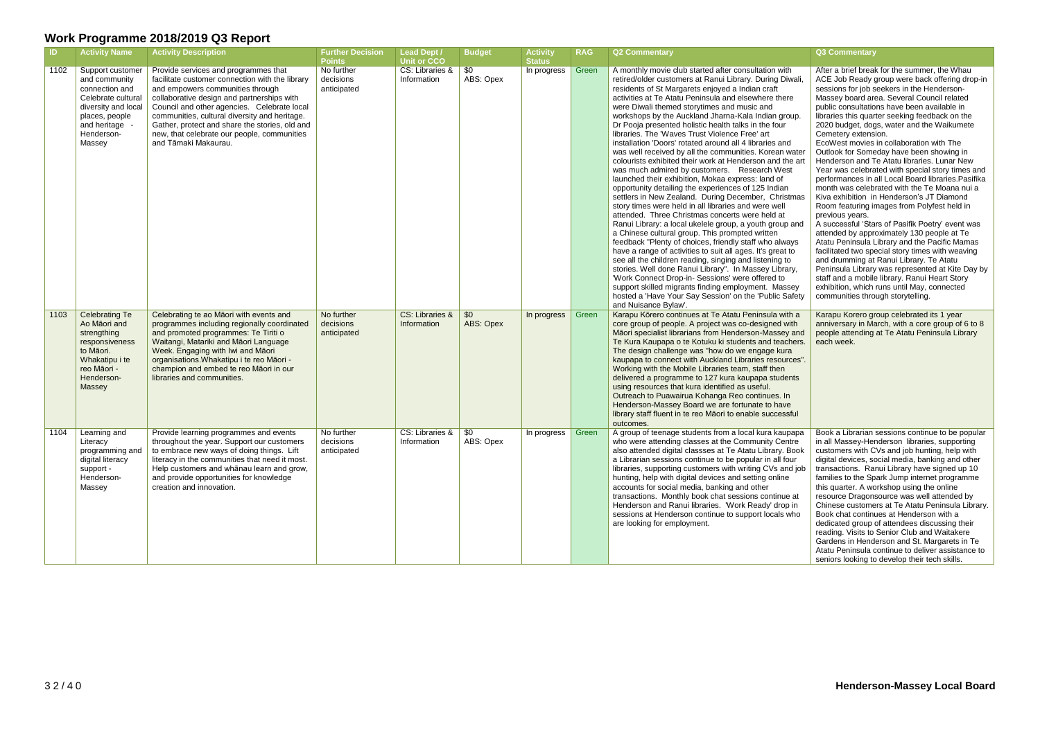# Work Programme 2018/2019 Q3 Report

| ID | Activity Name | Activity Description | Further Decision Points | Lead Dept / Unit or CCO | Budget | Activity Status | RAG | Q2 Commentary | Q3 Commentary |
|---|---|---|---|---|---|---|---|---|---|
| 1102 | Support customer and community connection and Celebrate cultural diversity and local places, people and heritage - Henderson-Massey | Provide services and programmes that facilitate customer connection with the library and empowers communities through collaborative design and partnerships with Council and other agencies. Celebrate local communities, cultural diversity and heritage. Gather, protect and share the stories, old and new, that celebrate our people, communities and Tāmaki Makaurau. | No further decisions anticipated | CS: Libraries & Information | $0 ABS: Opex | In progress | Green | A monthly movie club started after consultation with retired/older customers at Ranui Library. During Diwali, residents of St Margarets enjoyed a Indian craft activities at Te Atatu Peninsula and elsewhere there were Diwali themed storytimes and music and workshops by the Auckland Jharna-Kala Indian group. Dr Pooja presented holistic health talks in the four libraries. The 'Waves Trust Violence Free' art installation 'Doors' rotated around all 4 libraries and was well received by all the communities. Korean water colourists exhibited their work at Henderson and the art was much admired by customers. Research West launched their exhibition, Mokaa express: land of opportunity detailing the experiences of 125 Indian settlers in New Zealand. During December, Christmas story times were held in all libraries and were well attended. Three Christmas concerts were held at Ranui Library: a local ukelele group, a youth group and a Chinese cultural group. This prompted written feedback "Plenty of choices, friendly staff who always have a range of activities to suit all ages. It's great to see all the children reading, singing and listening to stories. Well done Ranui Library". In Massey Library, 'Work Connect Drop-in- Sessions' were offered to support skilled migrants finding employment. Massey hosted a 'Have Your Say Session' on the 'Public Safety and Nuisance Bylaw'. | After a brief break for the summer, the Whau ACE Job Ready group were back offering drop-in sessions for job seekers in the Henderson-Massey board area. Several Council related public consultations have been available in libraries this quarter seeking feedback on the 2020 budget, dogs, water and the Waikumete Cemetery extension.<br>EcoWest movies in collaboration with The Outlook for Someday have been showing in Henderson and Te Atatu libraries. Lunar New Year was celebrated with special story times and performances in all Local Board libraries.Pasifika month was celebrated with the Te Moana nui a Kiva exhibition in Henderson's JT Diamond Room featuring images from Polyfest held in previous years.<br>A successful 'Stars of Pasifik Poetry' event was attended by approximately 130 people at Te Atatu Peninsula Library and the Pacific Mamas facilitated two special story times with weaving and drumming at Ranui Library. Te Atatu Peninsula Library was represented at Kite Day by staff and a mobile library. Ranui Heart Story exhibition, which runs until May, connected communities through storytelling. |
| 1103 | Celebrating Te Ao Māori and strengthening responsiveness to Māori. Whakatipu i te reo Māori - Henderson-Massey | Celebrating te ao Māori with events and programmes including regionally coordinated and promoted programmes: Te Tiriti o Waitangi, Matariki and Māori Language Week. Engaging with Iwi and Māori organisations.Whakatipu i te reo Māori - champion and embed te reo Māori in our libraries and communities. | No further decisions anticipated | CS: Libraries & Information | $0 ABS: Opex | In progress | Green | Karapu Kōrero continues at Te Atatu Peninsula with a core group of people. A project was co-designed with Māori specialist librarians from Henderson-Massey and Te Kura Kaupapa o te Kotuku ki students and teachers. The design challenge was "how do we engage kura kaupapa to connect with Auckland Libraries resources". Working with the Mobile Libraries team, staff then delivered a programme to 127 kura kaupapa students using resources that kura identified as useful. Outreach to Puawairua Kohanga Reo continues. In Henderson-Massey Board we are fortunate to have library staff fluent in te reo Māori to enable successful outcomes. | Karapu Korero group celebrated its 1 year anniversary in March, with a core group of 6 to 8 people attending at Te Atatu Peninsula Library each week. |
| 1104 | Learning and Literacy programming and digital literacy support - Henderson-Massey | Provide learning programmes and events throughout the year. Support our customers to embrace new ways of doing things. Lift literacy in the communities that need it most. Help customers and whānau learn and grow, and provide opportunities for knowledge creation and innovation. | No further decisions anticipated | CS: Libraries & Information | $0 ABS: Opex | In progress | Green | A group of teenage students from a local kura kaupapa who were attending classes at the Community Centre also attended digital classses at Te Atatu Library. Book a Librarian sessions continue to be popular in all four libraries, supporting customers with writing CVs and job hunting, help with digital devices and setting online accounts for social media, banking and other transactions. Monthly book chat sessions continue at Henderson and Ranui libraries. 'Work Ready' drop in sessions at Henderson continue to support locals who are looking for employment. | Book a Librarian sessions continue to be popular in all Massey-Henderson libraries, supporting customers with CVs and job hunting, help with digital devices, social media, banking and other transactions. Ranui Library have signed up 10 families to the Spark Jump internet programme this quarter. A workshop using the online resource Dragonsource was well attended by Chinese customers at Te Atatu Peninsula Library. Book chat continues at Henderson with a dedicated group of attendees discussing their reading. Visits to Senior Club and Waitakere Gardens in Henderson and St. Margarets in Te Atatu Peninsula continue to deliver assistance to seniors looking to develop their tech skills. |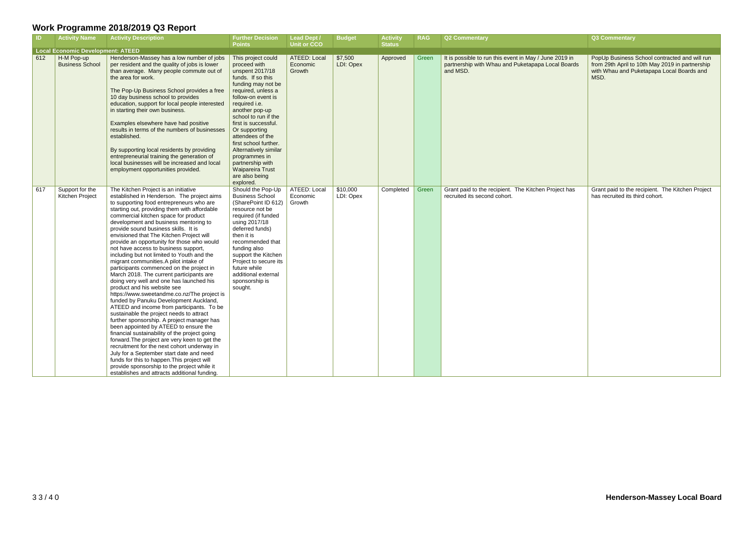# Work Programme 2018/2019 Q3 Report

| ID | Activity Name | Activity Description | Further Decision Points | Lead Dept / Unit or CCO | Budget | Activity Status | RAG | Q2 Commentary | Q3 Commentary |
|---|---|---|---|---|---|---|---|---|---|
| **Local Economic Development: ATEED** | | | | | | | | | |
| 612 | H-M Pop-up Business School | Henderson-Massey has a low number of jobs per resident and the quality of jobs is lower than average. Many people commute out of the area for work.<br><br>The Pop-Up Business School provides a free 10 day business school to provides education, support for local people interested in starting their own business.<br><br>Examples elsewhere have had positive results in terms of the numbers of businesses established.<br><br>By supporting local residents by providing entrepreneurial training the generation of local businesses will be increased and local employment opportunities provided. | This project could proceed with unspent 2017/18 funds. If so this funding may not be required, unless a follow-on event is required i.e. another pop-up school to run if the first is successful. Or supporting attendees of the first school further. Alternatively similar programmes in partnership with Waipareira Trust are also being explored. | ATEED: Local Economic Growth | $7,500 LDI: Opex | Approved | Green | It is possible to run this event in May / June 2019 in partnership with Whau and Puketapapa Local Boards and MSD. | PopUp Business School contracted and will run from 29th April to 10th May 2019 in partnership with Whau and Puketapapa Local Boards and MSD. |
| 617 | Support for the Kitchen Project | The Kitchen Project is an initiative established in Henderson. The project aims to supporting food entrepreneurs who are starting out, providing them with affordable commercial kitchen space for product development and business mentoring to provide sound business skills. It is envisioned that The Kitchen Project will provide an opportunity for those who would not have access to business support, including but not limited to Youth and the migrant communities.A pilot intake of participants commenced on the project in March 2018. The current participants are doing very well and one has launched his product and his website see https://www.sweetandme.co.nz/The project is funded by Panuku Development Auckland, ATEED and income from participants. To be sustainable the project needs to attract further sponsorship. A project manager has been appointed by ATEED to ensure the financial sustainability of the project going forward.The project are very keen to get the recruitment for the next cohort underway in July for a September start date and need funds for this to happen.This project will provide sponsorship to the project while it establishes and attracts additional funding. | Should the Pop-Up Business School (SharePoint ID 612) resource not be required (if funded using 2017/18 deferred funds) then it is recommended that funding also support the Kitchen Project to secure its future while additional external sponsorship is sought. | ATEED: Local Economic Growth | $10,000 LDI: Opex | Completed | Green | Grant paid to the recipient. The Kitchen Project has recruited its second cohort. | Grant paid to the recipient. The Kitchen Project has recruited its third cohort. |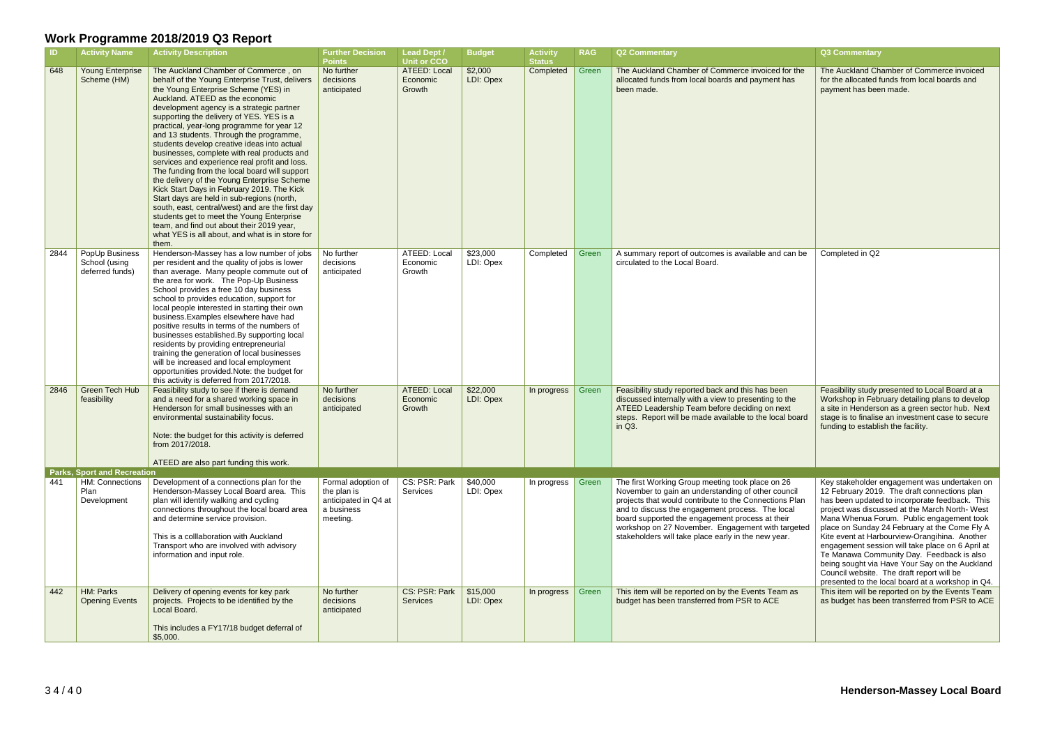# Work Programme 2018/2019 Q3 Report

| ID | Activity Name | Activity Description | Further Decision Points | Lead Dept / Unit or CCO | Budget | Activity Status | RAG | Q2 Commentary | Q3 Commentary |
|---|---|---|---|---|---|---|---|---|---|
| 648 | Young Enterprise Scheme (HM) | The Auckland Chamber of Commerce , on behalf of the Young Enterprise Trust, delivers the Young Enterprise Scheme (YES) in Auckland. ATEED as the economic development agency is a strategic partner supporting the delivery of YES. YES is a practical, year-long programme for year 12 and 13 students. Through the programme, students develop creative ideas into actual businesses, complete with real products and services and experience real profit and loss. The funding from the local board will support the delivery of the Young Enterprise Scheme Kick Start Days in February 2019. The Kick Start days are held in sub-regions (north, south, east, central/west) and are the first day students get to meet the Young Enterprise team, and find out about their 2019 year, what YES is all about, and what is in store for them. | No further decisions anticipated | ATEED: Local Economic Growth | $2,000 LDI: Opex | Completed | Green | The Auckland Chamber of Commerce invoiced for the allocated funds from local boards and payment has been made. | The Auckland Chamber of Commerce invoiced for the allocated funds from local boards and payment has been made. |
| 2844 | PopUp Business School (using deferred funds) | Henderson-Massey has a low number of jobs per resident and the quality of jobs is lower than average. Many people commute out of the area for work. The Pop-Up Business School provides a free 10 day business school to provides education, support for local people interested in starting their own business.Examples elsewhere have had positive results in terms of the numbers of businesses established.By supporting local residents by providing entrepreneurial training the generation of local businesses will be increased and local employment opportunities provided.Note: the budget for this activity is deferred from 2017/2018. | No further decisions anticipated | ATEED: Local Economic Growth | $23,000 LDI: Opex | Completed | Green | A summary report of outcomes is available and can be circulated to the Local Board. | Completed in Q2 |
| 2846 | Green Tech Hub feasibility | Feasibility study to see if there is demand and a need for a shared working space in Henderson for small businesses with an environmental sustainability focus.<br><br>Note: the budget for this activity is deferred from 2017/2018.<br><br>ATEED are also part funding this work. | No further decisions anticipated | ATEED: Local Economic Growth | $22,000 LDI: Opex | In progress | Green | Feasibility study reported back and this has been discussed internally with a view to presenting to the ATEED Leadership Team before deciding on next steps. Report will be made available to the local board in Q3. | Feasibility study presented to Local Board at a Workshop in February detailing plans to develop a site in Henderson as a green sector hub. Next stage is to finalise an investment case to secure funding to establish the facility. |
| **Parks, Sport and Recreation** | | | | | | | | | |
| 441 | HM: Connections Plan Development | Development of a connections plan for the Henderson-Massey Local Board area. This plan will identify walking and cycling connections throughout the local board area and determine service provision.<br><br>This is a colllaboration with Auckland Transport who are involved with advisory information and input role. | Formal adoption of the plan is anticipated in Q4 at a business meeting. | CS: PSR: Park Services | $40,000 LDI: Opex | In progress | Green | The first Working Group meeting took place on 26 November to gain an understanding of other council projects that would contribute to the Connections Plan and to discuss the engagement process. The local board supported the engagement process at their workshop on 27 November. Engagement with targeted stakeholders will take place early in the new year. | Key stakeholder engagement was undertaken on 12 February 2019. The draft connections plan has been updated to incorporate feedback. This project was discussed at the March North- West Mana Whenua Forum. Public engagement took place on Sunday 24 February at the Come Fly A Kite event at Harbourview-Orangihina. Another engagement session will take place on 6 April at Te Manawa Community Day. Feedback is also being sought via Have Your Say on the Auckland Council website. The draft report will be presented to the local board at a workshop in Q4. |
| 442 | HM: Parks Opening Events | Delivery of opening events for key park projects. Projects to be identified by the Local Board.<br><br>This includes a FY17/18 budget deferral of $5,000. | No further decisions anticipated | CS: PSR: Park Services | $15,000 LDI: Opex | In progress | Green | This item will be reported on by the Events Team as budget has been transferred from PSR to ACE | This item will be reported on by the Events Team as budget has been transferred from PSR to ACE |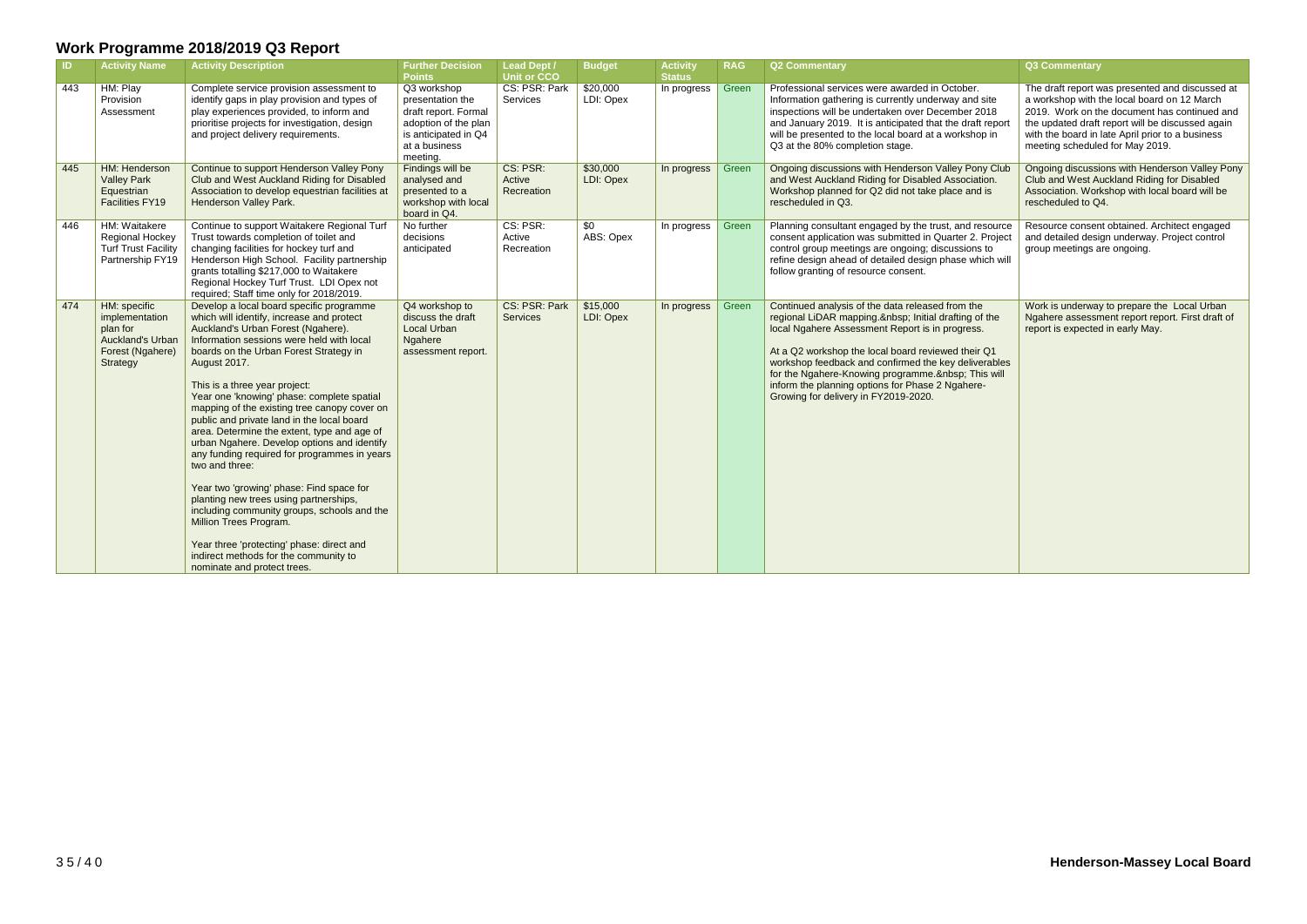## Work Programme 2018/2019 Q3 Report

| ID | Activity Name | Activity Description | Further Decision Points | Lead Dept / Unit or CCO | Budget | Activity Status | RAG | Q2 Commentary | Q3 Commentary |
|---|---|---|---|---|---|---|---|---|---|
| 443 | HM: Play Provision Assessment | Complete service provision assessment to identify gaps in play provision and types of play experiences provided, to inform and prioritise projects for investigation, design and project delivery requirements. | Q3 workshop presentation the draft report. Formal adoption of the plan is anticipated in Q4 at a business meeting. | CS: PSR: Park Services | $20,000 LDI: Opex | In progress | Green | Professional services were awarded in October. Information gathering is currently underway and site inspections will be undertaken over December 2018 and January 2019. It is anticipated that the draft report will be presented to the local board at a workshop in Q3 at the 80% completion stage. | The draft report was presented and discussed at a workshop with the local board on 12 March 2019. Work on the document has continued and the updated draft report will be discussed again with the board in late April prior to a business meeting scheduled for May 2019. |
| 445 | HM: Henderson Valley Park Equestrian Facilities FY19 | Continue to support Henderson Valley Pony Club and West Auckland Riding for Disabled Association to develop equestrian facilities at Henderson Valley Park. | Findings will be analysed and presented to a workshop with local board in Q4. | CS: PSR: Active Recreation | $30,000 LDI: Opex | In progress | Green | Ongoing discussions with Henderson Valley Pony Club and West Auckland Riding for Disabled Association. Workshop planned for Q2 did not take place and is rescheduled in Q3. | Ongoing discussions with Henderson Valley Pony Club and West Auckland Riding for Disabled Association. Workshop with local board will be rescheduled to Q4. |
| 446 | HM: Waitakere Regional Hockey Turf Trust Facility Partnership FY19 | Continue to support Waitakere Regional Turf Trust towards completion of toilet and changing facilities for hockey turf and Henderson High School. Facility partnership grants totalling $217,000 to Waitakere Regional Hockey Turf Trust. LDI Opex not required; Staff time only for 2018/2019. | No further decisions anticipated | CS: PSR: Active Recreation | $0 ABS: Opex | In progress | Green | Planning consultant engaged by the trust, and resource consent application was submitted in Quarter 2. Project control group meetings are ongoing; discussions to refine design ahead of detailed design phase which will follow granting of resource consent. | Resource consent obtained. Architect engaged and detailed design underway. Project control group meetings are ongoing. |
| 474 | HM: specific implementation plan for Auckland's Urban Forest (Ngahere) Strategy | Develop a local board specific programme which will identify, increase and protect Auckland's Urban Forest (Ngahere). Information sessions were held with local boards on the Urban Forest Strategy in August 2017.<br><br>This is a three year project:<br>Year one 'knowing' phase: complete spatial mapping of the existing tree canopy cover on public and private land in the local board area. Determine the extent, type and age of urban Ngahere. Develop options and identify any funding required for programmes in years two and three:<br><br>Year two 'growing' phase: Find space for planting new trees using partnerships, including community groups, schools and the Million Trees Program.<br><br>Year three 'protecting' phase: direct and indirect methods for the community to nominate and protect trees. | Q4 workshop to discuss the draft Local Urban Ngahere assessment report. | CS: PSR: Park Services | $15,000 LDI: Opex | In progress | Green | Continued analysis of the data released from the regional LiDAR mapping.&nbsp; Initial drafting of the local Ngahere Assessment Report is in progress.<br><br>At a Q2 workshop the local board reviewed their Q1 workshop feedback and confirmed the key deliverables for the Ngahere-Knowing programme.&nbsp; This will inform the planning options for Phase 2 Ngahere-Growing for delivery in FY2019-2020. | Work is underway to prepare the Local Urban Ngahere assessment report report. First draft of report is expected in early May. |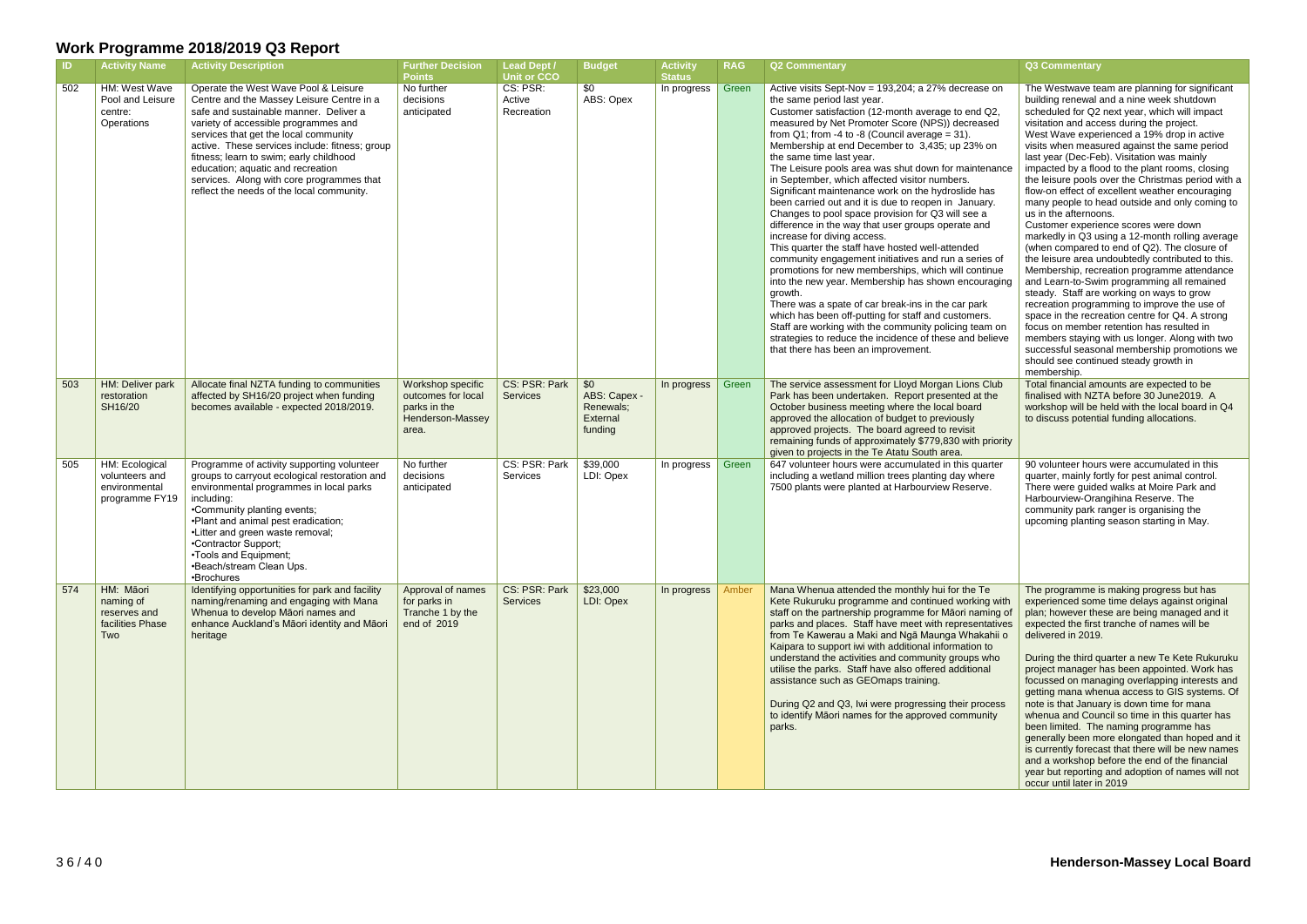# Work Programme 2018/2019 Q3 Report

| ID | Activity Name | Activity Description | Further Decision Points | Lead Dept / Unit or CCO | Budget | Activity Status | RAG | Q2 Commentary | Q3 Commentary |
|---|---|---|---|---|---|---|---|---|---|
| 502 | HM: West Wave Pool and Leisure centre: Operations | Operate the West Wave Pool & Leisure Centre and the Massey Leisure Centre in a safe and sustainable manner. Deliver a variety of accessible programmes and services that get the local community active. These services include: fitness; group fitness; learn to swim; early childhood education; aquatic and recreation services. Along with core programmes that reflect the needs of the local community. | No further decisions anticipated | CS: PSR: Active Recreation | $0 ABS: Opex | In progress | Green | Active visits Sept-Nov = 193,204; a 27% decrease on the same period last year.<br>Customer satisfaction (12-month average to end Q2, measured by Net Promoter Score (NPS)) decreased from Q1; from -4 to -8 (Council average = 31).<br>Membership at end December to 3,435; up 23% on the same time last year.<br>The Leisure pools area was shut down for maintenance in September, which affected visitor numbers. Significant maintenance work on the hydroslide has been carried out and it is due to reopen in January. Changes to pool space provision for Q3 will see a difference in the way that user groups operate and increase for diving access.<br>This quarter the staff have hosted well-attended community engagement initiatives and run a series of promotions for new memberships, which will continue into the new year. Membership has shown encouraging growth.<br>There was a spate of car break-ins in the car park which has been off-putting for staff and customers. Staff are working with the community policing team on strategies to reduce the incidence of these and believe that there has been an improvement. | The Westwave team are planning for significant building renewal and a nine week shutdown scheduled for Q2 next year, which will impact visitation and access during the project.<br>West Wave experienced a 19% drop in active visits when measured against the same period last year (Dec-Feb). Visitation was mainly impacted by a flood to the plant rooms, closing the leisure pools over the Christmas period with a flow-on effect of excellent weather encouraging many people to head outside and only coming to us in the afternoons.<br>Customer experience scores were down markedly in Q3 using a 12-month rolling average (when compared to end of Q2). The closure of the leisure area undoubtedly contributed to this. Membership, recreation programme attendance and Learn-to-Swim programming all remained steady. Staff are working on ways to grow recreation programming to improve the use of space in the recreation centre for Q4. A strong focus on member retention has resulted in members staying with us longer. Along with two successful seasonal membership promotions we should see continued steady growth in membership. |
| 503 | HM: Deliver park restoration SH16/20 | Allocate final NZTA funding to communities affected by SH16/20 project when funding becomes available - expected 2018/2019. | Workshop specific outcomes for local parks in the Henderson-Massey area. | CS: PSR: Park Services | $0 ABS: Capex - Renewals; External funding | In progress | Green | The service assessment for Lloyd Morgan Lions Club Park has been undertaken. Report presented at the October business meeting where the local board approved the allocation of budget to previously approved projects. The board agreed to revisit remaining funds of approximately $779,830 with priority given to projects in the Te Atatu South area. | Total financial amounts are expected to be finalised with NZTA before 30 June2019. A workshop will be held with the local board in Q4 to discuss potential funding allocations. |
| 505 | HM: Ecological volunteers and environmental programme FY19 | Programme of activity supporting volunteer groups to carryout ecological restoration and environmental programmes in local parks including:<br>•Community planting events;<br>•Plant and animal pest eradication;<br>•Litter and green waste removal;<br>•Contractor Support;<br>•Tools and Equipment;<br>•Beach/stream Clean Ups.<br>•Brochures | No further decisions anticipated | CS: PSR: Park Services | $39,000 LDI: Opex | In progress | Green | 647 volunteer hours were accumulated in this quarter including a wetland million trees planting day where 7500 plants were planted at Harbourview Reserve. | 90 volunteer hours were accumulated in this quarter, mainly fortly for pest animal control. There were guided walks at Moire Park and Harbourview-Orangihina Reserve. The community park ranger is organising the upcoming planting season starting in May. |
| 574 | HM: Māori naming of reserves and facilities Phase Two | Identifying opportunities for park and facility naming/renaming and engaging with Mana Whenua to develop Māori names and enhance Auckland's Māori identity and Māori heritage | Approval of names for parks in Tranche 1 by the end of 2019 | CS: PSR: Park Services | $23,000 LDI: Opex | In progress | Amber | Mana Whenua attended the monthly hui for the Te Kete Rukuruku programme and continued working with staff on the partnership programme for Māori naming of parks and places. Staff have meet with representatives from Te Kawerau a Maki and Ngā Maunga Whakahii o Kaipara to support iwi with additional information to understand the activities and community groups who utilise the parks. Staff have also offered additional assistance such as GEOmaps training.<br><br>During Q2 and Q3, Iwi were progressing their process to identify Māori names for the approved community parks. | The programme is making progress but has experienced some time delays against original plan; however these are being managed and it expected the first tranche of names will be delivered in 2019.<br><br>During the third quarter a new Te Kete Rukuruku project manager has been appointed. Work has focussed on managing overlapping interests and getting mana whenua access to GIS systems. Of note is that January is down time for mana whenua and Council so time in this quarter has been limited. The naming programme has generally been more elongated than hoped and it is currently forecast that there will be new names and a workshop before the end of the financial year but reporting and adoption of names will not occur until later in 2019 |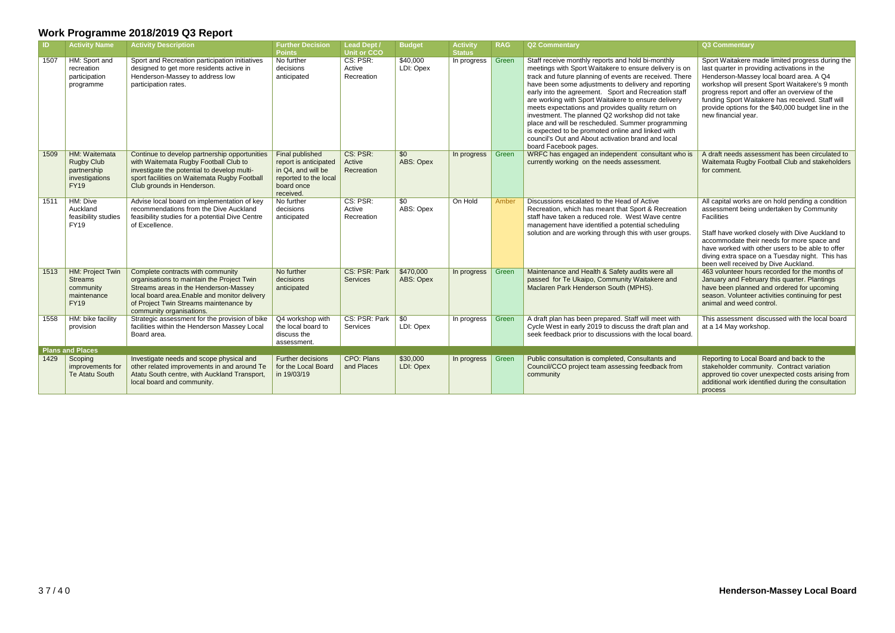# Work Programme 2018/2019 Q3 Report

| ID | Activity Name | Activity Description | Further Decision Points | Lead Dept / Unit or CCO | Budget | Activity Status | RAG | Q2 Commentary | Q3 Commentary |
|---|---|---|---|---|---|---|---|---|---|
| 1507 | HM: Sport and recreation participation programme | Sport and Recreation participation initiatives designed to get more residents active in Henderson-Massey to address low participation rates. | No further decisions anticipated | CS: PSR: Active Recreation | $40,000 LDI: Opex | In progress | Green | Staff receive monthly reports and hold bi-monthly meetings with Sport Waitakere to ensure delivery is on track and future planning of events are received. There have been some adjustments to delivery and reporting early into the agreement. Sport and Recreation staff are working with Sport Waitakere to ensure delivery meets expectations and provides quality return on investment. The planned Q2 workshop did not take place and will be rescheduled. Summer programming is expected to be promoted online and linked with council's Out and About activation brand and local board Facebook pages. | Sport Waitakere made limited progress during the last quarter in providing activations in the Henderson-Massey local board area. A Q4 workshop will present Sport Waitakere's 9 month progress report and offer an overview of the funding Sport Waitakere has received. Staff will provide options for the $40,000 budget line in the new financial year. |
| 1509 | HM: Waitemata Rugby Club partnership investigations FY19 | Continue to develop partnership opportunities with Waitemata Rugby Football Club to investigate the potential to develop multi-sport facilities on Waitemata Rugby Football Club grounds in Henderson. | Final published report is anticipated in Q4, and will be reported to the local board once received. | CS: PSR: Active Recreation | $0 ABS: Opex | In progress | Green | WRFC has engaged an independent consultant who is currently working on the needs assessment. | A draft needs assessment has been circulated to Waitemata Rugby Football Club and stakeholders for comment. |
| 1511 | HM: Dive Auckland feasibility studies FY19 | Advise local board on implementation of key recommendations from the Dive Auckland feasibility studies for a potential Dive Centre of Excellence. | No further decisions anticipated | CS: PSR: Active Recreation | $0 ABS: Opex | On Hold | Amber | Discussions escalated to the Head of Active Recreation, which has meant that Sport & Recreation staff have taken a reduced role. West Wave centre management have identified a potential scheduling solution and are working through this with user groups. | All capital works are on hold pending a condition assessment being undertaken by Community Facilities<br><br>Staff have worked closely with Dive Auckland to accommodate their needs for more space and have worked with other users to be able to offer diving extra space on a Tuesday night. This has been well received by Dive Auckland. |
| 1513 | HM: Project Twin Streams community maintenance FY19 | Complete contracts with community organisations to maintain the Project Twin Streams areas in the Henderson-Massey local board area.Enable and monitor delivery of Project Twin Streams maintenance by community organisations. | No further decisions anticipated | CS: PSR: Park Services | $470,000 ABS: Opex | In progress | Green | Maintenance and Health & Safety audits were all passed for Te Ukaipo, Community Waitakere and Maclaren Park Henderson South (MPHS). | 463 volunteer hours recorded for the months of January and February this quarter. Plantings have been planned and ordered for upcoming season. Volunteer activities continuing for pest animal and weed control. |
| 1558 | HM: bike facility provision | Strategic assessment for the provision of bike facilities within the Henderson Massey Local Board area. | Q4 workshop with the local board to discuss the assessment. | CS: PSR: Park Services | $0 LDI: Opex | In progress | Green | A draft plan has been prepared. Staff will meet with Cycle West in early 2019 to discuss the draft plan and seek feedback prior to discussions with the local board. | This assessment discussed with the local board at a 14 May workshop. |
| **Plans and Places** | | | | | | | | | |
| 1429 | Scoping improvements for Te Atatu South | Investigate needs and scope physical and other related improvements in and around Te Atatu South centre, with Auckland Transport, local board and community. | Further decisions for the Local Board in 19/03/19 | CPO: Plans and Places | $30,000 LDI: Opex | In progress | Green | Public consultation is completed, Consultants and Council/CCO project team assessing feedback from community | Reporting to Local Board and back to the stakeholder community. Contract variation approved tio cover unexpected costs arising from additional work identified during the consultation process |

**Henderson-Massey Local Board**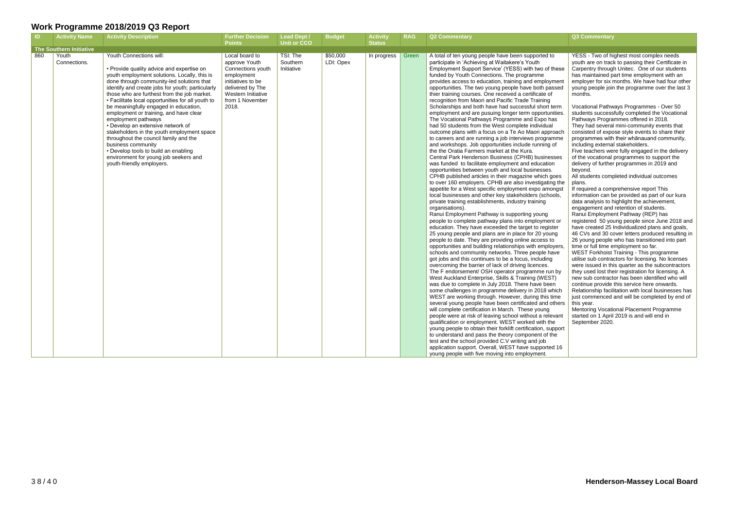# Work Programme 2018/2019 Q3 Report

| ID | Activity Name | Activity Description | Further Decision Points | Lead Dept / Unit or CCO | Budget | Activity Status | RAG | Q2 Commentary | Q3 Commentary |
|---|---|---|---|---|---|---|---|---|---|
| **The Southern Initiative** | | | | | | | | | |
| 860 | Youth Connections. | Youth Connections will:<br><br>• Provide quality advice and expertise on youth employment solutions. Locally, this is done through community-led solutions that identify and create jobs for youth; particularly those who are furthest from the job market.<br>• Facilitate local opportunities for all youth to be meaningfully engaged in education, employment or training, and have clear employment pathways<br>• Develop an extensive network of stakeholders in the youth employment space throughout the council family and the business community<br>• Develop tools to build an enabling environment for young job seekers and youth-friendly employers. | Local board to approve Youth Connections youth employment initiatives to be delivered by The Western Initiative from 1 November 2018. | TSI: The Southern Initiative | $50,000 LDI: Opex | In progress | Green | A total of ten young people have been supported to participate in 'Achieving at Waitakere's Youth Employment Support Service' (YESS) with two of these funded by Youth Connections. The programme provides access to education, training and employment opportunities. The two young people have both passed thier training courses. One received a certificate of recognition from Maori and Pacific Trade Training Scholarships and both have had successful short term employment and are pusuing longer term opportunities.<br>The Vocational Pathways Programme and Expo has had 50 students from the West complete individual outcome plans with a focus on a Te Ao Maori approach to careers and are running a job interviews programme and workshops. Job opportunities include running of the the Oratia Farmers market at the Kura.<br>Central Park Henderson Business (CPHB) businesses was funded to facilitate employment and education opportunities between youth and local businesses. CPHB published articles in their magazine which goes to over 160 employers. CPHB are also investigating the appetite for a West specific employment expo amongst local businesses and other key stakeholders (schools, private training establishments, industry training organisations).<br>Ranui Employment Pathway is supporting young people to complete pathway plans into employment or education. They have exceeded the target to register 25 young people and plans are in place for 20 young people to date. They are providing online access to opportunities and building relationships with employers, schools and community networks. Three people have got jobs and this continues to be a focus, including overcoming the barrier of lack of driving licences.<br>The F endorsement/ OSH operator programme run by West Auckland Enterprise, Skills & Training (WEST) was due to complete in July 2018. There have been some challenges in programme delivery in 2018 which WEST are working through. However, during this time several young people have been certificated and others will complete certification in March. These young people were at risk of leaving school without a relevant qualification or employment. WEST worked with the young people to obtain their forklift certification, support to understand and pass the theory component of the test and the school provided C.V writing and job application support. Overall, WEST have supported 16 young people with five moving into employment. | YESS - Two of highest most complex needs youth are on track to passing their Certificate in Carpentry through Unitec. One of our students has maintained part time employment with an employer for six months. We have had four other young people join the programme over the last 3 months.<br><br>Vocational Pathways Programmes - Over 50 students successfully completed the Vocational Pathways Programmes offered in 2018.<br>They had several mini-community events that consisted of expose style events to share their programmes with their whānauand community, including external stakeholders.<br>Five teachers were fully engaged in the delivery of the vocational programmes to support the delivery of further programmes in 2019 and beyond.<br>All students completed individual outcomes plans.<br>If required a comprehensive report This information can be provided as part of our kura data analysis to highlight the achievement, engagement and retention of students.<br>Ranui Employment Pathway (REP) has registered 50 young people since June 2018 and have created 25 Individualized plans and goals, 46 CVs and 30 cover letters produced resulting in 26 young people who has transitioned into part time or full time employment so far.<br>WEST Forkhoist Training - This programme utilise sub contractors for licensing. No licenses were issued in this quarter as the subcontractors they used lost their registration for licensing. A new sub contractor has been identified who will continue provide this service here onwards.<br>Relationship facilitation with local businesses has just commenced and will be completed by end of this year.<br>Mentoring Vocational Placement Programme started on 1 April 2019 is and will end in September 2020. |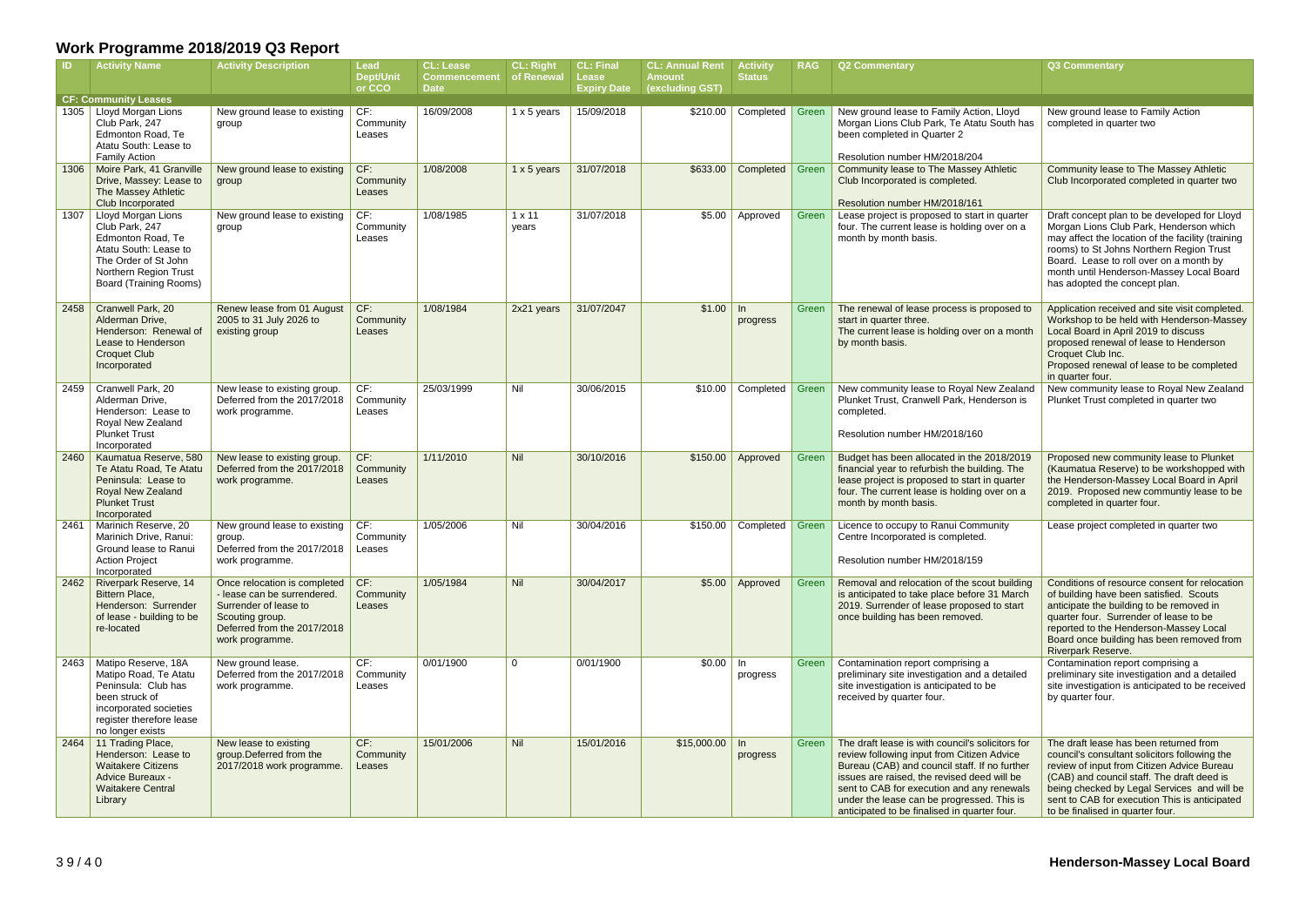# Work Programme 2018/2019 Q3 Report

| ID | Activity Name | Activity Description | Lead Dept/Unit or CCO | CL: Lease Commencement Date | CL: Right of Renewal | CL: Final Lease Expiry Date | CL: Annual Rent Amount (excluding GST) | Activity Status | RAG | Q2 Commentary | Q3 Commentary |
|---|---|---|---|---|---|---|---|---|---|---|---|
| **CF: Community Leases** | | | | | | | | | | | |
| 1305 | Lloyd Morgan Lions Club Park, 247 Edmonton Road, Te Atatu South: Lease to Family Action | New ground lease to existing group | CF: Community Leases | 16/09/2008 | 1 x 5 years | 15/09/2018 | $210.00 | Completed | Green | New ground lease to Family Action, Lloyd Morgan Lions Club Park, Te Atatu South has been completed in Quarter 2<br><br>Resolution number HM/2018/204 | New ground lease to Family Action completed in quarter two |
| 1306 | Moire Park, 41 Granville Drive, Massey: Lease to The Massey Athletic Club Incorporated | New ground lease to existing group | CF: Community Leases | 1/08/2008 | 1 x 5 years | 31/07/2018 | $633.00 | Completed | Green | Community lease to The Massey Athletic Club Incorporated is completed.<br><br>Resolution number HM/2018/161 | Community lease to The Massey Athletic Club Incorporated completed in quarter two |
| 1307 | Lloyd Morgan Lions Club Park, 247 Edmonton Road, Te Atatu South: Lease to The Order of St John Northern Region Trust Board (Training Rooms) | New ground lease to existing group | CF: Community Leases | 1/08/1985 | 1 x 11 years | 31/07/2018 | $5.00 | Approved | Green | Lease project is proposed to start in quarter four. The current lease is holding over on a month by month basis. | Draft concept plan to be developed for Lloyd Morgan Lions Club Park, Henderson which may affect the location of the facility (training rooms) to St Johns Northern Region Trust Board. Lease to roll over on a month by month until Henderson-Massey Local Board has adopted the concept plan. |
| 2458 | Cranwell Park, 20 Alderman Drive, Henderson: Renewal of Lease to Henderson Croquet Club Incorporated | Renew lease from 01 August 2005 to 31 July 2026 to existing group | CF: Community Leases | 1/08/1984 | 2x21 years | 31/07/2047 | $1.00 | In progress | Green | The renewal of lease process is proposed to start in quarter three.<br>The current lease is holding over on a month by month basis. | Application received and site visit completed. Workshop to be held with Henderson-Massey Local Board in April 2019 to discuss proposed renewal of lease to Henderson Croquet Club Inc.<br>Proposed renewal of lease to be completed in quarter four. |
| 2459 | Cranwell Park, 20 Alderman Drive, Henderson: Lease to Royal New Zealand Plunket Trust Incorporated | New lease to existing group. Deferred from the 2017/2018 work programme. | CF: Community Leases | 25/03/1999 | Nil | 30/06/2015 | $10.00 | Completed | Green | New community lease to Royal New Zealand Plunket Trust, Cranwell Park, Henderson is completed.<br><br>Resolution number HM/2018/160 | New community lease to Royal New Zealand Plunket Trust completed in quarter two |
| 2460 | Kaumatua Reserve, 580 Te Atatu Road, Te Atatu Peninsula: Lease to Royal New Zealand Plunket Trust Incorporated | New lease to existing group. Deferred from the 2017/2018 work programme. | CF: Community Leases | 1/11/2010 | Nil | 30/10/2016 | $150.00 | Approved | Green | Budget has been allocated in the 2018/2019 financial year to refurbish the building. The lease project is proposed to start in quarter four. The current lease is holding over on a month by month basis. | Proposed new community lease to Plunket (Kaumatua Reserve) to be workshopped with the Henderson-Massey Local Board in April 2019. Proposed new communtiy lease to be completed in quarter four. |
| 2461 | Marinich Reserve, 20 Marinich Drive, Ranui: Ground lease to Ranui Action Project Incorporated | New ground lease to existing group. Deferred from the 2017/2018 work programme. | CF: Community Leases | 1/05/2006 | Nil | 30/04/2016 | $150.00 | Completed | Green | Licence to occupy to Ranui Community Centre Incorporated is completed.<br><br>Resolution number HM/2018/159 | Lease project completed in quarter two |
| 2462 | Riverpark Reserve, 14 Bittern Place, Henderson: Surrender of lease - building to be re-located | Once relocation is completed - a lease can be surrendered. Surrender of lease to Scouting group. Deferred from the 2017/2018 work programme. | CF: Community Leases | 1/05/1984 | Nil | 30/04/2017 | $5.00 | Approved | Green | Removal and relocation of the scout building is anticipated to take place before 31 March 2019. Surrender of lease proposed to start once building has been removed. | Conditions of resource consent for relocation of building have been satisfied. Scouts anticipate the building to be removed in quarter four. Surrender of lease to be reported to the Henderson-Massey Local Board once building has been removed from Riverpark Reserve. |
| 2463 | Matipo Reserve, 18A Matipo Road, Te Atatu Peninsula: Club has been struck of incorporated societies register therefore lease no longer exists | New ground lease. Deferred from the 2017/2018 work programme. | CF: Community Leases | 0/01/1900 | 0 | 0/01/1900 | $0.00 | In progress | Green | Contamination report comprising a preliminary site investigation and a detailed site investigation is anticipated to be received by quarter four. | Contamination report comprising a preliminary site investigation and a detailed site investigation is anticipated to be received by quarter four. |
| 2464 | 11 Trading Place, Henderson: Lease to Waitakere Citizens Advice Bureaux - Waitakere Central Library | New lease to existing group.Deferred from the 2017/2018 work programme. | CF: Community Leases | 15/01/2006 | Nil | 15/01/2016 | $15,000.00 | In progress | Green | The draft lease is with council's solicitors for review following input from Citizen Advice Bureau (CAB) and council staff. If no further issues are raised, the revised deed will be sent to CAB for execution and any renewals under the lease can be progressed. This is anticipated to be finalised in quarter four. | The draft lease has been returned from council's consultant solicitors following the review of input from Citizen Advice Bureau (CAB) and council staff. The draft deed is being checked by Legal Services and will be sent to CAB for execution This is anticipated to be finalised in quarter four. |

**Henderson-Massey Local Board**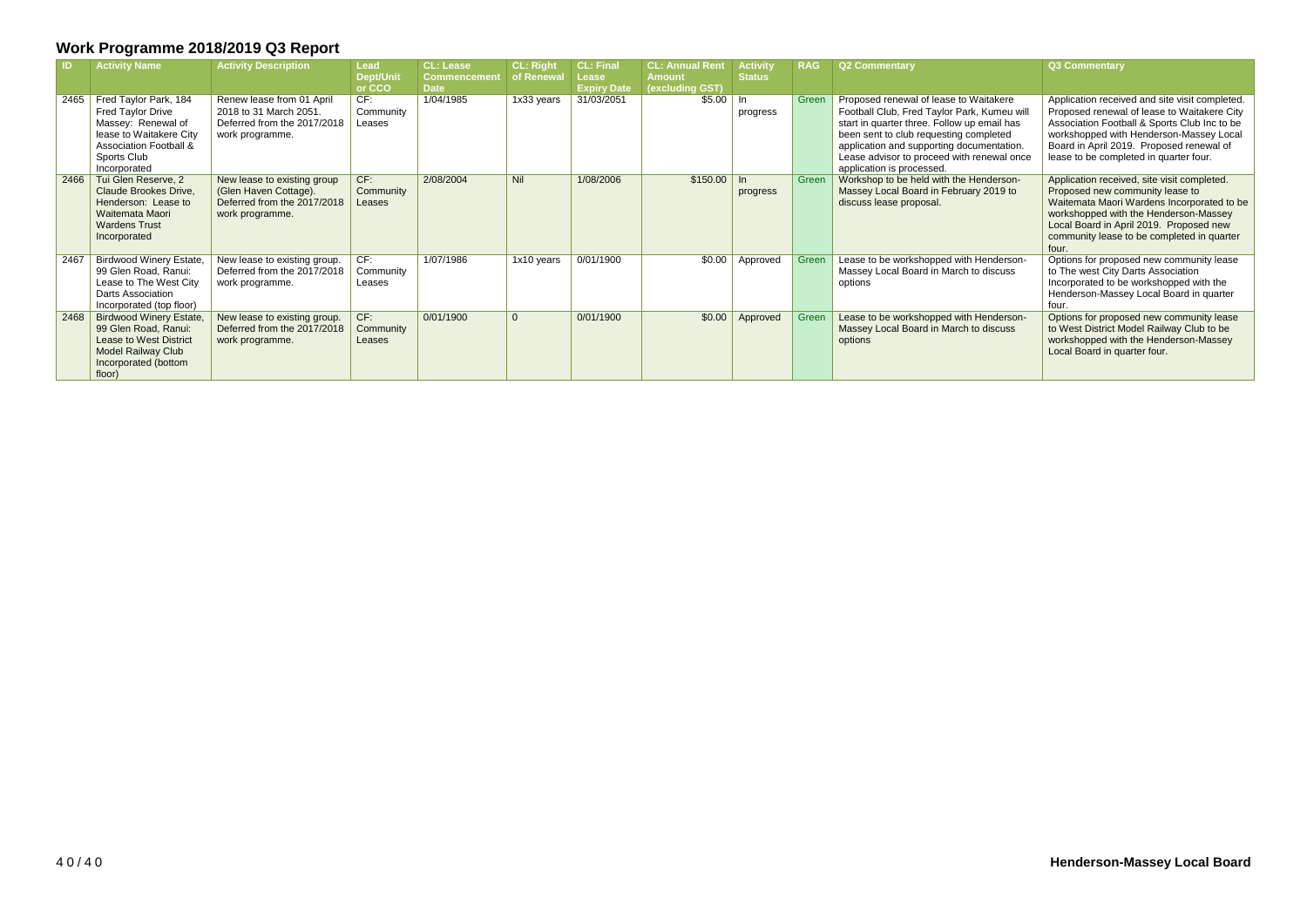## Work Programme 2018/2019 Q3 Report

| ID | Activity Name | Activity Description | Lead Dept/Unit or CCO | CL: Lease Commencement Date | CL: Right of Renewal | CL: Final Lease Expiry Date | CL: Annual Rent Amount (excluding GST) | Activity Status | RAG | Q2 Commentary | Q3 Commentary |
|---|---|---|---|---|---|---|---|---|---|---|---|
| 2465 | Fred Taylor Park, 184 Fred Taylor Drive Massey: Renewal of lease to Waitakere City Association Football & Sports Club Incorporated | Renew lease from 01 April 2018 to 31 March 2051. Deferred from the 2017/2018 work programme. | CF: Community Leases | 1/04/1985 | 1x33 years | 31/03/2051 | $5.00 | In progress | Green | Proposed renewal of lease to Waitakere Football Club, Fred Taylor Park, Kumeu will start in quarter three. Follow up email has been sent to club requesting completed application and supporting documentation. Lease advisor to proceed with renewal once application is processed. | Application received and site visit completed. Proposed renewal of lease to Waitakere City Association Football & Sports Club Inc to be workshopped with Henderson-Massey Local Board in April 2019. Proposed renewal of lease to be completed in quarter four. |
| 2466 | Tui Glen Reserve, 2 Claude Brookes Drive, Henderson: Lease to Waitemata Maori Wardens Trust Incorporated | New lease to existing group (Glen Haven Cottage). Deferred from the 2017/2018 work programme. | CF: Community Leases | 2/08/2004 | Nil | 1/08/2006 | $150.00 | In progress | Green | Workshop to be held with the Henderson-Massey Local Board in February 2019 to discuss lease proposal. | Application received, site visit completed. Proposed new community lease to Waitemata Maori Wardens Incorporated to be workshopped with the Henderson-Massey Local Board in April 2019. Proposed new community lease to be completed in quarter four. |
| 2467 | Birdwood Winery Estate, 99 Glen Road, Ranui: Lease to The West City Darts Association Incorporated (top floor) | New lease to existing group. Deferred from the 2017/2018 work programme. | CF: Community Leases | 1/07/1986 | 1x10 years | 0/01/1900 | $0.00 | Approved | Green | Lease to be workshopped with Henderson-Massey Local Board in March to discuss options | Options for proposed new community lease to The west City Darts Association Incorporated to be workshopped with the Henderson-Massey Local Board in quarter four. |
| 2468 | Birdwood Winery Estate, 99 Glen Road, Ranui: Lease to West District Model Railway Club Incorporated (bottom floor) | New lease to existing group. Deferred from the 2017/2018 work programme. | CF: Community Leases | 0/01/1900 | 0 | 0/01/1900 | $0.00 | Approved | Green | Lease to be workshopped with Henderson-Massey Local Board in March to discuss options | Options for proposed new community lease to West District Model Railway Club to be workshopped with the Henderson-Massey Local Board in quarter four. |